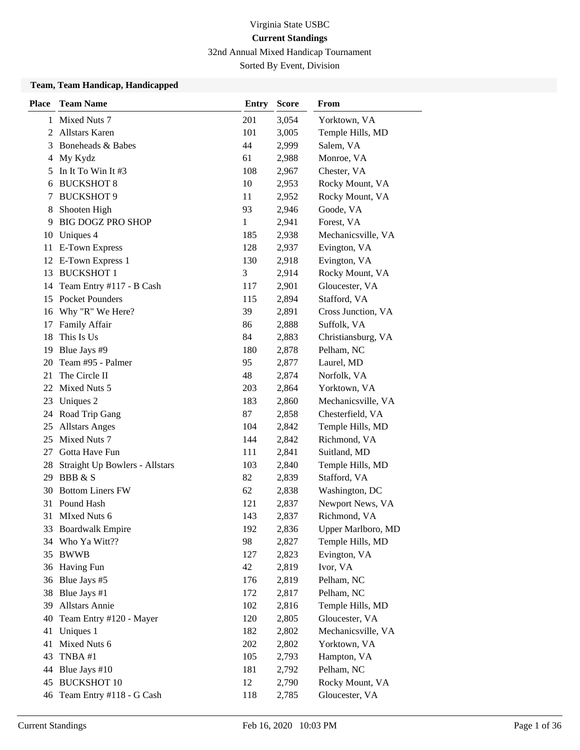Virginia State USBC

**Current Standings**

32nd Annual Mixed Handicap Tournament

Sorted By Event, Division

### Team, Team Handicap, Handicapped

| Place | Team Name | Entry | Score | From |
|---|---|---|---|---|
| 1 | Mixed Nuts 7 | 201 | 3,054 | Yorktown, VA |
| 2 | Allstars Karen | 101 | 3,005 | Temple Hills, MD |
| 3 | Boneheads & Babes | 44 | 2,999 | Salem, VA |
| 4 | My Kydz | 61 | 2,988 | Monroe, VA |
| 5 | In It To Win It #3 | 108 | 2,967 | Chester, VA |
| 6 | BUCKSHOT 8 | 10 | 2,953 | Rocky Mount, VA |
| 7 | BUCKSHOT 9 | 11 | 2,952 | Rocky Mount, VA |
| 8 | Shooten High | 93 | 2,946 | Goode, VA |
| 9 | BIG DOGZ PRO SHOP | 1 | 2,941 | Forest, VA |
| 10 | Uniques 4 | 185 | 2,938 | Mechanicsville, VA |
| 11 | E-Town Express | 128 | 2,937 | Evington, VA |
| 12 | E-Town Express 1 | 130 | 2,918 | Evington, VA |
| 13 | BUCKSHOT 1 | 3 | 2,914 | Rocky Mount, VA |
| 14 | Team Entry #117 - B Cash | 117 | 2,901 | Gloucester, VA |
| 15 | Pocket Pounders | 115 | 2,894 | Stafford, VA |
| 16 | Why "R" We Here? | 39 | 2,891 | Cross Junction, VA |
| 17 | Family Affair | 86 | 2,888 | Suffolk, VA |
| 18 | This Is Us | 84 | 2,883 | Christiansburg, VA |
| 19 | Blue Jays #9 | 180 | 2,878 | Pelham, NC |
| 20 | Team #95 - Palmer | 95 | 2,877 | Laurel, MD |
| 21 | The Circle II | 48 | 2,874 | Norfolk, VA |
| 22 | Mixed Nuts 5 | 203 | 2,864 | Yorktown, VA |
| 23 | Uniques 2 | 183 | 2,860 | Mechanicsville, VA |
| 24 | Road Trip Gang | 87 | 2,858 | Chesterfield, VA |
| 25 | Allstars Anges | 104 | 2,842 | Temple Hills, MD |
| 25 | Mixed Nuts 7 | 144 | 2,842 | Richmond, VA |
| 27 | Gotta Have Fun | 111 | 2,841 | Suitland, MD |
| 28 | Straight Up Bowlers - Allstars | 103 | 2,840 | Temple Hills, MD |
| 29 | BBB & S | 82 | 2,839 | Stafford, VA |
| 30 | Bottom Liners FW | 62 | 2,838 | Washington, DC |
| 31 | Pound Hash | 121 | 2,837 | Newport News, VA |
| 31 | MIxed Nuts 6 | 143 | 2,837 | Richmond, VA |
| 33 | Boardwalk Empire | 192 | 2,836 | Upper Marlboro, MD |
| 34 | Who Ya Witt?? | 98 | 2,827 | Temple Hills, MD |
| 35 | BWWB | 127 | 2,823 | Evington, VA |
| 36 | Having Fun | 42 | 2,819 | Ivor, VA |
| 36 | Blue Jays #5 | 176 | 2,819 | Pelham, NC |
| 38 | Blue Jays #1 | 172 | 2,817 | Pelham, NC |
| 39 | Allstars Annie | 102 | 2,816 | Temple Hills, MD |
| 40 | Team Entry #120 - Mayer | 120 | 2,805 | Gloucester, VA |
| 41 | Uniques 1 | 182 | 2,802 | Mechanicsville, VA |
| 41 | Mixed Nuts 6 | 202 | 2,802 | Yorktown, VA |
| 43 | TNBA #1 | 105 | 2,793 | Hampton, VA |
| 44 | Blue Jays #10 | 181 | 2,792 | Pelham, NC |
| 45 | BUCKSHOT 10 | 12 | 2,790 | Rocky Mount, VA |
| 46 | Team Entry #118 - G Cash | 118 | 2,785 | Gloucester, VA |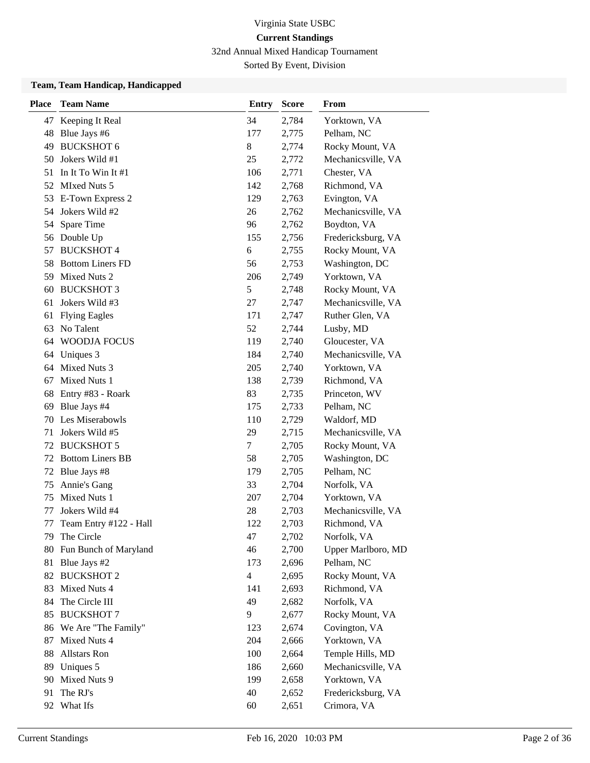Virginia State USBC

**Current Standings**

32nd Annual Mixed Handicap Tournament

Sorted By Event, Division

**Team, Team Handicap, Handicapped**

| Place | Team Name | Entry | Score | From |
|---|---|---|---|---|
| 47 | Keeping It Real | 34 | 2,784 | Yorktown, VA |
| 48 | Blue Jays #6 | 177 | 2,775 | Pelham, NC |
| 49 | BUCKSHOT 6 | 8 | 2,774 | Rocky Mount, VA |
| 50 | Jokers Wild #1 | 25 | 2,772 | Mechanicsville, VA |
| 51 | In It To Win It #1 | 106 | 2,771 | Chester, VA |
| 52 | MIxed Nuts 5 | 142 | 2,768 | Richmond, VA |
| 53 | E-Town Express 2 | 129 | 2,763 | Evington, VA |
| 54 | Jokers Wild #2 | 26 | 2,762 | Mechanicsville, VA |
| 54 | Spare Time | 96 | 2,762 | Boydton, VA |
| 56 | Double Up | 155 | 2,756 | Fredericksburg, VA |
| 57 | BUCKSHOT 4 | 6 | 2,755 | Rocky Mount, VA |
| 58 | Bottom Liners FD | 56 | 2,753 | Washington, DC |
| 59 | Mixed Nuts 2 | 206 | 2,749 | Yorktown, VA |
| 60 | BUCKSHOT 3 | 5 | 2,748 | Rocky Mount, VA |
| 61 | Jokers Wild #3 | 27 | 2,747 | Mechanicsville, VA |
| 61 | Flying Eagles | 171 | 2,747 | Ruther Glen, VA |
| 63 | No Talent | 52 | 2,744 | Lusby, MD |
| 64 | WOODJA FOCUS | 119 | 2,740 | Gloucester, VA |
| 64 | Uniques 3 | 184 | 2,740 | Mechanicsville, VA |
| 64 | Mixed Nuts 3 | 205 | 2,740 | Yorktown, VA |
| 67 | Mixed Nuts 1 | 138 | 2,739 | Richmond, VA |
| 68 | Entry #83 - Roark | 83 | 2,735 | Princeton, WV |
| 69 | Blue Jays #4 | 175 | 2,733 | Pelham, NC |
| 70 | Les Miserabowls | 110 | 2,729 | Waldorf, MD |
| 71 | Jokers Wild #5 | 29 | 2,715 | Mechanicsville, VA |
| 72 | BUCKSHOT 5 | 7 | 2,705 | Rocky Mount, VA |
| 72 | Bottom Liners BB | 58 | 2,705 | Washington, DC |
| 72 | Blue Jays #8 | 179 | 2,705 | Pelham, NC |
| 75 | Annie's Gang | 33 | 2,704 | Norfolk, VA |
| 75 | Mixed Nuts 1 | 207 | 2,704 | Yorktown, VA |
| 77 | Jokers Wild #4 | 28 | 2,703 | Mechanicsville, VA |
| 77 | Team Entry #122 - Hall | 122 | 2,703 | Richmond, VA |
| 79 | The Circle | 47 | 2,702 | Norfolk, VA |
| 80 | Fun Bunch of Maryland | 46 | 2,700 | Upper Marlboro, MD |
| 81 | Blue Jays #2 | 173 | 2,696 | Pelham, NC |
| 82 | BUCKSHOT 2 | 4 | 2,695 | Rocky Mount, VA |
| 83 | Mixed Nuts 4 | 141 | 2,693 | Richmond, VA |
| 84 | The Circle III | 49 | 2,682 | Norfolk, VA |
| 85 | BUCKSHOT 7 | 9 | 2,677 | Rocky Mount, VA |
| 86 | We Are "The Family" | 123 | 2,674 | Covington, VA |
| 87 | Mixed Nuts 4 | 204 | 2,666 | Yorktown, VA |
| 88 | Allstars Ron | 100 | 2,664 | Temple Hills, MD |
| 89 | Uniques 5 | 186 | 2,660 | Mechanicsville, VA |
| 90 | Mixed Nuts 9 | 199 | 2,658 | Yorktown, VA |
| 91 | The RJ's | 40 | 2,652 | Fredericksburg, VA |
| 92 | What Ifs | 60 | 2,651 | Crimora, VA |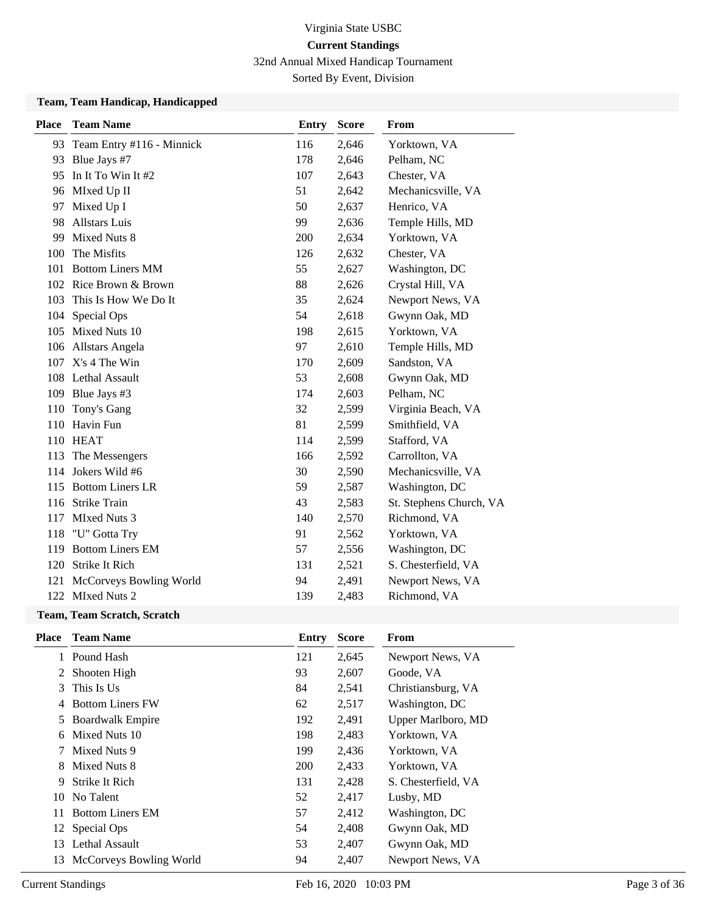Virginia State USBC

**Current Standings**

32nd Annual Mixed Handicap Tournament

Sorted By Event, Division

### Team, Team Handicap, Handicapped

| Place | Team Name | Entry | Score | From |
|---|---|---|---|---|
| 93 | Team Entry #116 - Minnick | 116 | 2,646 | Yorktown, VA |
| 93 | Blue Jays #7 | 178 | 2,646 | Pelham, NC |
| 95 | In It To Win It #2 | 107 | 2,643 | Chester, VA |
| 96 | MIxed Up II | 51 | 2,642 | Mechanicsville, VA |
| 97 | Mixed Up I | 50 | 2,637 | Henrico, VA |
| 98 | Allstars Luis | 99 | 2,636 | Temple Hills, MD |
| 99 | Mixed Nuts 8 | 200 | 2,634 | Yorktown, VA |
| 100 | The Misfits | 126 | 2,632 | Chester, VA |
| 101 | Bottom Liners MM | 55 | 2,627 | Washington, DC |
| 102 | Rice Brown & Brown | 88 | 2,626 | Crystal Hill, VA |
| 103 | This Is How We Do It | 35 | 2,624 | Newport News, VA |
| 104 | Special Ops | 54 | 2,618 | Gwynn Oak, MD |
| 105 | Mixed Nuts 10 | 198 | 2,615 | Yorktown, VA |
| 106 | Allstars Angela | 97 | 2,610 | Temple Hills, MD |
| 107 | X's 4 The Win | 170 | 2,609 | Sandston, VA |
| 108 | Lethal Assault | 53 | 2,608 | Gwynn Oak, MD |
| 109 | Blue Jays #3 | 174 | 2,603 | Pelham, NC |
| 110 | Tony's Gang | 32 | 2,599 | Virginia Beach, VA |
| 110 | Havin Fun | 81 | 2,599 | Smithfield, VA |
| 110 | HEAT | 114 | 2,599 | Stafford, VA |
| 113 | The Messengers | 166 | 2,592 | Carrollton, VA |
| 114 | Jokers Wild #6 | 30 | 2,590 | Mechanicsville, VA |
| 115 | Bottom Liners LR | 59 | 2,587 | Washington, DC |
| 116 | Strike Train | 43 | 2,583 | St. Stephens Church, VA |
| 117 | MIxed Nuts 3 | 140 | 2,570 | Richmond, VA |
| 118 | "U" Gotta Try | 91 | 2,562 | Yorktown, VA |
| 119 | Bottom Liners EM | 57 | 2,556 | Washington, DC |
| 120 | Strike It Rich | 131 | 2,521 | S. Chesterfield, VA |
| 121 | McCorveys Bowling World | 94 | 2,491 | Newport News, VA |
| 122 | MIxed Nuts 2 | 139 | 2,483 | Richmond, VA |

### Team, Team Scratch, Scratch

| Place | Team Name | Entry | Score | From |
|---|---|---|---|---|
| 1 | Pound Hash | 121 | 2,645 | Newport News, VA |
| 2 | Shooten High | 93 | 2,607 | Goode, VA |
| 3 | This Is Us | 84 | 2,541 | Christiansburg, VA |
| 4 | Bottom Liners FW | 62 | 2,517 | Washington, DC |
| 5 | Boardwalk Empire | 192 | 2,491 | Upper Marlboro, MD |
| 6 | Mixed Nuts 10 | 198 | 2,483 | Yorktown, VA |
| 7 | Mixed Nuts 9 | 199 | 2,436 | Yorktown, VA |
| 8 | Mixed Nuts 8 | 200 | 2,433 | Yorktown, VA |
| 9 | Strike It Rich | 131 | 2,428 | S. Chesterfield, VA |
| 10 | No Talent | 52 | 2,417 | Lusby, MD |
| 11 | Bottom Liners EM | 57 | 2,412 | Washington, DC |
| 12 | Special Ops | 54 | 2,408 | Gwynn Oak, MD |
| 13 | Lethal Assault | 53 | 2,407 | Gwynn Oak, MD |
| 13 | McCorveys Bowling World | 94 | 2,407 | Newport News, VA |

Current Standings Feb 16, 2020 10:03 PM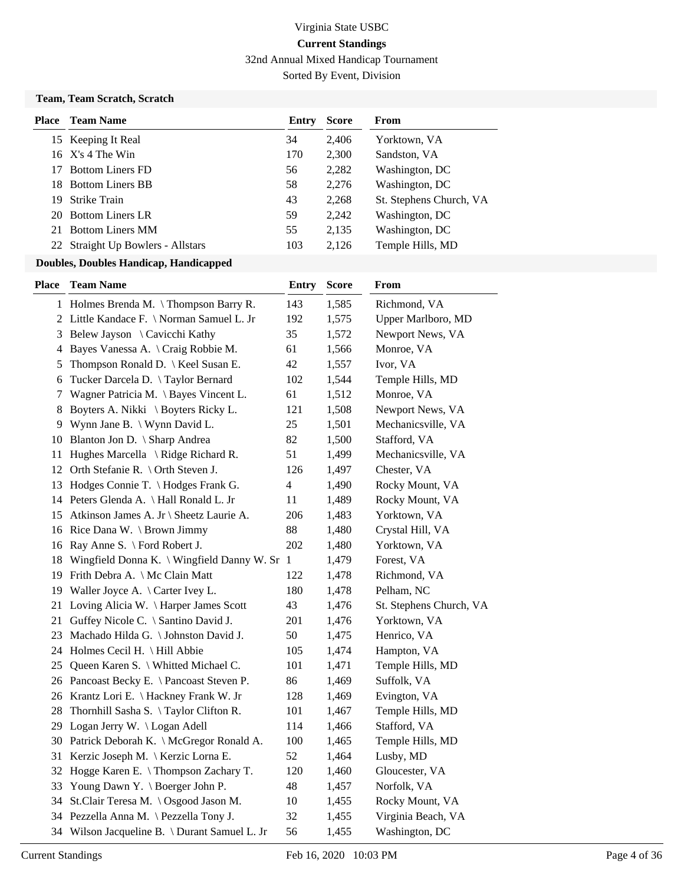Virginia State USBC

**Current Standings**

32nd Annual Mixed Handicap Tournament

Sorted By Event, Division

### Team, Team Scratch, Scratch

| Place | Team Name | Entry | Score | From |
|---|---|---|---|---|
| 15 | Keeping It Real | 34 | 2,406 | Yorktown, VA |
| 16 | X's 4 The Win | 170 | 2,300 | Sandston, VA |
| 17 | Bottom Liners FD | 56 | 2,282 | Washington, DC |
| 18 | Bottom Liners BB | 58 | 2,276 | Washington, DC |
| 19 | Strike Train | 43 | 2,268 | St. Stephens Church, VA |
| 20 | Bottom Liners LR | 59 | 2,242 | Washington, DC |
| 21 | Bottom Liners MM | 55 | 2,135 | Washington, DC |
| 22 | Straight Up Bowlers - Allstars | 103 | 2,126 | Temple Hills, MD |

### Doubles, Doubles Handicap, Handicapped

| Place | Team Name | Entry | Score | From |
|---|---|---|---|---|
| 1 | Holmes Brenda M. \ Thompson Barry R. | 143 | 1,585 | Richmond, VA |
| 2 | Little Kandace F. \ Norman Samuel L. Jr | 192 | 1,575 | Upper Marlboro, MD |
| 3 | Belew Jayson \ Cavicchi Kathy | 35 | 1,572 | Newport News, VA |
| 4 | Bayes Vanessa A. \ Craig Robbie M. | 61 | 1,566 | Monroe, VA |
| 5 | Thompson Ronald D. \ Keel Susan E. | 42 | 1,557 | Ivor, VA |
| 6 | Tucker Darcela D. \ Taylor Bernard | 102 | 1,544 | Temple Hills, MD |
| 7 | Wagner Patricia M. \ Bayes Vincent L. | 61 | 1,512 | Monroe, VA |
| 8 | Boyters A. Nikki \ Boyters Ricky L. | 121 | 1,508 | Newport News, VA |
| 9 | Wynn Jane B. \ Wynn David L. | 25 | 1,501 | Mechanicsville, VA |
| 10 | Blanton Jon D. \ Sharp Andrea | 82 | 1,500 | Stafford, VA |
| 11 | Hughes Marcella \ Ridge Richard R. | 51 | 1,499 | Mechanicsville, VA |
| 12 | Orth Stefanie R. \ Orth Steven J. | 126 | 1,497 | Chester, VA |
| 13 | Hodges Connie T. \ Hodges Frank G. | 4 | 1,490 | Rocky Mount, VA |
| 14 | Peters Glenda A. \ Hall Ronald L. Jr | 11 | 1,489 | Rocky Mount, VA |
| 15 | Atkinson James A. Jr \ Sheetz Laurie A. | 206 | 1,483 | Yorktown, VA |
| 16 | Rice Dana W. \ Brown Jimmy | 88 | 1,480 | Crystal Hill, VA |
| 16 | Ray Anne S. \ Ford Robert J. | 202 | 1,480 | Yorktown, VA |
| 18 | Wingfield Donna K. \ Wingfield Danny W. Sr | 1 | 1,479 | Forest, VA |
| 19 | Frith Debra A. \ Mc Clain Matt | 122 | 1,478 | Richmond, VA |
| 19 | Waller Joyce A. \ Carter Ivey L. | 180 | 1,478 | Pelham, NC |
| 21 | Loving Alicia W. \ Harper James Scott | 43 | 1,476 | St. Stephens Church, VA |
| 21 | Guffey Nicole C. \ Santino David J. | 201 | 1,476 | Yorktown, VA |
| 23 | Machado Hilda G. \ Johnston David J. | 50 | 1,475 | Henrico, VA |
| 24 | Holmes Cecil H. \ Hill Abbie | 105 | 1,474 | Hampton, VA |
| 25 | Queen Karen S. \ Whitted Michael C. | 101 | 1,471 | Temple Hills, MD |
| 26 | Pancoast Becky E. \ Pancoast Steven P. | 86 | 1,469 | Suffolk, VA |
| 26 | Krantz Lori E. \ Hackney Frank W. Jr | 128 | 1,469 | Evington, VA |
| 28 | Thornhill Sasha S. \ Taylor Clifton R. | 101 | 1,467 | Temple Hills, MD |
| 29 | Logan Jerry W. \ Logan Adell | 114 | 1,466 | Stafford, VA |
| 30 | Patrick Deborah K. \ McGregor Ronald A. | 100 | 1,465 | Temple Hills, MD |
| 31 | Kerzic Joseph M. \ Kerzic Lorna E. | 52 | 1,464 | Lusby, MD |
| 32 | Hogge Karen E. \ Thompson Zachary T. | 120 | 1,460 | Gloucester, VA |
| 33 | Young Dawn Y. \ Boerger John P. | 48 | 1,457 | Norfolk, VA |
| 34 | St.Clair Teresa M. \ Osgood Jason M. | 10 | 1,455 | Rocky Mount, VA |
| 34 | Pezzella Anna M. \ Pezzella Tony J. | 32 | 1,455 | Virginia Beach, VA |
| 34 | Wilson Jacqueline B. \ Durant Samuel L. Jr | 56 | 1,455 | Washington, DC |

Current Standings Feb 16, 2020 10:03 PM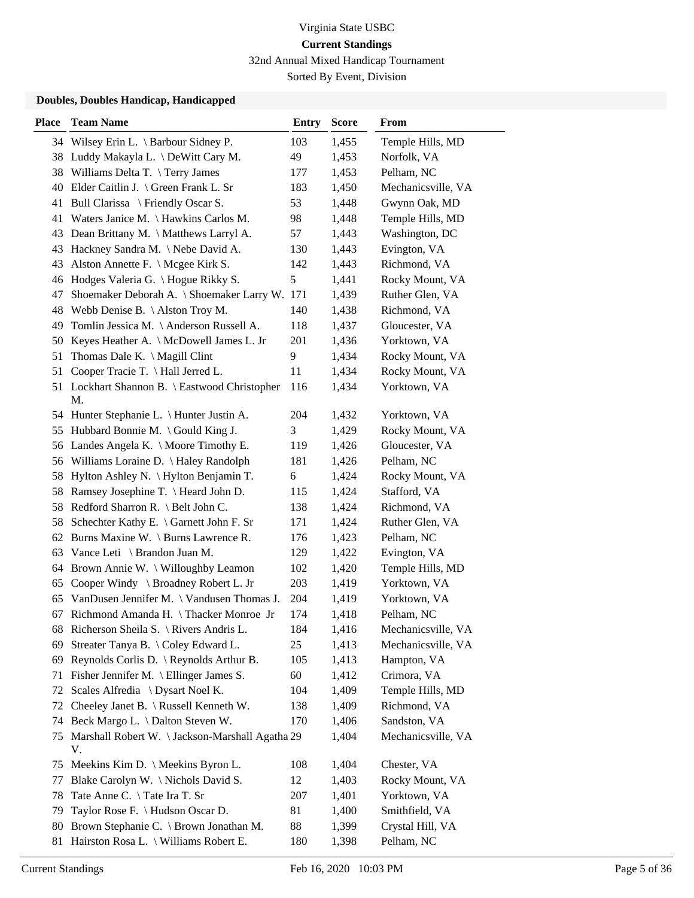Virginia State USBC

**Current Standings**

32nd Annual Mixed Handicap Tournament

Sorted By Event, Division

### Doubles, Doubles Handicap, Handicapped

| Place | Team Name | Entry | Score | From |
|---|---|---|---|---|
| 34 | Wilsey Erin L. \ Barbour Sidney P. | 103 | 1,455 | Temple Hills, MD |
| 38 | Luddy Makayla L. \ DeWitt Cary M. | 49 | 1,453 | Norfolk, VA |
| 38 | Williams Delta T. \ Terry James | 177 | 1,453 | Pelham, NC |
| 40 | Elder Caitlin J. \ Green Frank L. Sr | 183 | 1,450 | Mechanicsville, VA |
| 41 | Bull Clarissa \ Friendly Oscar S. | 53 | 1,448 | Gwynn Oak, MD |
| 41 | Waters Janice M. \ Hawkins Carlos M. | 98 | 1,448 | Temple Hills, MD |
| 43 | Dean Brittany M. \ Matthews Larryl A. | 57 | 1,443 | Washington, DC |
| 43 | Hackney Sandra M. \ Nebe David A. | 130 | 1,443 | Evington, VA |
| 43 | Alston Annette F. \ Mcgee Kirk S. | 142 | 1,443 | Richmond, VA |
| 46 | Hodges Valeria G. \ Hogue Rikky S. | 5 | 1,441 | Rocky Mount, VA |
| 47 | Shoemaker Deborah A. \ Shoemaker Larry W. | 171 | 1,439 | Ruther Glen, VA |
| 48 | Webb Denise B. \ Alston Troy M. | 140 | 1,438 | Richmond, VA |
| 49 | Tomlin Jessica M. \ Anderson Russell A. | 118 | 1,437 | Gloucester, VA |
| 50 | Keyes Heather A. \ McDowell James L. Jr | 201 | 1,436 | Yorktown, VA |
| 51 | Thomas Dale K. \ Magill Clint | 9 | 1,434 | Rocky Mount, VA |
| 51 | Cooper Tracie T. \ Hall Jerred L. | 11 | 1,434 | Rocky Mount, VA |
| 51 | Lockhart Shannon B. \ Eastwood Christopher M. | 116 | 1,434 | Yorktown, VA |
| 54 | Hunter Stephanie L. \ Hunter Justin A. | 204 | 1,432 | Yorktown, VA |
| 55 | Hubbard Bonnie M. \ Gould King J. | 3 | 1,429 | Rocky Mount, VA |
| 56 | Landes Angela K. \ Moore Timothy E. | 119 | 1,426 | Gloucester, VA |
| 56 | Williams Loraine D. \ Haley Randolph | 181 | 1,426 | Pelham, NC |
| 58 | Hylton Ashley N. \ Hylton Benjamin T. | 6 | 1,424 | Rocky Mount, VA |
| 58 | Ramsey Josephine T. \ Heard John D. | 115 | 1,424 | Stafford, VA |
| 58 | Redford Sharron R. \ Belt John C. | 138 | 1,424 | Richmond, VA |
| 58 | Schechter Kathy E. \ Garnett John F. Sr | 171 | 1,424 | Ruther Glen, VA |
| 62 | Burns Maxine W. \ Burns Lawrence R. | 176 | 1,423 | Pelham, NC |
| 63 | Vance Leti \ Brandon Juan M. | 129 | 1,422 | Evington, VA |
| 64 | Brown Annie W. \ Willoughby Leamon | 102 | 1,420 | Temple Hills, MD |
| 65 | Cooper Windy \ Broadney Robert L. Jr | 203 | 1,419 | Yorktown, VA |
| 65 | VanDusen Jennifer M. \ Vandusen Thomas J. | 204 | 1,419 | Yorktown, VA |
| 67 | Richmond Amanda H. \ Thacker Monroe Jr | 174 | 1,418 | Pelham, NC |
| 68 | Richerson Sheila S. \ Rivers Andris L. | 184 | 1,416 | Mechanicsville, VA |
| 69 | Streater Tanya B. \ Coley Edward L. | 25 | 1,413 | Mechanicsville, VA |
| 69 | Reynolds Corlis D. \ Reynolds Arthur B. | 105 | 1,413 | Hampton, VA |
| 71 | Fisher Jennifer M. \ Ellinger James S. | 60 | 1,412 | Crimora, VA |
| 72 | Scales Alfredia \ Dysart Noel K. | 104 | 1,409 | Temple Hills, MD |
| 72 | Cheeley Janet B. \ Russell Kenneth W. | 138 | 1,409 | Richmond, VA |
| 74 | Beck Margo L. \ Dalton Steven W. | 170 | 1,406 | Sandston, VA |
| 75 | Marshall Robert W. \ Jackson-Marshall Agatha V. | 29 | 1,404 | Mechanicsville, VA |
| 75 | Meekins Kim D. \ Meekins Byron L. | 108 | 1,404 | Chester, VA |
| 77 | Blake Carolyn W. \ Nichols David S. | 12 | 1,403 | Rocky Mount, VA |
| 78 | Tate Anne C. \ Tate Ira T. Sr | 207 | 1,401 | Yorktown, VA |
| 79 | Taylor Rose F. \ Hudson Oscar D. | 81 | 1,400 | Smithfield, VA |
| 80 | Brown Stephanie C. \ Brown Jonathan M. | 88 | 1,399 | Crystal Hill, VA |
| 81 | Hairston Rosa L. \ Williams Robert E. | 180 | 1,398 | Pelham, NC |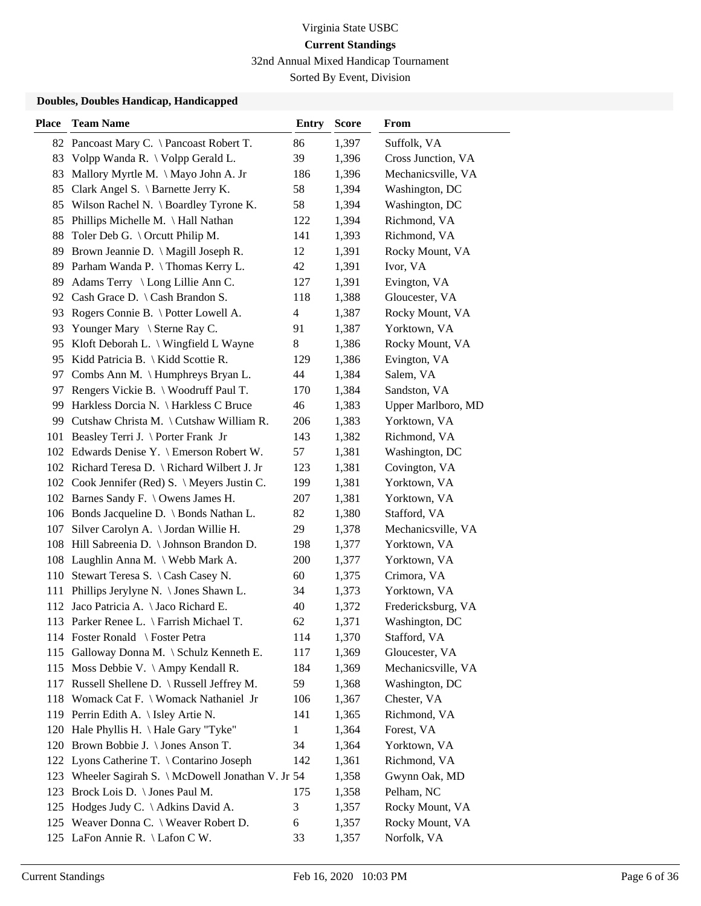Virginia State USBC

**Current Standings**

32nd Annual Mixed Handicap Tournament

Sorted By Event, Division

### Doubles, Doubles Handicap, Handicapped

| Place | Team Name | Entry | Score | From |
|---|---|---|---|---|
| 82 | Pancoast Mary C. \ Pancoast Robert T. | 86 | 1,397 | Suffolk, VA |
| 83 | Volpp Wanda R. \ Volpp Gerald L. | 39 | 1,396 | Cross Junction, VA |
| 83 | Mallory Myrtle M. \ Mayo John A. Jr | 186 | 1,396 | Mechanicsville, VA |
| 85 | Clark Angel S. \ Barnette Jerry K. | 58 | 1,394 | Washington, DC |
| 85 | Wilson Rachel N. \ Boardley Tyrone K. | 58 | 1,394 | Washington, DC |
| 85 | Phillips Michelle M. \ Hall Nathan | 122 | 1,394 | Richmond, VA |
| 88 | Toler Deb G. \ Orcutt Philip M. | 141 | 1,393 | Richmond, VA |
| 89 | Brown Jeannie D. \ Magill Joseph R. | 12 | 1,391 | Rocky Mount, VA |
| 89 | Parham Wanda P. \ Thomas Kerry L. | 42 | 1,391 | Ivor, VA |
| 89 | Adams Terry \ Long Lillie Ann C. | 127 | 1,391 | Evington, VA |
| 92 | Cash Grace D. \ Cash Brandon S. | 118 | 1,388 | Gloucester, VA |
| 93 | Rogers Connie B. \ Potter Lowell A. | 4 | 1,387 | Rocky Mount, VA |
| 93 | Younger Mary \ Sterne Ray C. | 91 | 1,387 | Yorktown, VA |
| 95 | Kloft Deborah L. \ Wingfield L Wayne | 8 | 1,386 | Rocky Mount, VA |
| 95 | Kidd Patricia B. \ Kidd Scottie R. | 129 | 1,386 | Evington, VA |
| 97 | Combs Ann M. \ Humphreys Bryan L. | 44 | 1,384 | Salem, VA |
| 97 | Rengers Vickie B. \ Woodruff Paul T. | 170 | 1,384 | Sandston, VA |
| 99 | Harkless Dorcia N. \ Harkless C Bruce | 46 | 1,383 | Upper Marlboro, MD |
| 99 | Cutshaw Christa M. \ Cutshaw William R. | 206 | 1,383 | Yorktown, VA |
| 101 | Beasley Terri J. \ Porter Frank Jr | 143 | 1,382 | Richmond, VA |
| 102 | Edwards Denise Y. \ Emerson Robert W. | 57 | 1,381 | Washington, DC |
| 102 | Richard Teresa D. \ Richard Wilbert J. Jr | 123 | 1,381 | Covington, VA |
| 102 | Cook Jennifer (Red) S. \ Meyers Justin C. | 199 | 1,381 | Yorktown, VA |
| 102 | Barnes Sandy F. \ Owens James H. | 207 | 1,381 | Yorktown, VA |
| 106 | Bonds Jacqueline D. \ Bonds Nathan L. | 82 | 1,380 | Stafford, VA |
| 107 | Silver Carolyn A. \ Jordan Willie H. | 29 | 1,378 | Mechanicsville, VA |
| 108 | Hill Sabreenia D. \ Johnson Brandon D. | 198 | 1,377 | Yorktown, VA |
| 108 | Laughlin Anna M. \ Webb Mark A. | 200 | 1,377 | Yorktown, VA |
| 110 | Stewart Teresa S. \ Cash Casey N. | 60 | 1,375 | Crimora, VA |
| 111 | Phillips Jerylyne N. \ Jones Shawn L. | 34 | 1,373 | Yorktown, VA |
| 112 | Jaco Patricia A. \ Jaco Richard E. | 40 | 1,372 | Fredericksburg, VA |
| 113 | Parker Renee L. \ Farrish Michael T. | 62 | 1,371 | Washington, DC |
| 114 | Foster Ronald \ Foster Petra | 114 | 1,370 | Stafford, VA |
| 115 | Galloway Donna M. \ Schulz Kenneth E. | 117 | 1,369 | Gloucester, VA |
| 115 | Moss Debbie V. \ Ampy Kendall R. | 184 | 1,369 | Mechanicsville, VA |
| 117 | Russell Shellene D. \ Russell Jeffrey M. | 59 | 1,368 | Washington, DC |
| 118 | Womack Cat F. \ Womack Nathaniel Jr | 106 | 1,367 | Chester, VA |
| 119 | Perrin Edith A. \ Isley Artie N. | 141 | 1,365 | Richmond, VA |
| 120 | Hale Phyllis H. \ Hale Gary "Tyke" | 1 | 1,364 | Forest, VA |
| 120 | Brown Bobbie J. \ Jones Anson T. | 34 | 1,364 | Yorktown, VA |
| 122 | Lyons Catherine T. \ Contarino Joseph | 142 | 1,361 | Richmond, VA |
| 123 | Wheeler Sagirah S. \ McDowell Jonathan V. Jr | 54 | 1,358 | Gwynn Oak, MD |
| 123 | Brock Lois D. \ Jones Paul M. | 175 | 1,358 | Pelham, NC |
| 125 | Hodges Judy C. \ Adkins David A. | 3 | 1,357 | Rocky Mount, VA |
| 125 | Weaver Donna C. \ Weaver Robert D. | 6 | 1,357 | Rocky Mount, VA |
| 125 | LaFon Annie R. \ Lafon C W. | 33 | 1,357 | Norfolk, VA |

Current Standings Feb 16, 2020 10:03 PM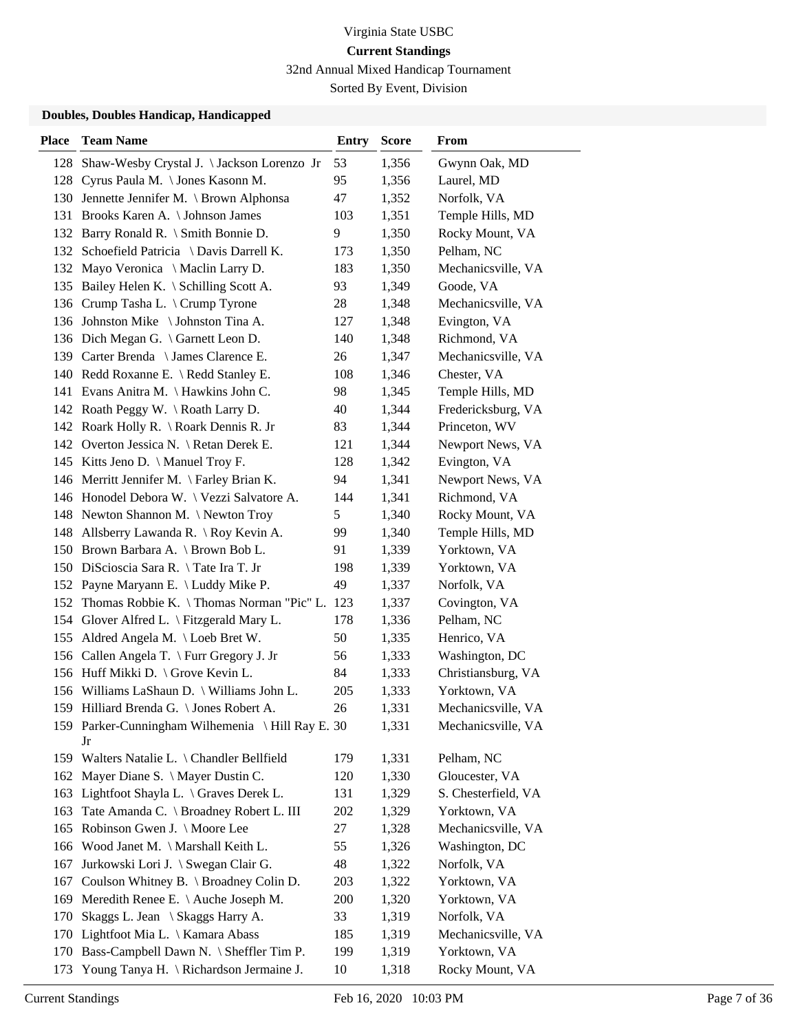Virginia State USBC

**Current Standings**

32nd Annual Mixed Handicap Tournament

Sorted By Event, Division

### Doubles, Doubles Handicap, Handicapped

| Place | Team Name | Entry | Score | From |
|---|---|---|---|---|
| 128 | Shaw-Wesby Crystal J. \ Jackson Lorenzo Jr | 53 | 1,356 | Gwynn Oak, MD |
| 128 | Cyrus Paula M. \ Jones Kasonn M. | 95 | 1,356 | Laurel, MD |
| 130 | Jennette Jennifer M. \ Brown Alphonsa | 47 | 1,352 | Norfolk, VA |
| 131 | Brooks Karen A. \ Johnson James | 103 | 1,351 | Temple Hills, MD |
| 132 | Barry Ronald R. \ Smith Bonnie D. | 9 | 1,350 | Rocky Mount, VA |
| 132 | Schoefield Patricia \ Davis Darrell K. | 173 | 1,350 | Pelham, NC |
| 132 | Mayo Veronica \ Maclin Larry D. | 183 | 1,350 | Mechanicsville, VA |
| 135 | Bailey Helen K. \ Schilling Scott A. | 93 | 1,349 | Goode, VA |
| 136 | Crump Tasha L. \ Crump Tyrone | 28 | 1,348 | Mechanicsville, VA |
| 136 | Johnston Mike \ Johnston Tina A. | 127 | 1,348 | Evington, VA |
| 136 | Dich Megan G. \ Garnett Leon D. | 140 | 1,348 | Richmond, VA |
| 139 | Carter Brenda \ James Clarence E. | 26 | 1,347 | Mechanicsville, VA |
| 140 | Redd Roxanne E. \ Redd Stanley E. | 108 | 1,346 | Chester, VA |
| 141 | Evans Anitra M. \ Hawkins John C. | 98 | 1,345 | Temple Hills, MD |
| 142 | Roath Peggy W. \ Roath Larry D. | 40 | 1,344 | Fredericksburg, VA |
| 142 | Roark Holly R. \ Roark Dennis R. Jr | 83 | 1,344 | Princeton, WV |
| 142 | Overton Jessica N. \ Retan Derek E. | 121 | 1,344 | Newport News, VA |
| 145 | Kitts Jeno D. \ Manuel Troy F. | 128 | 1,342 | Evington, VA |
| 146 | Merritt Jennifer M. \ Farley Brian K. | 94 | 1,341 | Newport News, VA |
| 146 | Honodel Debora W. \ Vezzi Salvatore A. | 144 | 1,341 | Richmond, VA |
| 148 | Newton Shannon M. \ Newton Troy | 5 | 1,340 | Rocky Mount, VA |
| 148 | Allsberry Lawanda R. \ Roy Kevin A. | 99 | 1,340 | Temple Hills, MD |
| 150 | Brown Barbara A. \ Brown Bob L. | 91 | 1,339 | Yorktown, VA |
| 150 | DiScioscia Sara R. \ Tate Ira T. Jr | 198 | 1,339 | Yorktown, VA |
| 152 | Payne Maryann E. \ Luddy Mike P. | 49 | 1,337 | Norfolk, VA |
| 152 | Thomas Robbie K. \ Thomas Norman "Pic" L. | 123 | 1,337 | Covington, VA |
| 154 | Glover Alfred L. \ Fitzgerald Mary L. | 178 | 1,336 | Pelham, NC |
| 155 | Aldred Angela M. \ Loeb Bret W. | 50 | 1,335 | Henrico, VA |
| 156 | Callen Angela T. \ Furr Gregory J. Jr | 56 | 1,333 | Washington, DC |
| 156 | Huff Mikki D. \ Grove Kevin L. | 84 | 1,333 | Christiansburg, VA |
| 156 | Williams LaShaun D. \ Williams John L. | 205 | 1,333 | Yorktown, VA |
| 159 | Hilliard Brenda G. \ Jones Robert A. | 26 | 1,331 | Mechanicsville, VA |
| 159 | Parker-Cunningham Wilhemenia \ Hill Ray E. Jr | 30 | 1,331 | Mechanicsville, VA |
| 159 | Walters Natalie L. \ Chandler Bellfield | 179 | 1,331 | Pelham, NC |
| 162 | Mayer Diane S. \ Mayer Dustin C. | 120 | 1,330 | Gloucester, VA |
| 163 | Lightfoot Shayla L. \ Graves Derek L. | 131 | 1,329 | S. Chesterfield, VA |
| 163 | Tate Amanda C. \ Broadney Robert L. III | 202 | 1,329 | Yorktown, VA |
| 165 | Robinson Gwen J. \ Moore Lee | 27 | 1,328 | Mechanicsville, VA |
| 166 | Wood Janet M. \ Marshall Keith L. | 55 | 1,326 | Washington, DC |
| 167 | Jurkowski Lori J. \ Swegan Clair G. | 48 | 1,322 | Norfolk, VA |
| 167 | Coulson Whitney B. \ Broadney Colin D. | 203 | 1,322 | Yorktown, VA |
| 169 | Meredith Renee E. \ Auche Joseph M. | 200 | 1,320 | Yorktown, VA |
| 170 | Skaggs L. Jean \ Skaggs Harry A. | 33 | 1,319 | Norfolk, VA |
| 170 | Lightfoot Mia L. \ Kamara Abass | 185 | 1,319 | Mechanicsville, VA |
| 170 | Bass-Campbell Dawn N. \ Sheffler Tim P. | 199 | 1,319 | Yorktown, VA |
| 173 | Young Tanya H. \ Richardson Jermaine J. | 10 | 1,318 | Rocky Mount, VA |

Current Standings Feb 16, 2020 10:03 PM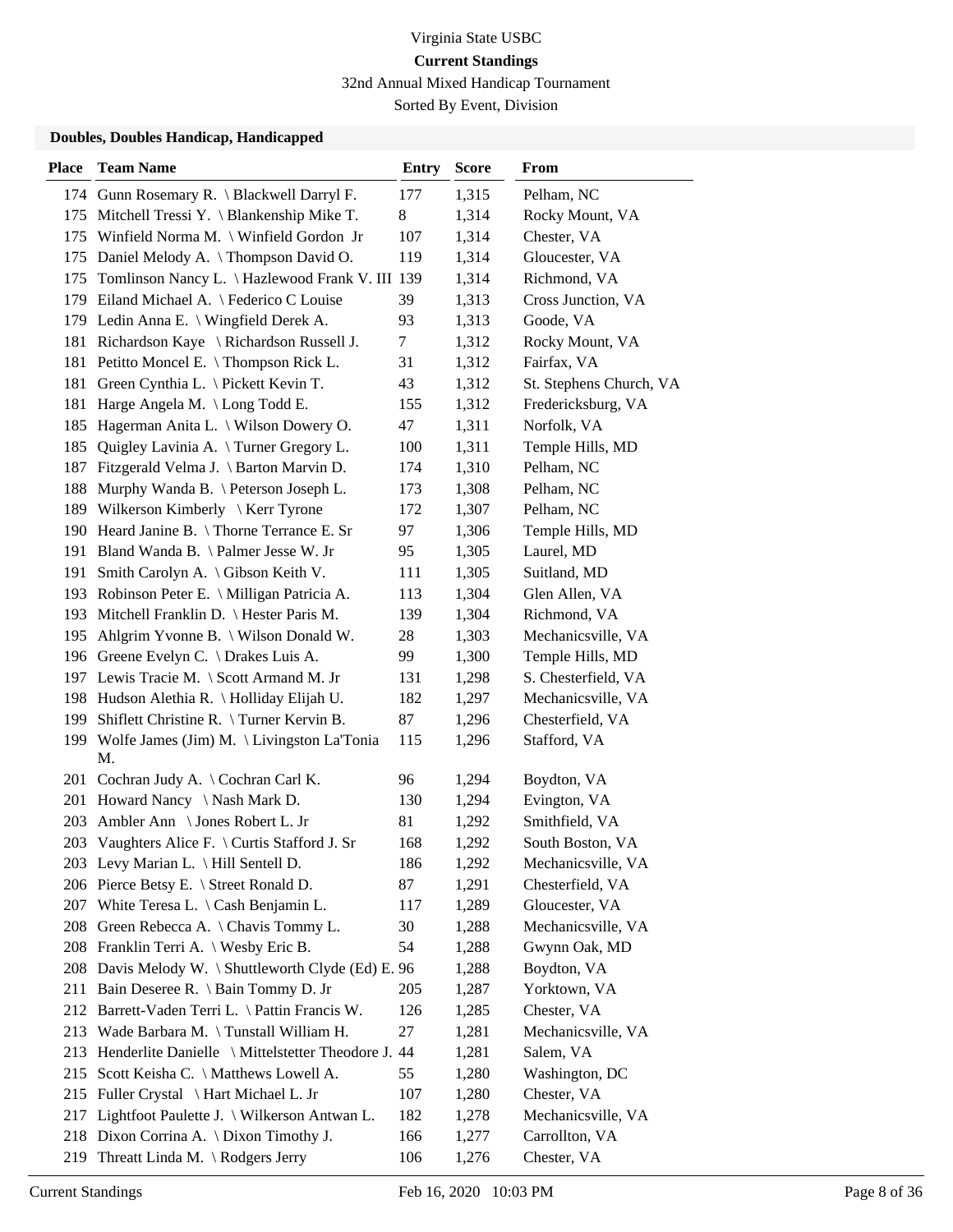Virginia State USBC

**Current Standings**

32nd Annual Mixed Handicap Tournament

Sorted By Event, Division

### Doubles, Doubles Handicap, Handicapped

| Place | Team Name | Entry | Score | From |
|---|---|---|---|---|
| 174 | Gunn Rosemary R. \ Blackwell Darryl F. | 177 | 1,315 | Pelham, NC |
| 175 | Mitchell Tressi Y. \ Blankenship Mike T. | 8 | 1,314 | Rocky Mount, VA |
| 175 | Winfield Norma M. \ Winfield Gordon Jr | 107 | 1,314 | Chester, VA |
| 175 | Daniel Melody A. \ Thompson David O. | 119 | 1,314 | Gloucester, VA |
| 175 | Tomlinson Nancy L. \ Hazlewood Frank V. III | 139 | 1,314 | Richmond, VA |
| 179 | Eiland Michael A. \ Federico C Louise | 39 | 1,313 | Cross Junction, VA |
| 179 | Ledin Anna E. \ Wingfield Derek A. | 93 | 1,313 | Goode, VA |
| 181 | Richardson Kaye \ Richardson Russell J. | 7 | 1,312 | Rocky Mount, VA |
| 181 | Petitto Moncel E. \ Thompson Rick L. | 31 | 1,312 | Fairfax, VA |
| 181 | Green Cynthia L. \ Pickett Kevin T. | 43 | 1,312 | St. Stephens Church, VA |
| 181 | Harge Angela M. \ Long Todd E. | 155 | 1,312 | Fredericksburg, VA |
| 185 | Hagerman Anita L. \ Wilson Dowery O. | 47 | 1,311 | Norfolk, VA |
| 185 | Quigley Lavinia A. \ Turner Gregory L. | 100 | 1,311 | Temple Hills, MD |
| 187 | Fitzgerald Velma J. \ Barton Marvin D. | 174 | 1,310 | Pelham, NC |
| 188 | Murphy Wanda B. \ Peterson Joseph L. | 173 | 1,308 | Pelham, NC |
| 189 | Wilkerson Kimberly \ Kerr Tyrone | 172 | 1,307 | Pelham, NC |
| 190 | Heard Janine B. \ Thorne Terrance E. Sr | 97 | 1,306 | Temple Hills, MD |
| 191 | Bland Wanda B. \ Palmer Jesse W. Jr | 95 | 1,305 | Laurel, MD |
| 191 | Smith Carolyn A. \ Gibson Keith V. | 111 | 1,305 | Suitland, MD |
| 193 | Robinson Peter E. \ Milligan Patricia A. | 113 | 1,304 | Glen Allen, VA |
| 193 | Mitchell Franklin D. \ Hester Paris M. | 139 | 1,304 | Richmond, VA |
| 195 | Ahlgrim Yvonne B. \ Wilson Donald W. | 28 | 1,303 | Mechanicsville, VA |
| 196 | Greene Evelyn C. \ Drakes Luis A. | 99 | 1,300 | Temple Hills, MD |
| 197 | Lewis Tracie M. \ Scott Armand M. Jr | 131 | 1,298 | S. Chesterfield, VA |
| 198 | Hudson Alethia R. \ Holliday Elijah U. | 182 | 1,297 | Mechanicsville, VA |
| 199 | Shiflett Christine R. \ Turner Kervin B. | 87 | 1,296 | Chesterfield, VA |
| 199 | Wolfe James (Jim) M. \ Livingston La'Tonia M. | 115 | 1,296 | Stafford, VA |
| 201 | Cochran Judy A. \ Cochran Carl K. | 96 | 1,294 | Boydton, VA |
| 201 | Howard Nancy \ Nash Mark D. | 130 | 1,294 | Evington, VA |
| 203 | Ambler Ann \ Jones Robert L. Jr | 81 | 1,292 | Smithfield, VA |
| 203 | Vaughters Alice F. \ Curtis Stafford J. Sr | 168 | 1,292 | South Boston, VA |
| 203 | Levy Marian L. \ Hill Sentell D. | 186 | 1,292 | Mechanicsville, VA |
| 206 | Pierce Betsy E. \ Street Ronald D. | 87 | 1,291 | Chesterfield, VA |
| 207 | White Teresa L. \ Cash Benjamin L. | 117 | 1,289 | Gloucester, VA |
| 208 | Green Rebecca A. \ Chavis Tommy L. | 30 | 1,288 | Mechanicsville, VA |
| 208 | Franklin Terri A. \ Wesby Eric B. | 54 | 1,288 | Gwynn Oak, MD |
| 208 | Davis Melody W. \ Shuttleworth Clyde (Ed) E. | 96 | 1,288 | Boydton, VA |
| 211 | Bain Deseree R. \ Bain Tommy D. Jr | 205 | 1,287 | Yorktown, VA |
| 212 | Barrett-Vaden Terri L. \ Pattin Francis W. | 126 | 1,285 | Chester, VA |
| 213 | Wade Barbara M. \ Tunstall William H. | 27 | 1,281 | Mechanicsville, VA |
| 213 | Henderlite Danielle \ Mittelstetter Theodore J. | 44 | 1,281 | Salem, VA |
| 215 | Scott Keisha C. \ Matthews Lowell A. | 55 | 1,280 | Washington, DC |
| 215 | Fuller Crystal \ Hart Michael L. Jr | 107 | 1,280 | Chester, VA |
| 217 | Lightfoot Paulette J. \ Wilkerson Antwan L. | 182 | 1,278 | Mechanicsville, VA |
| 218 | Dixon Corrina A. \ Dixon Timothy J. | 166 | 1,277 | Carrollton, VA |
| 219 | Threatt Linda M. \ Rodgers Jerry | 106 | 1,276 | Chester, VA |

Current Standings Feb 16, 2020 10:03 PM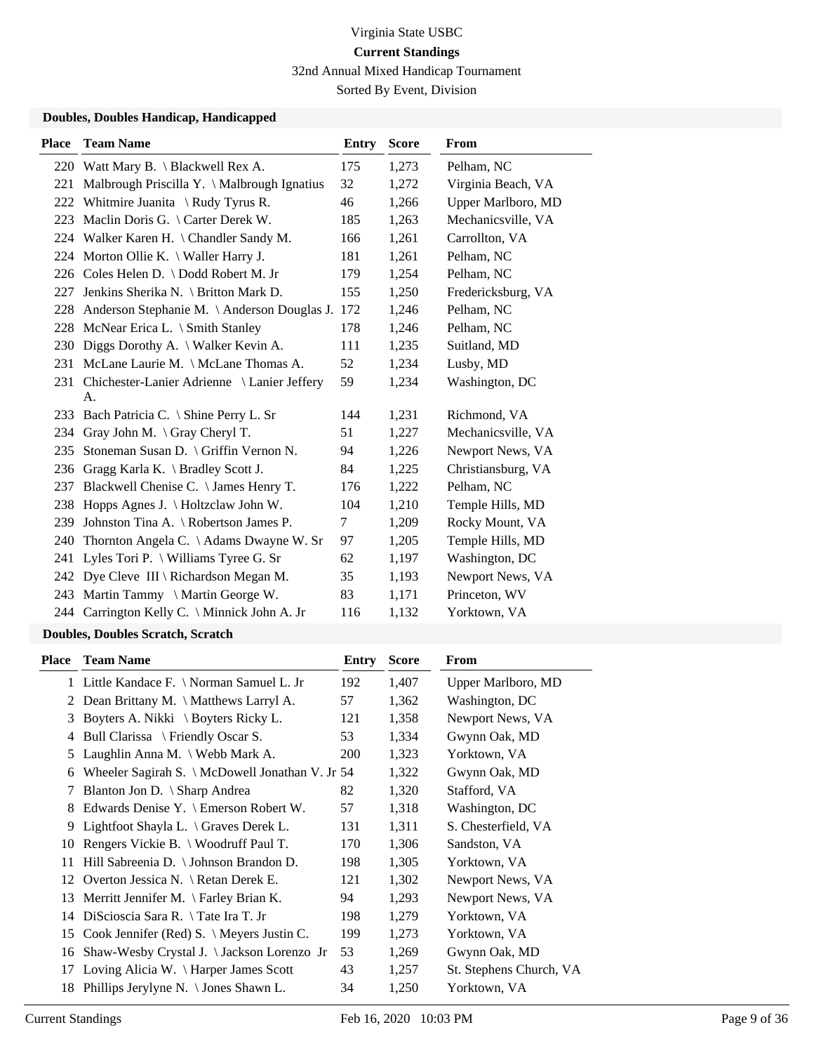Virginia State USBC

**Current Standings**

32nd Annual Mixed Handicap Tournament

Sorted By Event, Division

### Doubles, Doubles Handicap, Handicapped

| Place | Team Name | Entry | Score | From |
|---|---|---|---|---|
| 220 | Watt Mary B. \ Blackwell Rex A. | 175 | 1,273 | Pelham, NC |
| 221 | Malbrough Priscilla Y. \ Malbrough Ignatius | 32 | 1,272 | Virginia Beach, VA |
| 222 | Whitmire Juanita \ Rudy Tyrus R. | 46 | 1,266 | Upper Marlboro, MD |
| 223 | Maclin Doris G. \ Carter Derek W. | 185 | 1,263 | Mechanicsville, VA |
| 224 | Walker Karen H. \ Chandler Sandy M. | 166 | 1,261 | Carrollton, VA |
| 224 | Morton Ollie K. \ Waller Harry J. | 181 | 1,261 | Pelham, NC |
| 226 | Coles Helen D. \ Dodd Robert M. Jr | 179 | 1,254 | Pelham, NC |
| 227 | Jenkins Sherika N. \ Britton Mark D. | 155 | 1,250 | Fredericksburg, VA |
| 228 | Anderson Stephanie M. \ Anderson Douglas J. | 172 | 1,246 | Pelham, NC |
| 228 | McNear Erica L. \ Smith Stanley | 178 | 1,246 | Pelham, NC |
| 230 | Diggs Dorothy A. \ Walker Kevin A. | 111 | 1,235 | Suitland, MD |
| 231 | McLane Laurie M. \ McLane Thomas A. | 52 | 1,234 | Lusby, MD |
| 231 | Chichester-Lanier Adrienne \ Lanier Jeffery A. | 59 | 1,234 | Washington, DC |
| 233 | Bach Patricia C. \ Shine Perry L. Sr | 144 | 1,231 | Richmond, VA |
| 234 | Gray John M. \ Gray Cheryl T. | 51 | 1,227 | Mechanicsville, VA |
| 235 | Stoneman Susan D. \ Griffin Vernon N. | 94 | 1,226 | Newport News, VA |
| 236 | Gragg Karla K. \ Bradley Scott J. | 84 | 1,225 | Christiansburg, VA |
| 237 | Blackwell Chenise C. \ James Henry T. | 176 | 1,222 | Pelham, NC |
| 238 | Hopps Agnes J. \ Holtzclaw John W. | 104 | 1,210 | Temple Hills, MD |
| 239 | Johnston Tina A. \ Robertson James P. | 7 | 1,209 | Rocky Mount, VA |
| 240 | Thornton Angela C. \ Adams Dwayne W. Sr | 97 | 1,205 | Temple Hills, MD |
| 241 | Lyles Tori P. \ Williams Tyree G. Sr | 62 | 1,197 | Washington, DC |
| 242 | Dye Cleve III \ Richardson Megan M. | 35 | 1,193 | Newport News, VA |
| 243 | Martin Tammy \ Martin George W. | 83 | 1,171 | Princeton, WV |
| 244 | Carrington Kelly C. \ Minnick John A. Jr | 116 | 1,132 | Yorktown, VA |

### Doubles, Doubles Scratch, Scratch

| Place | Team Name | Entry | Score | From |
|---|---|---|---|---|
| 1 | Little Kandace F. \ Norman Samuel L. Jr | 192 | 1,407 | Upper Marlboro, MD |
| 2 | Dean Brittany M. \ Matthews Larryl A. | 57 | 1,362 | Washington, DC |
| 3 | Boyters A. Nikki \ Boyters Ricky L. | 121 | 1,358 | Newport News, VA |
| 4 | Bull Clarissa \ Friendly Oscar S. | 53 | 1,334 | Gwynn Oak, MD |
| 5 | Laughlin Anna M. \ Webb Mark A. | 200 | 1,323 | Yorktown, VA |
| 6 | Wheeler Sagirah S. \ McDowell Jonathan V. Jr | 54 | 1,322 | Gwynn Oak, MD |
| 7 | Blanton Jon D. \ Sharp Andrea | 82 | 1,320 | Stafford, VA |
| 8 | Edwards Denise Y. \ Emerson Robert W. | 57 | 1,318 | Washington, DC |
| 9 | Lightfoot Shayla L. \ Graves Derek L. | 131 | 1,311 | S. Chesterfield, VA |
| 10 | Rengers Vickie B. \ Woodruff Paul T. | 170 | 1,306 | Sandston, VA |
| 11 | Hill Sabreenia D. \ Johnson Brandon D. | 198 | 1,305 | Yorktown, VA |
| 12 | Overton Jessica N. \ Retan Derek E. | 121 | 1,302 | Newport News, VA |
| 13 | Merritt Jennifer M. \ Farley Brian K. | 94 | 1,293 | Newport News, VA |
| 14 | DiScioscia Sara R. \ Tate Ira T. Jr | 198 | 1,279 | Yorktown, VA |
| 15 | Cook Jennifer (Red) S. \ Meyers Justin C. | 199 | 1,273 | Yorktown, VA |
| 16 | Shaw-Wesby Crystal J. \ Jackson Lorenzo Jr | 53 | 1,269 | Gwynn Oak, MD |
| 17 | Loving Alicia W. \ Harper James Scott | 43 | 1,257 | St. Stephens Church, VA |
| 18 | Phillips Jerylyne N. \ Jones Shawn L. | 34 | 1,250 | Yorktown, VA |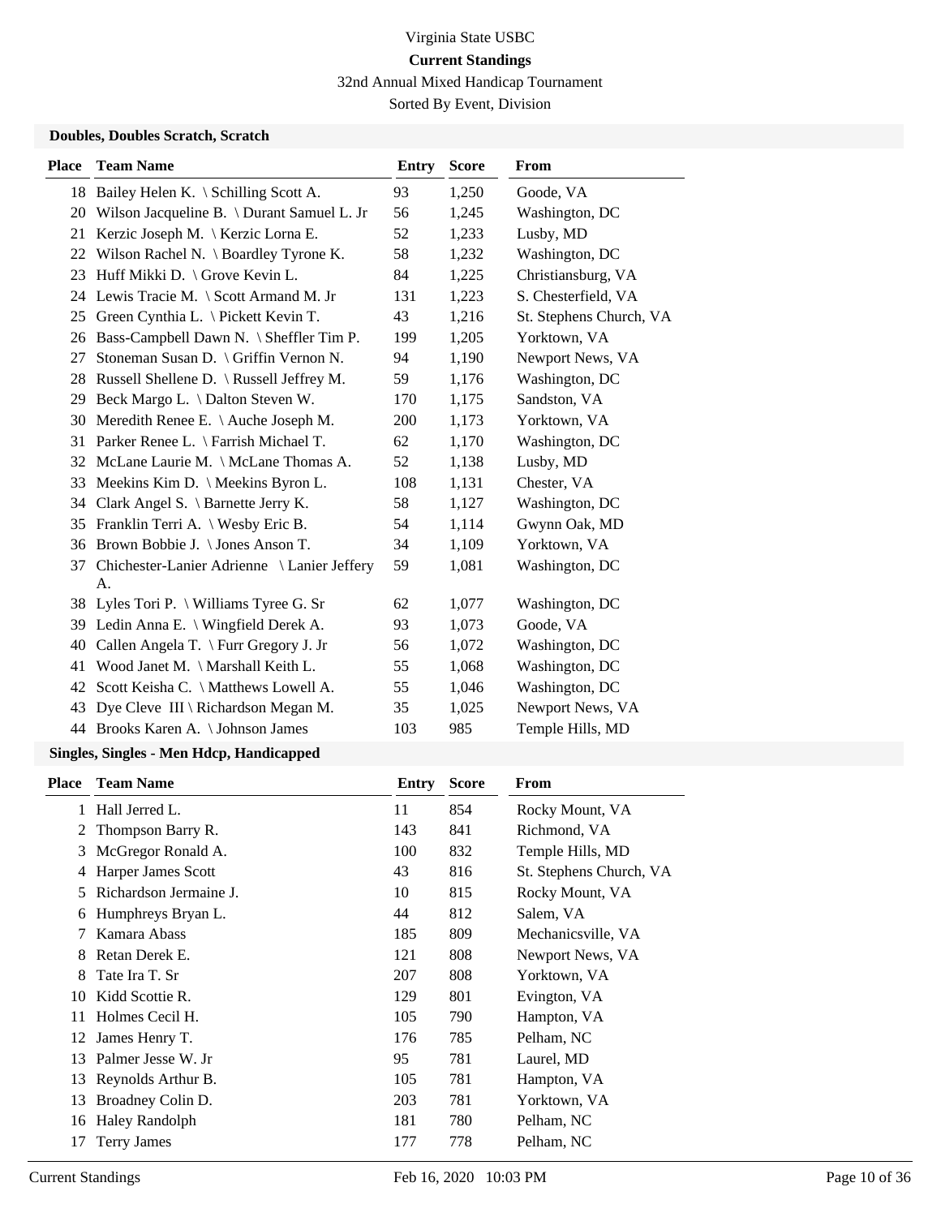Virginia State USBC

**Current Standings**

32nd Annual Mixed Handicap Tournament

Sorted By Event, Division

### Doubles, Doubles Scratch, Scratch

| Place | Team Name | Entry | Score | From |
|---|---|---|---|---|
| 18 | Bailey Helen K. \ Schilling Scott A. | 93 | 1,250 | Goode, VA |
| 20 | Wilson Jacqueline B. \ Durant Samuel L. Jr | 56 | 1,245 | Washington, DC |
| 21 | Kerzic Joseph M. \ Kerzic Lorna E. | 52 | 1,233 | Lusby, MD |
| 22 | Wilson Rachel N. \ Boardley Tyrone K. | 58 | 1,232 | Washington, DC |
| 23 | Huff Mikki D. \ Grove Kevin L. | 84 | 1,225 | Christiansburg, VA |
| 24 | Lewis Tracie M. \ Scott Armand M. Jr | 131 | 1,223 | S. Chesterfield, VA |
| 25 | Green Cynthia L. \ Pickett Kevin T. | 43 | 1,216 | St. Stephens Church, VA |
| 26 | Bass-Campbell Dawn N. \ Sheffler Tim P. | 199 | 1,205 | Yorktown, VA |
| 27 | Stoneman Susan D. \ Griffin Vernon N. | 94 | 1,190 | Newport News, VA |
| 28 | Russell Shellene D. \ Russell Jeffrey M. | 59 | 1,176 | Washington, DC |
| 29 | Beck Margo L. \ Dalton Steven W. | 170 | 1,175 | Sandston, VA |
| 30 | Meredith Renee E. \ Auche Joseph M. | 200 | 1,173 | Yorktown, VA |
| 31 | Parker Renee L. \ Farrish Michael T. | 62 | 1,170 | Washington, DC |
| 32 | McLane Laurie M. \ McLane Thomas A. | 52 | 1,138 | Lusby, MD |
| 33 | Meekins Kim D. \ Meekins Byron L. | 108 | 1,131 | Chester, VA |
| 34 | Clark Angel S. \ Barnette Jerry K. | 58 | 1,127 | Washington, DC |
| 35 | Franklin Terri A. \ Wesby Eric B. | 54 | 1,114 | Gwynn Oak, MD |
| 36 | Brown Bobbie J. \ Jones Anson T. | 34 | 1,109 | Yorktown, VA |
| 37 | Chichester-Lanier Adrienne \ Lanier Jeffery A. | 59 | 1,081 | Washington, DC |
| 38 | Lyles Tori P. \ Williams Tyree G. Sr | 62 | 1,077 | Washington, DC |
| 39 | Ledin Anna E. \ Wingfield Derek A. | 93 | 1,073 | Goode, VA |
| 40 | Callen Angela T. \ Furr Gregory J. Jr | 56 | 1,072 | Washington, DC |
| 41 | Wood Janet M. \ Marshall Keith L. | 55 | 1,068 | Washington, DC |
| 42 | Scott Keisha C. \ Matthews Lowell A. | 55 | 1,046 | Washington, DC |
| 43 | Dye Cleve III \ Richardson Megan M. | 35 | 1,025 | Newport News, VA |
| 44 | Brooks Karen A. \ Johnson James | 103 | 985 | Temple Hills, MD |

### Singles, Singles - Men Hdcp, Handicapped

| Place | Team Name | Entry | Score | From |
|---|---|---|---|---|
| 1 | Hall Jerred L. | 11 | 854 | Rocky Mount, VA |
| 2 | Thompson Barry R. | 143 | 841 | Richmond, VA |
| 3 | McGregor Ronald A. | 100 | 832 | Temple Hills, MD |
| 4 | Harper James Scott | 43 | 816 | St. Stephens Church, VA |
| 5 | Richardson Jermaine J. | 10 | 815 | Rocky Mount, VA |
| 6 | Humphreys Bryan L. | 44 | 812 | Salem, VA |
| 7 | Kamara Abass | 185 | 809 | Mechanicsville, VA |
| 8 | Retan Derek E. | 121 | 808 | Newport News, VA |
| 8 | Tate Ira T. Sr | 207 | 808 | Yorktown, VA |
| 10 | Kidd Scottie R. | 129 | 801 | Evington, VA |
| 11 | Holmes Cecil H. | 105 | 790 | Hampton, VA |
| 12 | James Henry T. | 176 | 785 | Pelham, NC |
| 13 | Palmer Jesse W. Jr | 95 | 781 | Laurel, MD |
| 13 | Reynolds Arthur B. | 105 | 781 | Hampton, VA |
| 13 | Broadney Colin D. | 203 | 781 | Yorktown, VA |
| 16 | Haley Randolph | 181 | 780 | Pelham, NC |
| 17 | Terry James | 177 | 778 | Pelham, NC |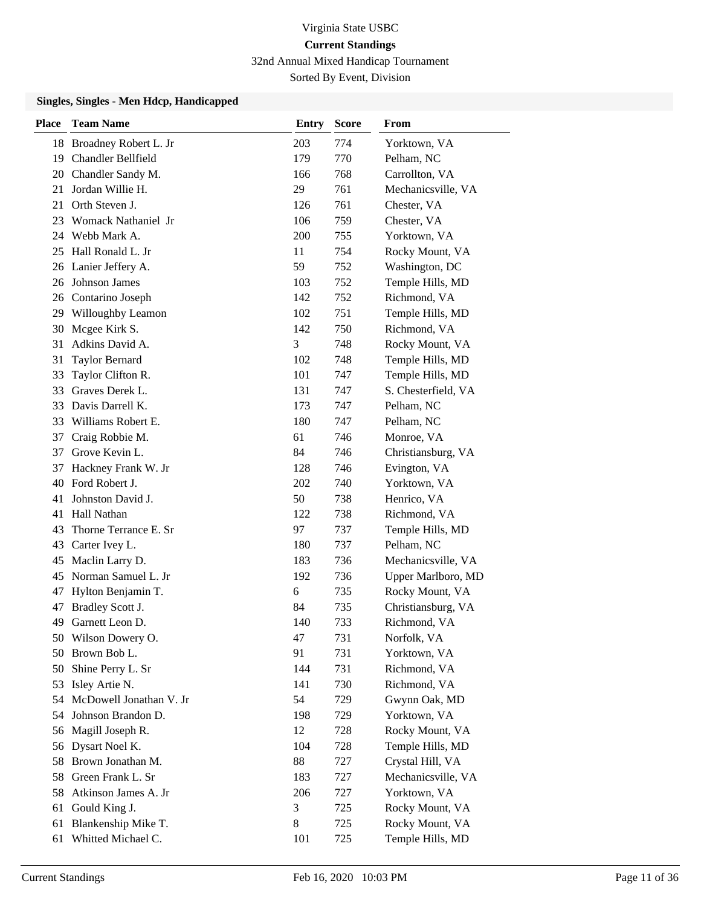# Virginia State USBC

## Current Standings

32nd Annual Mixed Handicap Tournament

Sorted By Event, Division

### Singles, Singles - Men Hdcp, Handicapped

| Place | Team Name | Entry | Score | From |
|---|---|---|---|---|
| 18 | Broadney Robert L. Jr | 203 | 774 | Yorktown, VA |
| 19 | Chandler Bellfield | 179 | 770 | Pelham, NC |
| 20 | Chandler Sandy M. | 166 | 768 | Carrollton, VA |
| 21 | Jordan Willie H. | 29 | 761 | Mechanicsville, VA |
| 21 | Orth Steven J. | 126 | 761 | Chester, VA |
| 23 | Womack Nathaniel Jr | 106 | 759 | Chester, VA |
| 24 | Webb Mark A. | 200 | 755 | Yorktown, VA |
| 25 | Hall Ronald L. Jr | 11 | 754 | Rocky Mount, VA |
| 26 | Lanier Jeffery A. | 59 | 752 | Washington, DC |
| 26 | Johnson James | 103 | 752 | Temple Hills, MD |
| 26 | Contarino Joseph | 142 | 752 | Richmond, VA |
| 29 | Willoughby Leamon | 102 | 751 | Temple Hills, MD |
| 30 | Mcgee Kirk S. | 142 | 750 | Richmond, VA |
| 31 | Adkins David A. | 3 | 748 | Rocky Mount, VA |
| 31 | Taylor Bernard | 102 | 748 | Temple Hills, MD |
| 33 | Taylor Clifton R. | 101 | 747 | Temple Hills, MD |
| 33 | Graves Derek L. | 131 | 747 | S. Chesterfield, VA |
| 33 | Davis Darrell K. | 173 | 747 | Pelham, NC |
| 33 | Williams Robert E. | 180 | 747 | Pelham, NC |
| 37 | Craig Robbie M. | 61 | 746 | Monroe, VA |
| 37 | Grove Kevin L. | 84 | 746 | Christiansburg, VA |
| 37 | Hackney Frank W. Jr | 128 | 746 | Evington, VA |
| 40 | Ford Robert J. | 202 | 740 | Yorktown, VA |
| 41 | Johnston David J. | 50 | 738 | Henrico, VA |
| 41 | Hall Nathan | 122 | 738 | Richmond, VA |
| 43 | Thorne Terrance E. Sr | 97 | 737 | Temple Hills, MD |
| 43 | Carter Ivey L. | 180 | 737 | Pelham, NC |
| 45 | Maclin Larry D. | 183 | 736 | Mechanicsville, VA |
| 45 | Norman Samuel L. Jr | 192 | 736 | Upper Marlboro, MD |
| 47 | Hylton Benjamin T. | 6 | 735 | Rocky Mount, VA |
| 47 | Bradley Scott J. | 84 | 735 | Christiansburg, VA |
| 49 | Garnett Leon D. | 140 | 733 | Richmond, VA |
| 50 | Wilson Dowery O. | 47 | 731 | Norfolk, VA |
| 50 | Brown Bob L. | 91 | 731 | Yorktown, VA |
| 50 | Shine Perry L. Sr | 144 | 731 | Richmond, VA |
| 53 | Isley Artie N. | 141 | 730 | Richmond, VA |
| 54 | McDowell Jonathan V. Jr | 54 | 729 | Gwynn Oak, MD |
| 54 | Johnson Brandon D. | 198 | 729 | Yorktown, VA |
| 56 | Magill Joseph R. | 12 | 728 | Rocky Mount, VA |
| 56 | Dysart Noel K. | 104 | 728 | Temple Hills, MD |
| 58 | Brown Jonathan M. | 88 | 727 | Crystal Hill, VA |
| 58 | Green Frank L. Sr | 183 | 727 | Mechanicsville, VA |
| 58 | Atkinson James A. Jr | 206 | 727 | Yorktown, VA |
| 61 | Gould King J. | 3 | 725 | Rocky Mount, VA |
| 61 | Blankenship Mike T. | 8 | 725 | Rocky Mount, VA |
| 61 | Whitted Michael C. | 101 | 725 | Temple Hills, MD |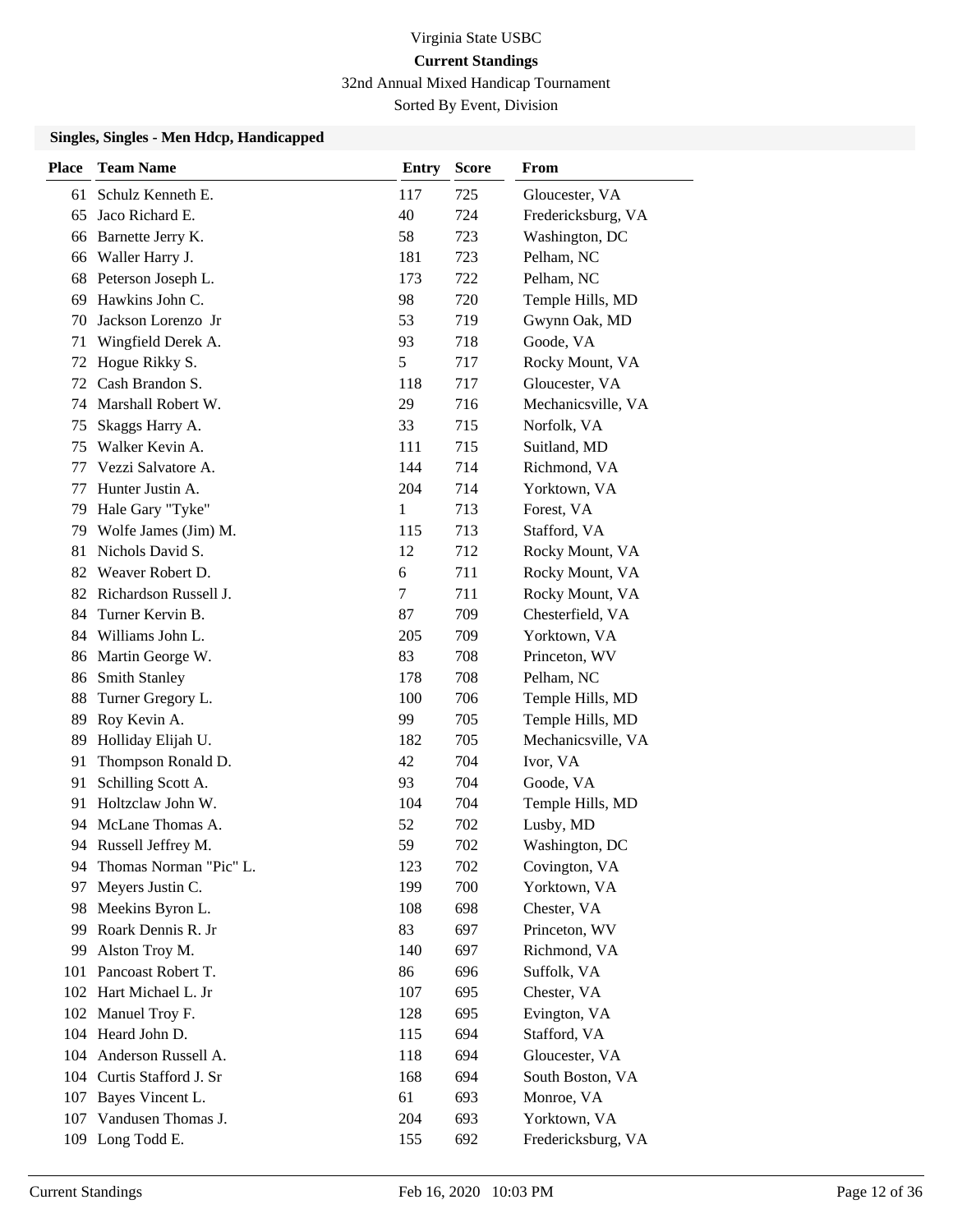Virginia State USBC

**Current Standings**

32nd Annual Mixed Handicap Tournament

Sorted By Event, Division

### Singles, Singles - Men Hdcp, Handicapped

| Place | Team Name | Entry | Score | From |
|---|---|---|---|---|
| 61 | Schulz Kenneth E. | 117 | 725 | Gloucester, VA |
| 65 | Jaco Richard E. | 40 | 724 | Fredericksburg, VA |
| 66 | Barnette Jerry K. | 58 | 723 | Washington, DC |
| 66 | Waller Harry J. | 181 | 723 | Pelham, NC |
| 68 | Peterson Joseph L. | 173 | 722 | Pelham, NC |
| 69 | Hawkins John C. | 98 | 720 | Temple Hills, MD |
| 70 | Jackson Lorenzo Jr | 53 | 719 | Gwynn Oak, MD |
| 71 | Wingfield Derek A. | 93 | 718 | Goode, VA |
| 72 | Hogue Rikky S. | 5 | 717 | Rocky Mount, VA |
| 72 | Cash Brandon S. | 118 | 717 | Gloucester, VA |
| 74 | Marshall Robert W. | 29 | 716 | Mechanicsville, VA |
| 75 | Skaggs Harry A. | 33 | 715 | Norfolk, VA |
| 75 | Walker Kevin A. | 111 | 715 | Suitland, MD |
| 77 | Vezzi Salvatore A. | 144 | 714 | Richmond, VA |
| 77 | Hunter Justin A. | 204 | 714 | Yorktown, VA |
| 79 | Hale Gary "Tyke" | 1 | 713 | Forest, VA |
| 79 | Wolfe James (Jim) M. | 115 | 713 | Stafford, VA |
| 81 | Nichols David S. | 12 | 712 | Rocky Mount, VA |
| 82 | Weaver Robert D. | 6 | 711 | Rocky Mount, VA |
| 82 | Richardson Russell J. | 7 | 711 | Rocky Mount, VA |
| 84 | Turner Kervin B. | 87 | 709 | Chesterfield, VA |
| 84 | Williams John L. | 205 | 709 | Yorktown, VA |
| 86 | Martin George W. | 83 | 708 | Princeton, WV |
| 86 | Smith Stanley | 178 | 708 | Pelham, NC |
| 88 | Turner Gregory L. | 100 | 706 | Temple Hills, MD |
| 89 | Roy Kevin A. | 99 | 705 | Temple Hills, MD |
| 89 | Holliday Elijah U. | 182 | 705 | Mechanicsville, VA |
| 91 | Thompson Ronald D. | 42 | 704 | Ivor, VA |
| 91 | Schilling Scott A. | 93 | 704 | Goode, VA |
| 91 | Holtzclaw John W. | 104 | 704 | Temple Hills, MD |
| 94 | McLane Thomas A. | 52 | 702 | Lusby, MD |
| 94 | Russell Jeffrey M. | 59 | 702 | Washington, DC |
| 94 | Thomas Norman "Pic" L. | 123 | 702 | Covington, VA |
| 97 | Meyers Justin C. | 199 | 700 | Yorktown, VA |
| 98 | Meekins Byron L. | 108 | 698 | Chester, VA |
| 99 | Roark Dennis R. Jr | 83 | 697 | Princeton, WV |
| 99 | Alston Troy M. | 140 | 697 | Richmond, VA |
| 101 | Pancoast Robert T. | 86 | 696 | Suffolk, VA |
| 102 | Hart Michael L. Jr | 107 | 695 | Chester, VA |
| 102 | Manuel Troy F. | 128 | 695 | Evington, VA |
| 104 | Heard John D. | 115 | 694 | Stafford, VA |
| 104 | Anderson Russell A. | 118 | 694 | Gloucester, VA |
| 104 | Curtis Stafford J. Sr | 168 | 694 | South Boston, VA |
| 107 | Bayes Vincent L. | 61 | 693 | Monroe, VA |
| 107 | Vandusen Thomas J. | 204 | 693 | Yorktown, VA |
| 109 | Long Todd E. | 155 | 692 | Fredericksburg, VA |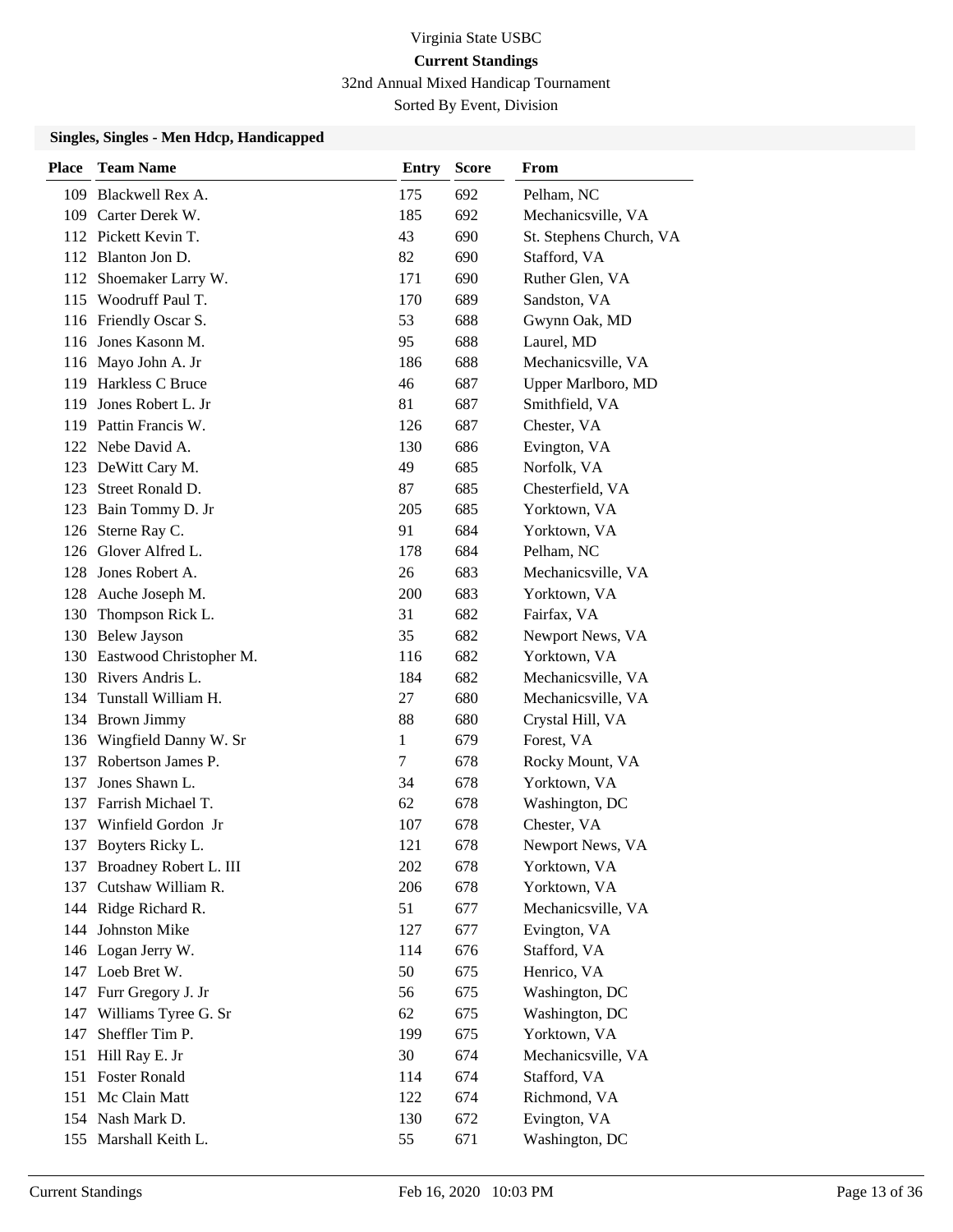Virginia State USBC

**Current Standings**

32nd Annual Mixed Handicap Tournament

Sorted By Event, Division

### Singles, Singles - Men Hdcp, Handicapped

| Place | Team Name | Entry | Score | From |
|---|---|---|---|---|
| 109 | Blackwell Rex A. | 175 | 692 | Pelham, NC |
| 109 | Carter Derek W. | 185 | 692 | Mechanicsville, VA |
| 112 | Pickett Kevin T. | 43 | 690 | St. Stephens Church, VA |
| 112 | Blanton Jon D. | 82 | 690 | Stafford, VA |
| 112 | Shoemaker Larry W. | 171 | 690 | Ruther Glen, VA |
| 115 | Woodruff Paul T. | 170 | 689 | Sandston, VA |
| 116 | Friendly Oscar S. | 53 | 688 | Gwynn Oak, MD |
| 116 | Jones Kasonn M. | 95 | 688 | Laurel, MD |
| 116 | Mayo John A. Jr | 186 | 688 | Mechanicsville, VA |
| 119 | Harkless C Bruce | 46 | 687 | Upper Marlboro, MD |
| 119 | Jones Robert L. Jr | 81 | 687 | Smithfield, VA |
| 119 | Pattin Francis W. | 126 | 687 | Chester, VA |
| 122 | Nebe David A. | 130 | 686 | Evington, VA |
| 123 | DeWitt Cary M. | 49 | 685 | Norfolk, VA |
| 123 | Street Ronald D. | 87 | 685 | Chesterfield, VA |
| 123 | Bain Tommy D. Jr | 205 | 685 | Yorktown, VA |
| 126 | Sterne Ray C. | 91 | 684 | Yorktown, VA |
| 126 | Glover Alfred L. | 178 | 684 | Pelham, NC |
| 128 | Jones Robert A. | 26 | 683 | Mechanicsville, VA |
| 128 | Auche Joseph M. | 200 | 683 | Yorktown, VA |
| 130 | Thompson Rick L. | 31 | 682 | Fairfax, VA |
| 130 | Belew Jayson | 35 | 682 | Newport News, VA |
| 130 | Eastwood Christopher M. | 116 | 682 | Yorktown, VA |
| 130 | Rivers Andris L. | 184 | 682 | Mechanicsville, VA |
| 134 | Tunstall William H. | 27 | 680 | Mechanicsville, VA |
| 134 | Brown Jimmy | 88 | 680 | Crystal Hill, VA |
| 136 | Wingfield Danny W. Sr | 1 | 679 | Forest, VA |
| 137 | Robertson James P. | 7 | 678 | Rocky Mount, VA |
| 137 | Jones Shawn L. | 34 | 678 | Yorktown, VA |
| 137 | Farrish Michael T. | 62 | 678 | Washington, DC |
| 137 | Winfield Gordon Jr | 107 | 678 | Chester, VA |
| 137 | Boyters Ricky L. | 121 | 678 | Newport News, VA |
| 137 | Broadney Robert L. III | 202 | 678 | Yorktown, VA |
| 137 | Cutshaw William R. | 206 | 678 | Yorktown, VA |
| 144 | Ridge Richard R. | 51 | 677 | Mechanicsville, VA |
| 144 | Johnston Mike | 127 | 677 | Evington, VA |
| 146 | Logan Jerry W. | 114 | 676 | Stafford, VA |
| 147 | Loeb Bret W. | 50 | 675 | Henrico, VA |
| 147 | Furr Gregory J. Jr | 56 | 675 | Washington, DC |
| 147 | Williams Tyree G. Sr | 62 | 675 | Washington, DC |
| 147 | Sheffler Tim P. | 199 | 675 | Yorktown, VA |
| 151 | Hill Ray E. Jr | 30 | 674 | Mechanicsville, VA |
| 151 | Foster Ronald | 114 | 674 | Stafford, VA |
| 151 | Mc Clain Matt | 122 | 674 | Richmond, VA |
| 154 | Nash Mark D. | 130 | 672 | Evington, VA |
| 155 | Marshall Keith L. | 55 | 671 | Washington, DC |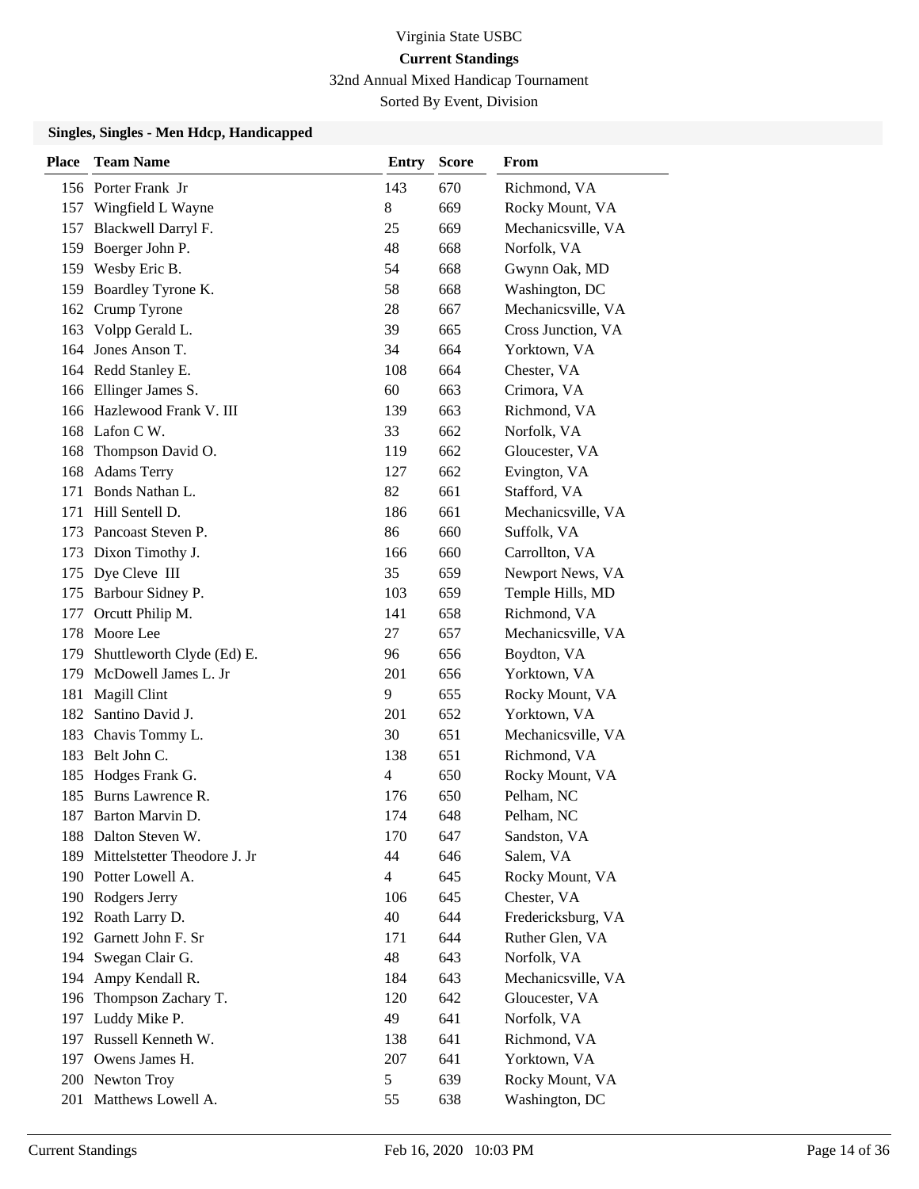Virginia State USBC

**Current Standings**

32nd Annual Mixed Handicap Tournament

Sorted By Event, Division

### Singles, Singles - Men Hdcp, Handicapped

| Place | Team Name | Entry | Score | From |
|---|---|---|---|---|
| 156 | Porter Frank Jr | 143 | 670 | Richmond, VA |
| 157 | Wingfield L Wayne | 8 | 669 | Rocky Mount, VA |
| 157 | Blackwell Darryl F. | 25 | 669 | Mechanicsville, VA |
| 159 | Boerger John P. | 48 | 668 | Norfolk, VA |
| 159 | Wesby Eric B. | 54 | 668 | Gwynn Oak, MD |
| 159 | Boardley Tyrone K. | 58 | 668 | Washington, DC |
| 162 | Crump Tyrone | 28 | 667 | Mechanicsville, VA |
| 163 | Volpp Gerald L. | 39 | 665 | Cross Junction, VA |
| 164 | Jones Anson T. | 34 | 664 | Yorktown, VA |
| 164 | Redd Stanley E. | 108 | 664 | Chester, VA |
| 166 | Ellinger James S. | 60 | 663 | Crimora, VA |
| 166 | Hazlewood Frank V. III | 139 | 663 | Richmond, VA |
| 168 | Lafon C W. | 33 | 662 | Norfolk, VA |
| 168 | Thompson David O. | 119 | 662 | Gloucester, VA |
| 168 | Adams Terry | 127 | 662 | Evington, VA |
| 171 | Bonds Nathan L. | 82 | 661 | Stafford, VA |
| 171 | Hill Sentell D. | 186 | 661 | Mechanicsville, VA |
| 173 | Pancoast Steven P. | 86 | 660 | Suffolk, VA |
| 173 | Dixon Timothy J. | 166 | 660 | Carrollton, VA |
| 175 | Dye Cleve III | 35 | 659 | Newport News, VA |
| 175 | Barbour Sidney P. | 103 | 659 | Temple Hills, MD |
| 177 | Orcutt Philip M. | 141 | 658 | Richmond, VA |
| 178 | Moore Lee | 27 | 657 | Mechanicsville, VA |
| 179 | Shuttleworth Clyde (Ed) E. | 96 | 656 | Boydton, VA |
| 179 | McDowell James L. Jr | 201 | 656 | Yorktown, VA |
| 181 | Magill Clint | 9 | 655 | Rocky Mount, VA |
| 182 | Santino David J. | 201 | 652 | Yorktown, VA |
| 183 | Chavis Tommy L. | 30 | 651 | Mechanicsville, VA |
| 183 | Belt John C. | 138 | 651 | Richmond, VA |
| 185 | Hodges Frank G. | 4 | 650 | Rocky Mount, VA |
| 185 | Burns Lawrence R. | 176 | 650 | Pelham, NC |
| 187 | Barton Marvin D. | 174 | 648 | Pelham, NC |
| 188 | Dalton Steven W. | 170 | 647 | Sandston, VA |
| 189 | Mittelstetter Theodore J. Jr | 44 | 646 | Salem, VA |
| 190 | Potter Lowell A. | 4 | 645 | Rocky Mount, VA |
| 190 | Rodgers Jerry | 106 | 645 | Chester, VA |
| 192 | Roath Larry D. | 40 | 644 | Fredericksburg, VA |
| 192 | Garnett John F. Sr | 171 | 644 | Ruther Glen, VA |
| 194 | Swegan Clair G. | 48 | 643 | Norfolk, VA |
| 194 | Ampy Kendall R. | 184 | 643 | Mechanicsville, VA |
| 196 | Thompson Zachary T. | 120 | 642 | Gloucester, VA |
| 197 | Luddy Mike P. | 49 | 641 | Norfolk, VA |
| 197 | Russell Kenneth W. | 138 | 641 | Richmond, VA |
| 197 | Owens James H. | 207 | 641 | Yorktown, VA |
| 200 | Newton Troy | 5 | 639 | Rocky Mount, VA |
| 201 | Matthews Lowell A. | 55 | 638 | Washington, DC |

Current Standings Feb 16, 2020 10:03 PM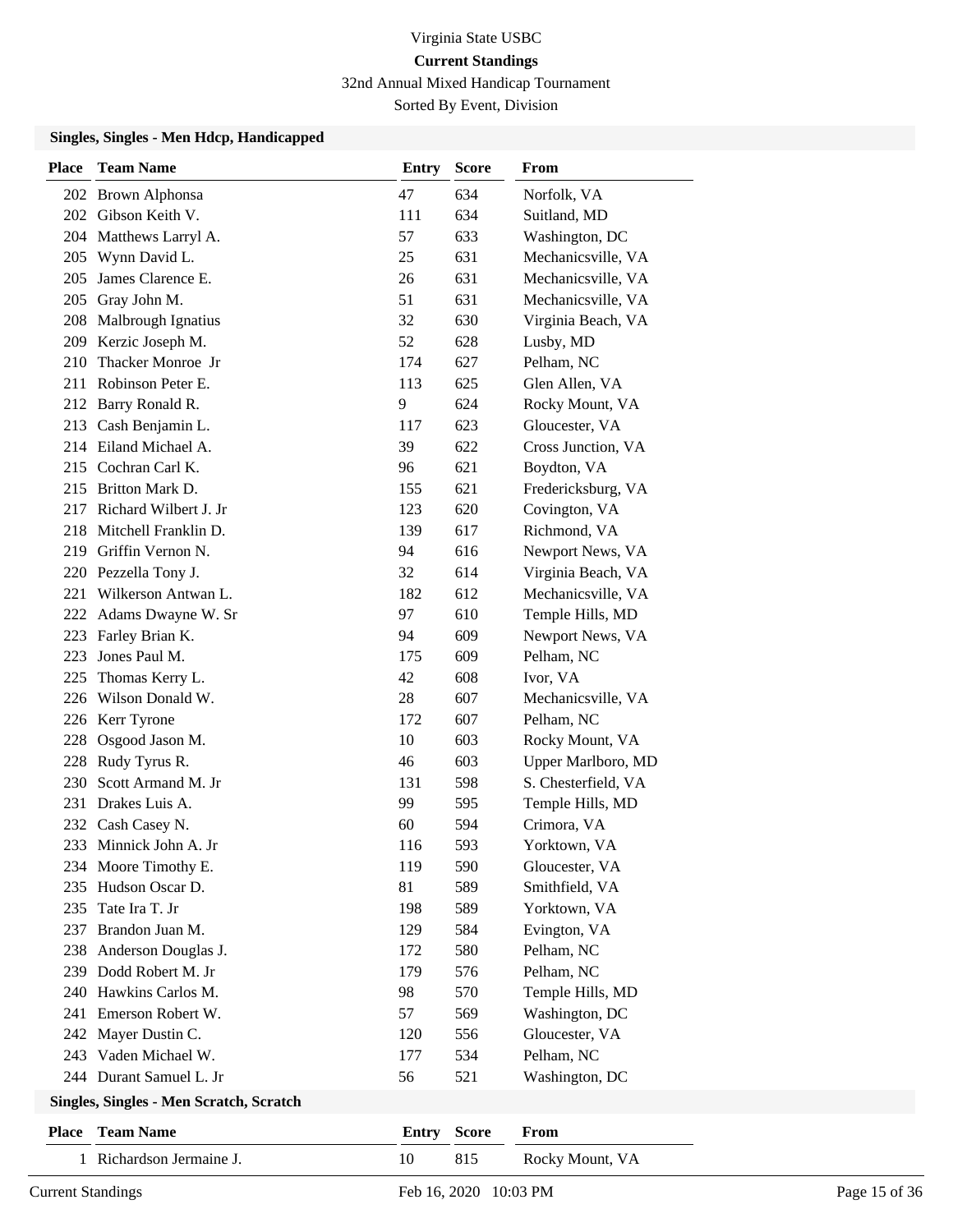# Virginia State USBC

## Current Standings

32nd Annual Mixed Handicap Tournament

Sorted By Event, Division

### Singles, Singles - Men Hdcp, Handicapped

| Place | Team Name | Entry | Score | From |
|---|---|---|---|---|
| 202 | Brown Alphonsa | 47 | 634 | Norfolk, VA |
| 202 | Gibson Keith V. | 111 | 634 | Suitland, MD |
| 204 | Matthews Larryl A. | 57 | 633 | Washington, DC |
| 205 | Wynn David L. | 25 | 631 | Mechanicsville, VA |
| 205 | James Clarence E. | 26 | 631 | Mechanicsville, VA |
| 205 | Gray John M. | 51 | 631 | Mechanicsville, VA |
| 208 | Malbrough Ignatius | 32 | 630 | Virginia Beach, VA |
| 209 | Kerzic Joseph M. | 52 | 628 | Lusby, MD |
| 210 | Thacker Monroe Jr | 174 | 627 | Pelham, NC |
| 211 | Robinson Peter E. | 113 | 625 | Glen Allen, VA |
| 212 | Barry Ronald R. | 9 | 624 | Rocky Mount, VA |
| 213 | Cash Benjamin L. | 117 | 623 | Gloucester, VA |
| 214 | Eiland Michael A. | 39 | 622 | Cross Junction, VA |
| 215 | Cochran Carl K. | 96 | 621 | Boydton, VA |
| 215 | Britton Mark D. | 155 | 621 | Fredericksburg, VA |
| 217 | Richard Wilbert J. Jr | 123 | 620 | Covington, VA |
| 218 | Mitchell Franklin D. | 139 | 617 | Richmond, VA |
| 219 | Griffin Vernon N. | 94 | 616 | Newport News, VA |
| 220 | Pezzella Tony J. | 32 | 614 | Virginia Beach, VA |
| 221 | Wilkerson Antwan L. | 182 | 612 | Mechanicsville, VA |
| 222 | Adams Dwayne W. Sr | 97 | 610 | Temple Hills, MD |
| 223 | Farley Brian K. | 94 | 609 | Newport News, VA |
| 223 | Jones Paul M. | 175 | 609 | Pelham, NC |
| 225 | Thomas Kerry L. | 42 | 608 | Ivor, VA |
| 226 | Wilson Donald W. | 28 | 607 | Mechanicsville, VA |
| 226 | Kerr Tyrone | 172 | 607 | Pelham, NC |
| 228 | Osgood Jason M. | 10 | 603 | Rocky Mount, VA |
| 228 | Rudy Tyrus R. | 46 | 603 | Upper Marlboro, MD |
| 230 | Scott Armand M. Jr | 131 | 598 | S. Chesterfield, VA |
| 231 | Drakes Luis A. | 99 | 595 | Temple Hills, MD |
| 232 | Cash Casey N. | 60 | 594 | Crimora, VA |
| 233 | Minnick John A. Jr | 116 | 593 | Yorktown, VA |
| 234 | Moore Timothy E. | 119 | 590 | Gloucester, VA |
| 235 | Hudson Oscar D. | 81 | 589 | Smithfield, VA |
| 235 | Tate Ira T. Jr | 198 | 589 | Yorktown, VA |
| 237 | Brandon Juan M. | 129 | 584 | Evington, VA |
| 238 | Anderson Douglas J. | 172 | 580 | Pelham, NC |
| 239 | Dodd Robert M. Jr | 179 | 576 | Pelham, NC |
| 240 | Hawkins Carlos M. | 98 | 570 | Temple Hills, MD |
| 241 | Emerson Robert W. | 57 | 569 | Washington, DC |
| 242 | Mayer Dustin C. | 120 | 556 | Gloucester, VA |
| 243 | Vaden Michael W. | 177 | 534 | Pelham, NC |
| 244 | Durant Samuel L. Jr | 56 | 521 | Washington, DC |

### Singles, Singles - Men Scratch, Scratch

| Place | Team Name | Entry | Score | From |
|---|---|---|---|---|
| 1 | Richardson Jermaine J. | 10 | 815 | Rocky Mount, VA |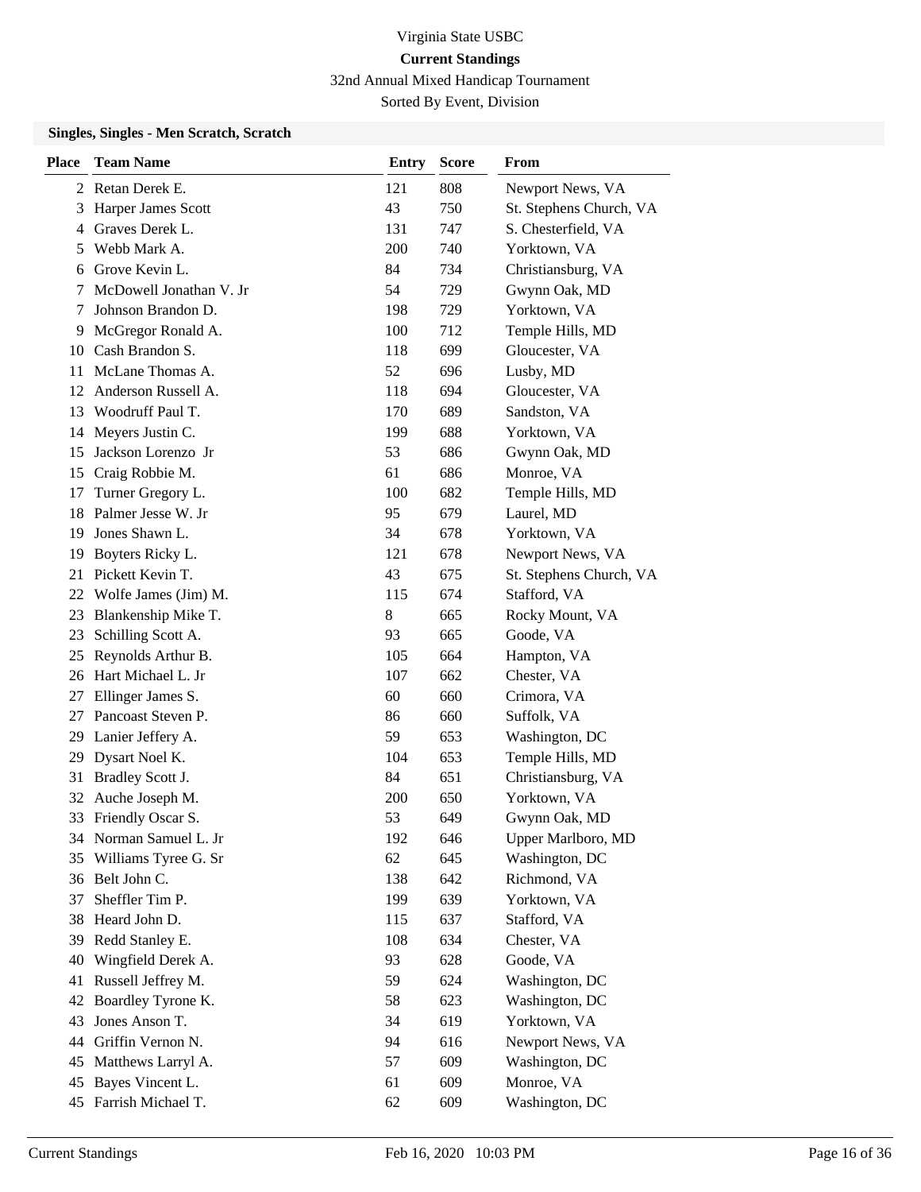Virginia State USBC

**Current Standings**

32nd Annual Mixed Handicap Tournament

Sorted By Event, Division

### Singles, Singles - Men Scratch, Scratch

| Place | Team Name | Entry | Score | From |
|---|---|---|---|---|
| 2 | Retan Derek E. | 121 | 808 | Newport News, VA |
| 3 | Harper James Scott | 43 | 750 | St. Stephens Church, VA |
| 4 | Graves Derek L. | 131 | 747 | S. Chesterfield, VA |
| 5 | Webb Mark A. | 200 | 740 | Yorktown, VA |
| 6 | Grove Kevin L. | 84 | 734 | Christiansburg, VA |
| 7 | McDowell Jonathan V. Jr | 54 | 729 | Gwynn Oak, MD |
| 7 | Johnson Brandon D. | 198 | 729 | Yorktown, VA |
| 9 | McGregor Ronald A. | 100 | 712 | Temple Hills, MD |
| 10 | Cash Brandon S. | 118 | 699 | Gloucester, VA |
| 11 | McLane Thomas A. | 52 | 696 | Lusby, MD |
| 12 | Anderson Russell A. | 118 | 694 | Gloucester, VA |
| 13 | Woodruff Paul T. | 170 | 689 | Sandston, VA |
| 14 | Meyers Justin C. | 199 | 688 | Yorktown, VA |
| 15 | Jackson Lorenzo Jr | 53 | 686 | Gwynn Oak, MD |
| 15 | Craig Robbie M. | 61 | 686 | Monroe, VA |
| 17 | Turner Gregory L. | 100 | 682 | Temple Hills, MD |
| 18 | Palmer Jesse W. Jr | 95 | 679 | Laurel, MD |
| 19 | Jones Shawn L. | 34 | 678 | Yorktown, VA |
| 19 | Boyters Ricky L. | 121 | 678 | Newport News, VA |
| 21 | Pickett Kevin T. | 43 | 675 | St. Stephens Church, VA |
| 22 | Wolfe James (Jim) M. | 115 | 674 | Stafford, VA |
| 23 | Blankenship Mike T. | 8 | 665 | Rocky Mount, VA |
| 23 | Schilling Scott A. | 93 | 665 | Goode, VA |
| 25 | Reynolds Arthur B. | 105 | 664 | Hampton, VA |
| 26 | Hart Michael L. Jr | 107 | 662 | Chester, VA |
| 27 | Ellinger James S. | 60 | 660 | Crimora, VA |
| 27 | Pancoast Steven P. | 86 | 660 | Suffolk, VA |
| 29 | Lanier Jeffery A. | 59 | 653 | Washington, DC |
| 29 | Dysart Noel K. | 104 | 653 | Temple Hills, MD |
| 31 | Bradley Scott J. | 84 | 651 | Christiansburg, VA |
| 32 | Auche Joseph M. | 200 | 650 | Yorktown, VA |
| 33 | Friendly Oscar S. | 53 | 649 | Gwynn Oak, MD |
| 34 | Norman Samuel L. Jr | 192 | 646 | Upper Marlboro, MD |
| 35 | Williams Tyree G. Sr | 62 | 645 | Washington, DC |
| 36 | Belt John C. | 138 | 642 | Richmond, VA |
| 37 | Sheffler Tim P. | 199 | 639 | Yorktown, VA |
| 38 | Heard John D. | 115 | 637 | Stafford, VA |
| 39 | Redd Stanley E. | 108 | 634 | Chester, VA |
| 40 | Wingfield Derek A. | 93 | 628 | Goode, VA |
| 41 | Russell Jeffrey M. | 59 | 624 | Washington, DC |
| 42 | Boardley Tyrone K. | 58 | 623 | Washington, DC |
| 43 | Jones Anson T. | 34 | 619 | Yorktown, VA |
| 44 | Griffin Vernon N. | 94 | 616 | Newport News, VA |
| 45 | Matthews Larryl A. | 57 | 609 | Washington, DC |
| 45 | Bayes Vincent L. | 61 | 609 | Monroe, VA |
| 45 | Farrish Michael T. | 62 | 609 | Washington, DC |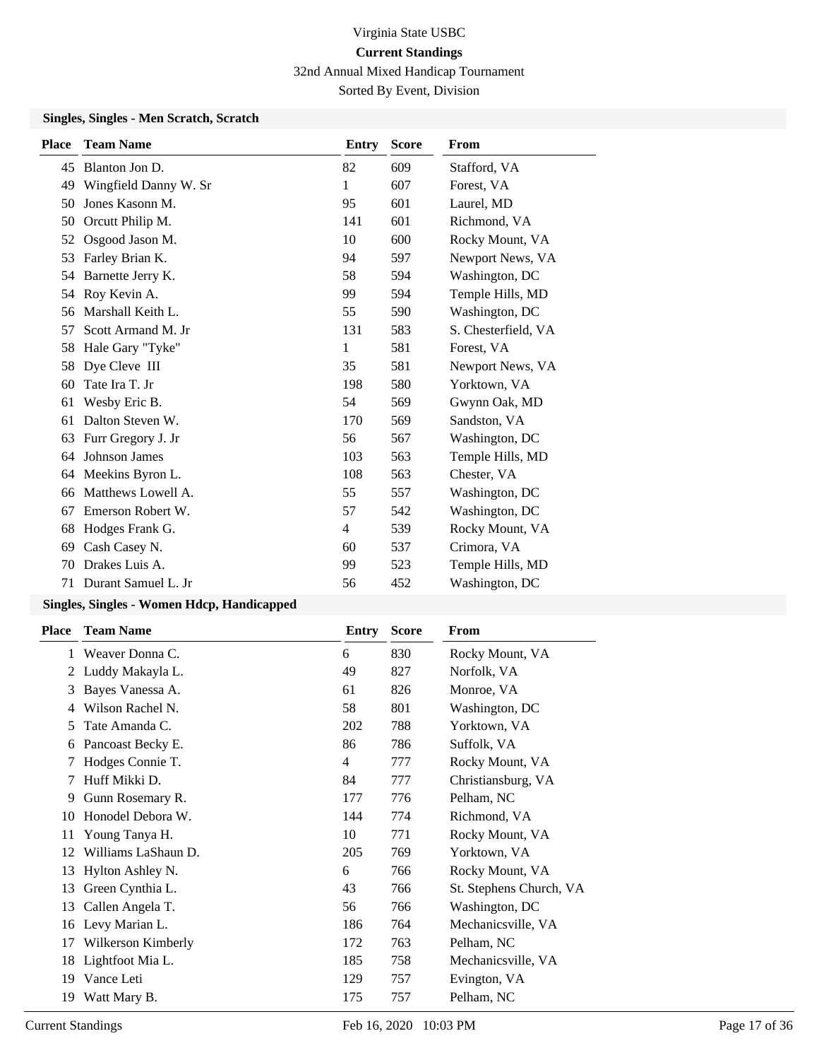# Virginia State USBC

## Current Standings

32nd Annual Mixed Handicap Tournament

Sorted By Event, Division

### Singles, Singles - Men Scratch, Scratch

| Place | Team Name | Entry | Score | From |
|---|---|---|---|---|
| 45 | Blanton Jon D. | 82 | 609 | Stafford, VA |
| 49 | Wingfield Danny W. Sr | 1 | 607 | Forest, VA |
| 50 | Jones Kasonn M. | 95 | 601 | Laurel, MD |
| 50 | Orcutt Philip M. | 141 | 601 | Richmond, VA |
| 52 | Osgood Jason M. | 10 | 600 | Rocky Mount, VA |
| 53 | Farley Brian K. | 94 | 597 | Newport News, VA |
| 54 | Barnette Jerry K. | 58 | 594 | Washington, DC |
| 54 | Roy Kevin A. | 99 | 594 | Temple Hills, MD |
| 56 | Marshall Keith L. | 55 | 590 | Washington, DC |
| 57 | Scott Armand M. Jr | 131 | 583 | S. Chesterfield, VA |
| 58 | Hale Gary "Tyke" | 1 | 581 | Forest, VA |
| 58 | Dye Cleve III | 35 | 581 | Newport News, VA |
| 60 | Tate Ira T. Jr | 198 | 580 | Yorktown, VA |
| 61 | Wesby Eric B. | 54 | 569 | Gwynn Oak, MD |
| 61 | Dalton Steven W. | 170 | 569 | Sandston, VA |
| 63 | Furr Gregory J. Jr | 56 | 567 | Washington, DC |
| 64 | Johnson James | 103 | 563 | Temple Hills, MD |
| 64 | Meekins Byron L. | 108 | 563 | Chester, VA |
| 66 | Matthews Lowell A. | 55 | 557 | Washington, DC |
| 67 | Emerson Robert W. | 57 | 542 | Washington, DC |
| 68 | Hodges Frank G. | 4 | 539 | Rocky Mount, VA |
| 69 | Cash Casey N. | 60 | 537 | Crimora, VA |
| 70 | Drakes Luis A. | 99 | 523 | Temple Hills, MD |
| 71 | Durant Samuel L. Jr | 56 | 452 | Washington, DC |

### Singles, Singles - Women Hdcp, Handicapped

| Place | Team Name | Entry | Score | From |
|---|---|---|---|---|
| 1 | Weaver Donna C. | 6 | 830 | Rocky Mount, VA |
| 2 | Luddy Makayla L. | 49 | 827 | Norfolk, VA |
| 3 | Bayes Vanessa A. | 61 | 826 | Monroe, VA |
| 4 | Wilson Rachel N. | 58 | 801 | Washington, DC |
| 5 | Tate Amanda C. | 202 | 788 | Yorktown, VA |
| 6 | Pancoast Becky E. | 86 | 786 | Suffolk, VA |
| 7 | Hodges Connie T. | 4 | 777 | Rocky Mount, VA |
| 7 | Huff Mikki D. | 84 | 777 | Christiansburg, VA |
| 9 | Gunn Rosemary R. | 177 | 776 | Pelham, NC |
| 10 | Honodel Debora W. | 144 | 774 | Richmond, VA |
| 11 | Young Tanya H. | 10 | 771 | Rocky Mount, VA |
| 12 | Williams LaShaun D. | 205 | 769 | Yorktown, VA |
| 13 | Hylton Ashley N. | 6 | 766 | Rocky Mount, VA |
| 13 | Green Cynthia L. | 43 | 766 | St. Stephens Church, VA |
| 13 | Callen Angela T. | 56 | 766 | Washington, DC |
| 16 | Levy Marian L. | 186 | 764 | Mechanicsville, VA |
| 17 | Wilkerson Kimberly | 172 | 763 | Pelham, NC |
| 18 | Lightfoot Mia L. | 185 | 758 | Mechanicsville, VA |
| 19 | Vance Leti | 129 | 757 | Evington, VA |
| 19 | Watt Mary B. | 175 | 757 | Pelham, NC |

Current Standings Feb 16, 2020 10:03 PM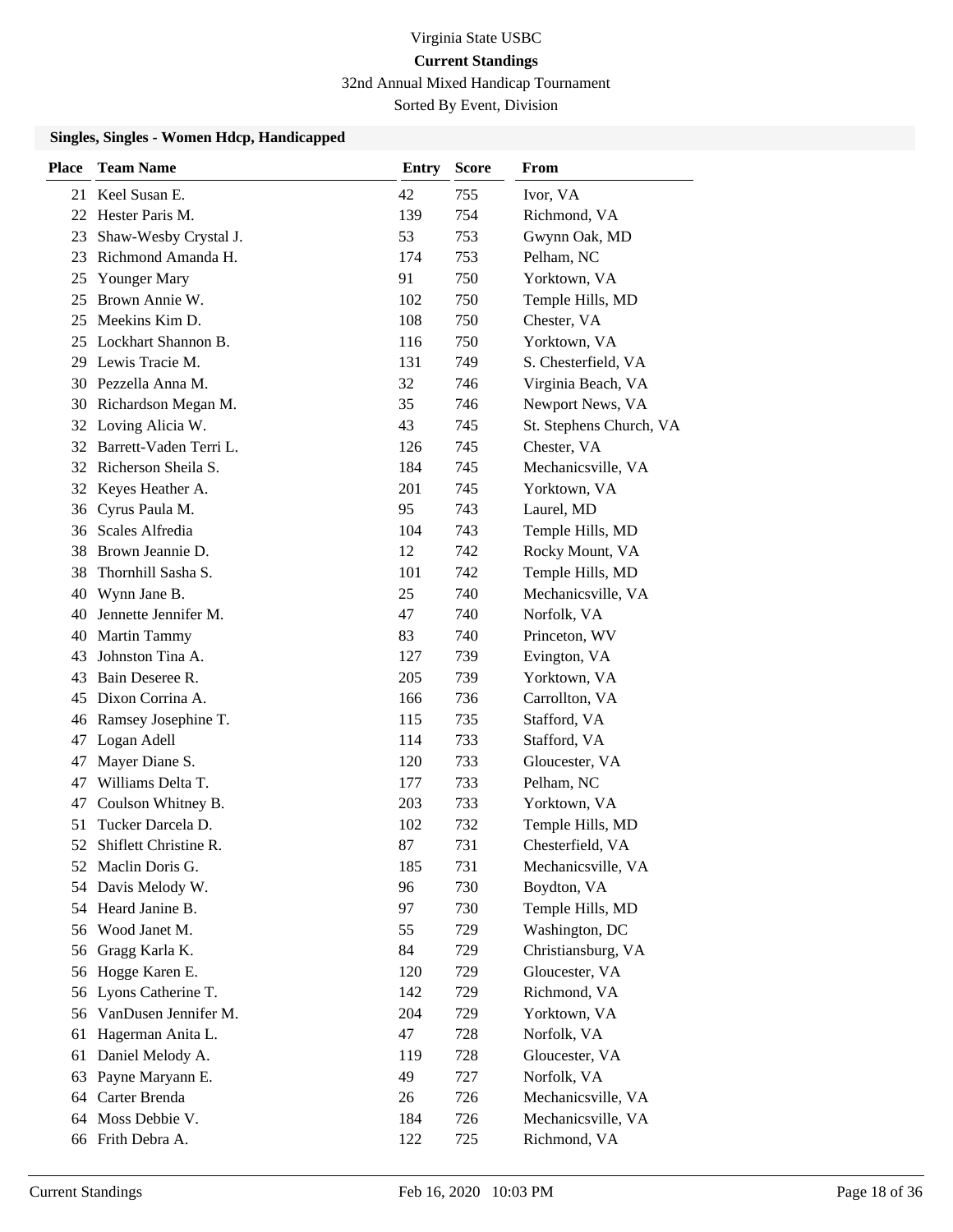Virginia State USBC

**Current Standings**

32nd Annual Mixed Handicap Tournament

Sorted By Event, Division

**Singles, Singles - Women Hdcp, Handicapped**

| Place | Team Name | Entry | Score | From |
|---|---|---|---|---|
| 21 | Keel Susan E. | 42 | 755 | Ivor, VA |
| 22 | Hester Paris M. | 139 | 754 | Richmond, VA |
| 23 | Shaw-Wesby Crystal J. | 53 | 753 | Gwynn Oak, MD |
| 23 | Richmond Amanda H. | 174 | 753 | Pelham, NC |
| 25 | Younger Mary | 91 | 750 | Yorktown, VA |
| 25 | Brown Annie W. | 102 | 750 | Temple Hills, MD |
| 25 | Meekins Kim D. | 108 | 750 | Chester, VA |
| 25 | Lockhart Shannon B. | 116 | 750 | Yorktown, VA |
| 29 | Lewis Tracie M. | 131 | 749 | S. Chesterfield, VA |
| 30 | Pezzella Anna M. | 32 | 746 | Virginia Beach, VA |
| 30 | Richardson Megan M. | 35 | 746 | Newport News, VA |
| 32 | Loving Alicia W. | 43 | 745 | St. Stephens Church, VA |
| 32 | Barrett-Vaden Terri L. | 126 | 745 | Chester, VA |
| 32 | Richerson Sheila S. | 184 | 745 | Mechanicsville, VA |
| 32 | Keyes Heather A. | 201 | 745 | Yorktown, VA |
| 36 | Cyrus Paula M. | 95 | 743 | Laurel, MD |
| 36 | Scales Alfredia | 104 | 743 | Temple Hills, MD |
| 38 | Brown Jeannie D. | 12 | 742 | Rocky Mount, VA |
| 38 | Thornhill Sasha S. | 101 | 742 | Temple Hills, MD |
| 40 | Wynn Jane B. | 25 | 740 | Mechanicsville, VA |
| 40 | Jennette Jennifer M. | 47 | 740 | Norfolk, VA |
| 40 | Martin Tammy | 83 | 740 | Princeton, WV |
| 43 | Johnston Tina A. | 127 | 739 | Evington, VA |
| 43 | Bain Deseree R. | 205 | 739 | Yorktown, VA |
| 45 | Dixon Corrina A. | 166 | 736 | Carrollton, VA |
| 46 | Ramsey Josephine T. | 115 | 735 | Stafford, VA |
| 47 | Logan Adell | 114 | 733 | Stafford, VA |
| 47 | Mayer Diane S. | 120 | 733 | Gloucester, VA |
| 47 | Williams Delta T. | 177 | 733 | Pelham, NC |
| 47 | Coulson Whitney B. | 203 | 733 | Yorktown, VA |
| 51 | Tucker Darcela D. | 102 | 732 | Temple Hills, MD |
| 52 | Shiflett Christine R. | 87 | 731 | Chesterfield, VA |
| 52 | Maclin Doris G. | 185 | 731 | Mechanicsville, VA |
| 54 | Davis Melody W. | 96 | 730 | Boydton, VA |
| 54 | Heard Janine B. | 97 | 730 | Temple Hills, MD |
| 56 | Wood Janet M. | 55 | 729 | Washington, DC |
| 56 | Gragg Karla K. | 84 | 729 | Christiansburg, VA |
| 56 | Hogge Karen E. | 120 | 729 | Gloucester, VA |
| 56 | Lyons Catherine T. | 142 | 729 | Richmond, VA |
| 56 | VanDusen Jennifer M. | 204 | 729 | Yorktown, VA |
| 61 | Hagerman Anita L. | 47 | 728 | Norfolk, VA |
| 61 | Daniel Melody A. | 119 | 728 | Gloucester, VA |
| 63 | Payne Maryann E. | 49 | 727 | Norfolk, VA |
| 64 | Carter Brenda | 26 | 726 | Mechanicsville, VA |
| 64 | Moss Debbie V. | 184 | 726 | Mechanicsville, VA |
| 66 | Frith Debra A. | 122 | 725 | Richmond, VA |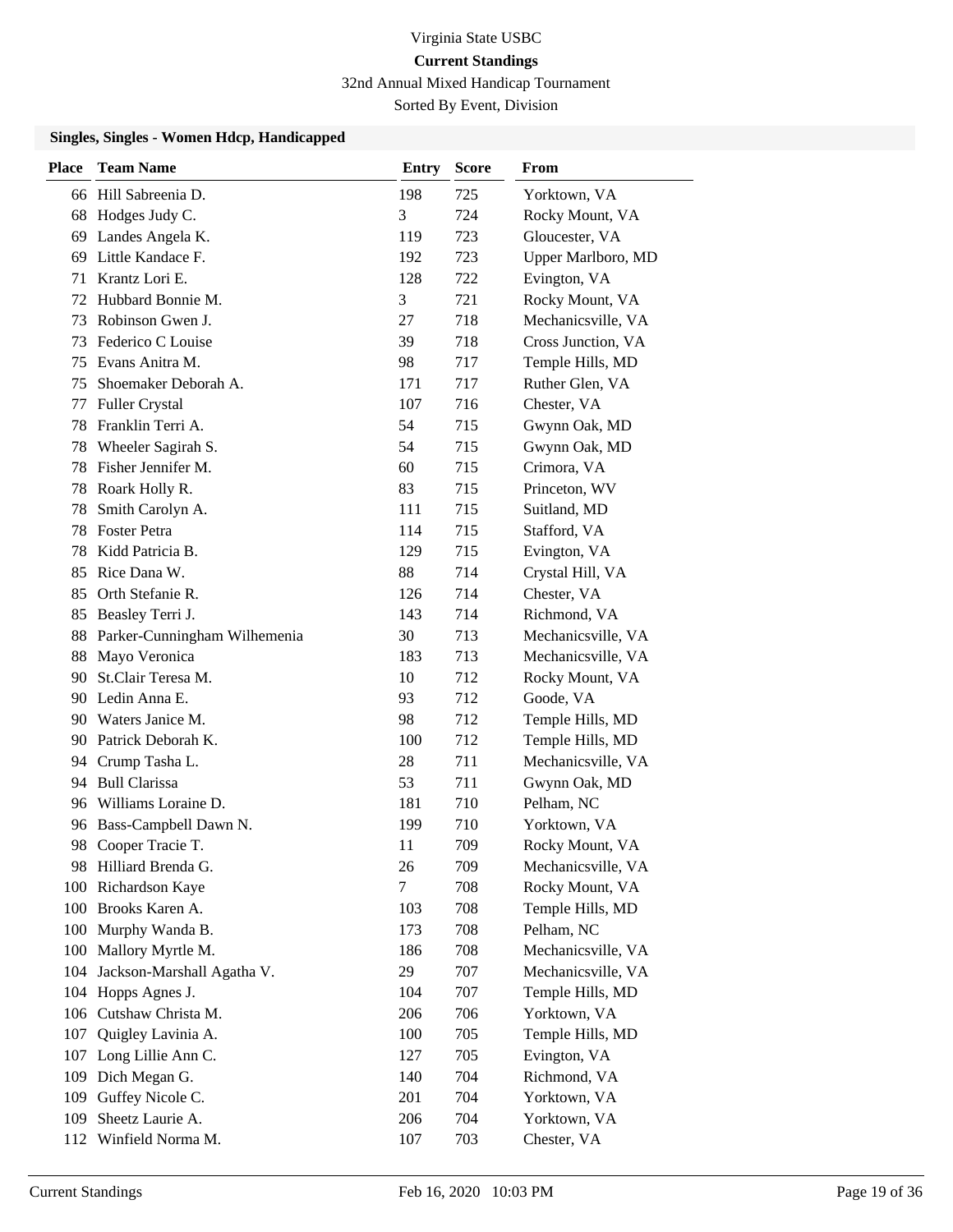# Virginia State USBC

## Current Standings

32nd Annual Mixed Handicap Tournament

Sorted By Event, Division

### Singles, Singles - Women Hdcp, Handicapped

| Place | Team Name | Entry | Score | From |
|---|---|---|---|---|
| 66 | Hill Sabreenia D. | 198 | 725 | Yorktown, VA |
| 68 | Hodges Judy C. | 3 | 724 | Rocky Mount, VA |
| 69 | Landes Angela K. | 119 | 723 | Gloucester, VA |
| 69 | Little Kandace F. | 192 | 723 | Upper Marlboro, MD |
| 71 | Krantz Lori E. | 128 | 722 | Evington, VA |
| 72 | Hubbard Bonnie M. | 3 | 721 | Rocky Mount, VA |
| 73 | Robinson Gwen J. | 27 | 718 | Mechanicsville, VA |
| 73 | Federico C Louise | 39 | 718 | Cross Junction, VA |
| 75 | Evans Anitra M. | 98 | 717 | Temple Hills, MD |
| 75 | Shoemaker Deborah A. | 171 | 717 | Ruther Glen, VA |
| 77 | Fuller Crystal | 107 | 716 | Chester, VA |
| 78 | Franklin Terri A. | 54 | 715 | Gwynn Oak, MD |
| 78 | Wheeler Sagirah S. | 54 | 715 | Gwynn Oak, MD |
| 78 | Fisher Jennifer M. | 60 | 715 | Crimora, VA |
| 78 | Roark Holly R. | 83 | 715 | Princeton, WV |
| 78 | Smith Carolyn A. | 111 | 715 | Suitland, MD |
| 78 | Foster Petra | 114 | 715 | Stafford, VA |
| 78 | Kidd Patricia B. | 129 | 715 | Evington, VA |
| 85 | Rice Dana W. | 88 | 714 | Crystal Hill, VA |
| 85 | Orth Stefanie R. | 126 | 714 | Chester, VA |
| 85 | Beasley Terri J. | 143 | 714 | Richmond, VA |
| 88 | Parker-Cunningham Wilhemenia | 30 | 713 | Mechanicsville, VA |
| 88 | Mayo Veronica | 183 | 713 | Mechanicsville, VA |
| 90 | St.Clair Teresa M. | 10 | 712 | Rocky Mount, VA |
| 90 | Ledin Anna E. | 93 | 712 | Goode, VA |
| 90 | Waters Janice M. | 98 | 712 | Temple Hills, MD |
| 90 | Patrick Deborah K. | 100 | 712 | Temple Hills, MD |
| 94 | Crump Tasha L. | 28 | 711 | Mechanicsville, VA |
| 94 | Bull Clarissa | 53 | 711 | Gwynn Oak, MD |
| 96 | Williams Loraine D. | 181 | 710 | Pelham, NC |
| 96 | Bass-Campbell Dawn N. | 199 | 710 | Yorktown, VA |
| 98 | Cooper Tracie T. | 11 | 709 | Rocky Mount, VA |
| 98 | Hilliard Brenda G. | 26 | 709 | Mechanicsville, VA |
| 100 | Richardson Kaye | 7 | 708 | Rocky Mount, VA |
| 100 | Brooks Karen A. | 103 | 708 | Temple Hills, MD |
| 100 | Murphy Wanda B. | 173 | 708 | Pelham, NC |
| 100 | Mallory Myrtle M. | 186 | 708 | Mechanicsville, VA |
| 104 | Jackson-Marshall Agatha V. | 29 | 707 | Mechanicsville, VA |
| 104 | Hopps Agnes J. | 104 | 707 | Temple Hills, MD |
| 106 | Cutshaw Christa M. | 206 | 706 | Yorktown, VA |
| 107 | Quigley Lavinia A. | 100 | 705 | Temple Hills, MD |
| 107 | Long Lillie Ann C. | 127 | 705 | Evington, VA |
| 109 | Dich Megan G. | 140 | 704 | Richmond, VA |
| 109 | Guffey Nicole C. | 201 | 704 | Yorktown, VA |
| 109 | Sheetz Laurie A. | 206 | 704 | Yorktown, VA |
| 112 | Winfield Norma M. | 107 | 703 | Chester, VA |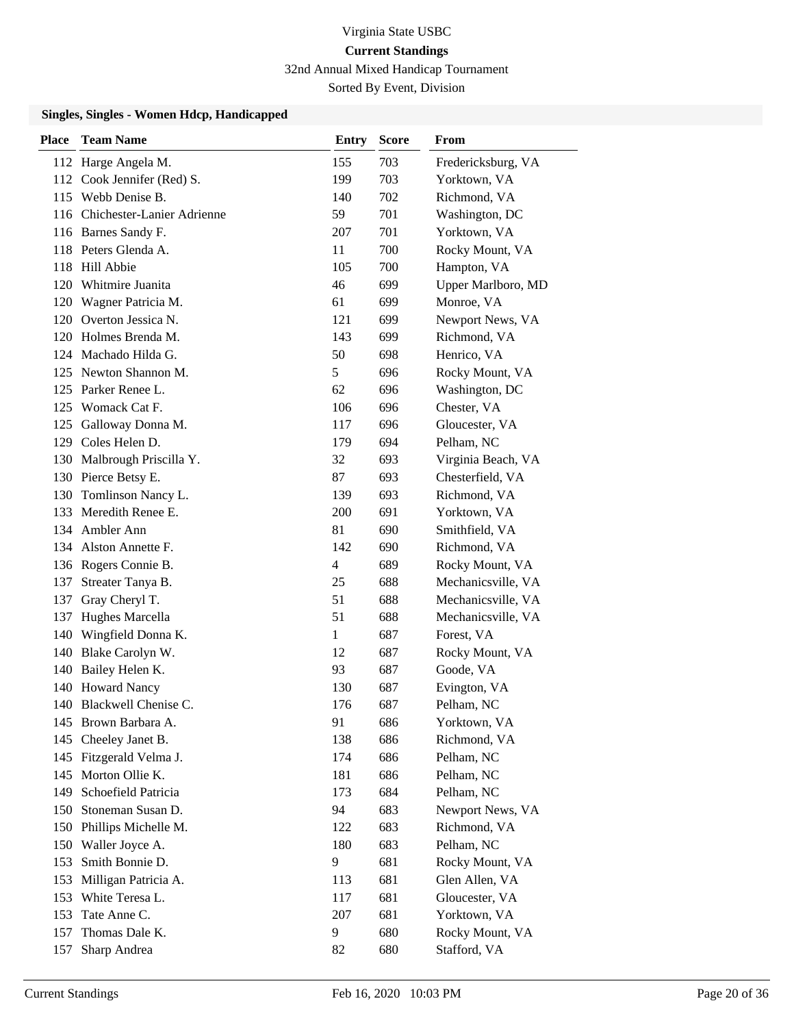Virginia State USBC

**Current Standings**

32nd Annual Mixed Handicap Tournament

Sorted By Event, Division

### Singles, Singles - Women Hdcp, Handicapped

| Place | Team Name | Entry | Score | From |
|---|---|---|---|---|
| 112 | Harge Angela M. | 155 | 703 | Fredericksburg, VA |
| 112 | Cook Jennifer (Red) S. | 199 | 703 | Yorktown, VA |
| 115 | Webb Denise B. | 140 | 702 | Richmond, VA |
| 116 | Chichester-Lanier Adrienne | 59 | 701 | Washington, DC |
| 116 | Barnes Sandy F. | 207 | 701 | Yorktown, VA |
| 118 | Peters Glenda A. | 11 | 700 | Rocky Mount, VA |
| 118 | Hill Abbie | 105 | 700 | Hampton, VA |
| 120 | Whitmire Juanita | 46 | 699 | Upper Marlboro, MD |
| 120 | Wagner Patricia M. | 61 | 699 | Monroe, VA |
| 120 | Overton Jessica N. | 121 | 699 | Newport News, VA |
| 120 | Holmes Brenda M. | 143 | 699 | Richmond, VA |
| 124 | Machado Hilda G. | 50 | 698 | Henrico, VA |
| 125 | Newton Shannon M. | 5 | 696 | Rocky Mount, VA |
| 125 | Parker Renee L. | 62 | 696 | Washington, DC |
| 125 | Womack Cat F. | 106 | 696 | Chester, VA |
| 125 | Galloway Donna M. | 117 | 696 | Gloucester, VA |
| 129 | Coles Helen D. | 179 | 694 | Pelham, NC |
| 130 | Malbrough Priscilla Y. | 32 | 693 | Virginia Beach, VA |
| 130 | Pierce Betsy E. | 87 | 693 | Chesterfield, VA |
| 130 | Tomlinson Nancy L. | 139 | 693 | Richmond, VA |
| 133 | Meredith Renee E. | 200 | 691 | Yorktown, VA |
| 134 | Ambler Ann | 81 | 690 | Smithfield, VA |
| 134 | Alston Annette F. | 142 | 690 | Richmond, VA |
| 136 | Rogers Connie B. | 4 | 689 | Rocky Mount, VA |
| 137 | Streater Tanya B. | 25 | 688 | Mechanicsville, VA |
| 137 | Gray Cheryl T. | 51 | 688 | Mechanicsville, VA |
| 137 | Hughes Marcella | 51 | 688 | Mechanicsville, VA |
| 140 | Wingfield Donna K. | 1 | 687 | Forest, VA |
| 140 | Blake Carolyn W. | 12 | 687 | Rocky Mount, VA |
| 140 | Bailey Helen K. | 93 | 687 | Goode, VA |
| 140 | Howard Nancy | 130 | 687 | Evington, VA |
| 140 | Blackwell Chenise C. | 176 | 687 | Pelham, NC |
| 145 | Brown Barbara A. | 91 | 686 | Yorktown, VA |
| 145 | Cheeley Janet B. | 138 | 686 | Richmond, VA |
| 145 | Fitzgerald Velma J. | 174 | 686 | Pelham, NC |
| 145 | Morton Ollie K. | 181 | 686 | Pelham, NC |
| 149 | Schoefield Patricia | 173 | 684 | Pelham, NC |
| 150 | Stoneman Susan D. | 94 | 683 | Newport News, VA |
| 150 | Phillips Michelle M. | 122 | 683 | Richmond, VA |
| 150 | Waller Joyce A. | 180 | 683 | Pelham, NC |
| 153 | Smith Bonnie D. | 9 | 681 | Rocky Mount, VA |
| 153 | Milligan Patricia A. | 113 | 681 | Glen Allen, VA |
| 153 | White Teresa L. | 117 | 681 | Gloucester, VA |
| 153 | Tate Anne C. | 207 | 681 | Yorktown, VA |
| 157 | Thomas Dale K. | 9 | 680 | Rocky Mount, VA |
| 157 | Sharp Andrea | 82 | 680 | Stafford, VA |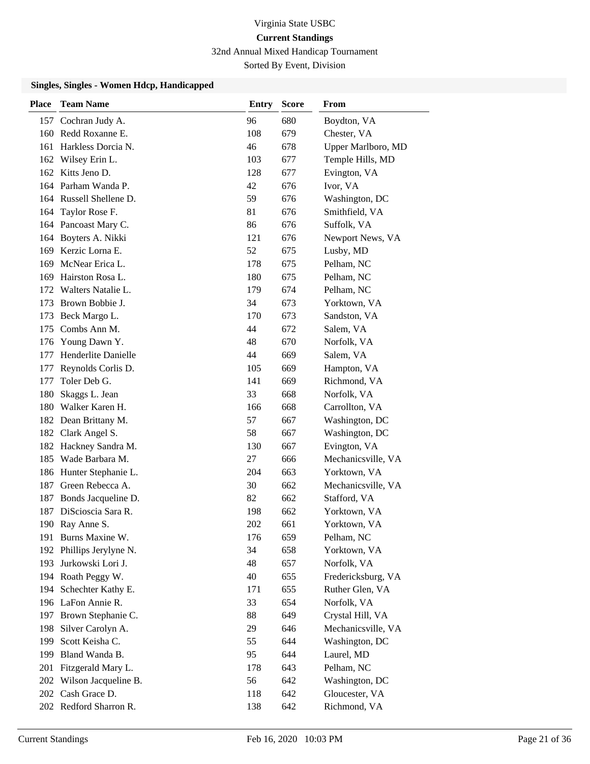Virginia State USBC

**Current Standings**

32nd Annual Mixed Handicap Tournament

Sorted By Event, Division

### Singles, Singles - Women Hdcp, Handicapped

| Place | Team Name | Entry | Score | From |
|---|---|---|---|---|
| 157 | Cochran Judy A. | 96 | 680 | Boydton, VA |
| 160 | Redd Roxanne E. | 108 | 679 | Chester, VA |
| 161 | Harkless Dorcia N. | 46 | 678 | Upper Marlboro, MD |
| 162 | Wilsey Erin L. | 103 | 677 | Temple Hills, MD |
| 162 | Kitts Jeno D. | 128 | 677 | Evington, VA |
| 164 | Parham Wanda P. | 42 | 676 | Ivor, VA |
| 164 | Russell Shellene D. | 59 | 676 | Washington, DC |
| 164 | Taylor Rose F. | 81 | 676 | Smithfield, VA |
| 164 | Pancoast Mary C. | 86 | 676 | Suffolk, VA |
| 164 | Boyters A. Nikki | 121 | 676 | Newport News, VA |
| 169 | Kerzic Lorna E. | 52 | 675 | Lusby, MD |
| 169 | McNear Erica L. | 178 | 675 | Pelham, NC |
| 169 | Hairston Rosa L. | 180 | 675 | Pelham, NC |
| 172 | Walters Natalie L. | 179 | 674 | Pelham, NC |
| 173 | Brown Bobbie J. | 34 | 673 | Yorktown, VA |
| 173 | Beck Margo L. | 170 | 673 | Sandston, VA |
| 175 | Combs Ann M. | 44 | 672 | Salem, VA |
| 176 | Young Dawn Y. | 48 | 670 | Norfolk, VA |
| 177 | Henderlite Danielle | 44 | 669 | Salem, VA |
| 177 | Reynolds Corlis D. | 105 | 669 | Hampton, VA |
| 177 | Toler Deb G. | 141 | 669 | Richmond, VA |
| 180 | Skaggs L. Jean | 33 | 668 | Norfolk, VA |
| 180 | Walker Karen H. | 166 | 668 | Carrollton, VA |
| 182 | Dean Brittany M. | 57 | 667 | Washington, DC |
| 182 | Clark Angel S. | 58 | 667 | Washington, DC |
| 182 | Hackney Sandra M. | 130 | 667 | Evington, VA |
| 185 | Wade Barbara M. | 27 | 666 | Mechanicsville, VA |
| 186 | Hunter Stephanie L. | 204 | 663 | Yorktown, VA |
| 187 | Green Rebecca A. | 30 | 662 | Mechanicsville, VA |
| 187 | Bonds Jacqueline D. | 82 | 662 | Stafford, VA |
| 187 | DiScioscia Sara R. | 198 | 662 | Yorktown, VA |
| 190 | Ray Anne S. | 202 | 661 | Yorktown, VA |
| 191 | Burns Maxine W. | 176 | 659 | Pelham, NC |
| 192 | Phillips Jerylyne N. | 34 | 658 | Yorktown, VA |
| 193 | Jurkowski Lori J. | 48 | 657 | Norfolk, VA |
| 194 | Roath Peggy W. | 40 | 655 | Fredericksburg, VA |
| 194 | Schechter Kathy E. | 171 | 655 | Ruther Glen, VA |
| 196 | LaFon Annie R. | 33 | 654 | Norfolk, VA |
| 197 | Brown Stephanie C. | 88 | 649 | Crystal Hill, VA |
| 198 | Silver Carolyn A. | 29 | 646 | Mechanicsville, VA |
| 199 | Scott Keisha C. | 55 | 644 | Washington, DC |
| 199 | Bland Wanda B. | 95 | 644 | Laurel, MD |
| 201 | Fitzgerald Mary L. | 178 | 643 | Pelham, NC |
| 202 | Wilson Jacqueline B. | 56 | 642 | Washington, DC |
| 202 | Cash Grace D. | 118 | 642 | Gloucester, VA |
| 202 | Redford Sharron R. | 138 | 642 | Richmond, VA |

Current Standings Feb 16, 2020 10:03 PM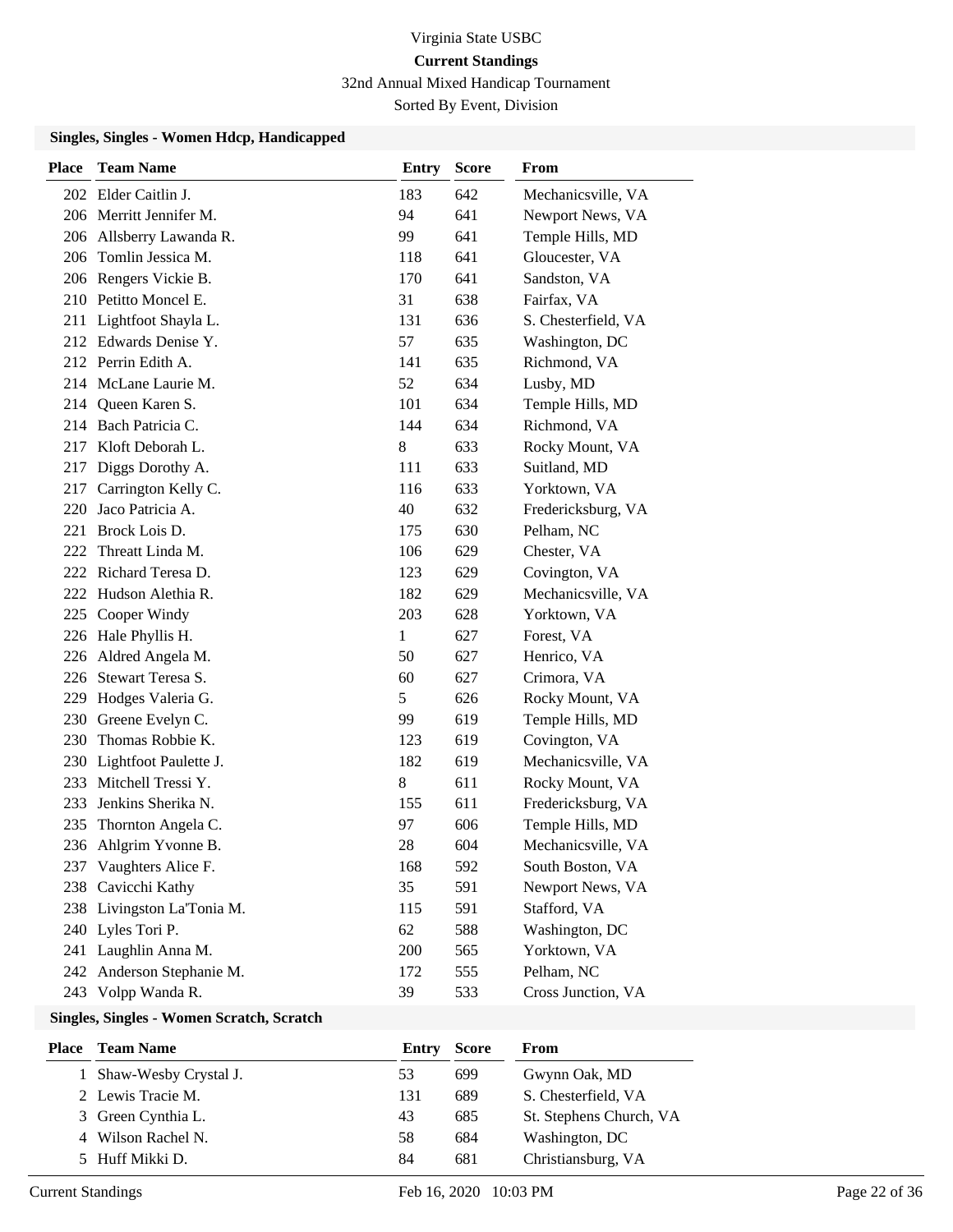# Virginia State USBC

## Current Standings

32nd Annual Mixed Handicap Tournament

Sorted By Event, Division

### Singles, Singles - Women Hdcp, Handicapped

| Place | Team Name | Entry | Score | From |
|---|---|---|---|---|
| 202 | Elder Caitlin J. | 183 | 642 | Mechanicsville, VA |
| 206 | Merritt Jennifer M. | 94 | 641 | Newport News, VA |
| 206 | Allsberry Lawanda R. | 99 | 641 | Temple Hills, MD |
| 206 | Tomlin Jessica M. | 118 | 641 | Gloucester, VA |
| 206 | Rengers Vickie B. | 170 | 641 | Sandston, VA |
| 210 | Petitto Moncel E. | 31 | 638 | Fairfax, VA |
| 211 | Lightfoot Shayla L. | 131 | 636 | S. Chesterfield, VA |
| 212 | Edwards Denise Y. | 57 | 635 | Washington, DC |
| 212 | Perrin Edith A. | 141 | 635 | Richmond, VA |
| 214 | McLane Laurie M. | 52 | 634 | Lusby, MD |
| 214 | Queen Karen S. | 101 | 634 | Temple Hills, MD |
| 214 | Bach Patricia C. | 144 | 634 | Richmond, VA |
| 217 | Kloft Deborah L. | 8 | 633 | Rocky Mount, VA |
| 217 | Diggs Dorothy A. | 111 | 633 | Suitland, MD |
| 217 | Carrington Kelly C. | 116 | 633 | Yorktown, VA |
| 220 | Jaco Patricia A. | 40 | 632 | Fredericksburg, VA |
| 221 | Brock Lois D. | 175 | 630 | Pelham, NC |
| 222 | Threatt Linda M. | 106 | 629 | Chester, VA |
| 222 | Richard Teresa D. | 123 | 629 | Covington, VA |
| 222 | Hudson Alethia R. | 182 | 629 | Mechanicsville, VA |
| 225 | Cooper Windy | 203 | 628 | Yorktown, VA |
| 226 | Hale Phyllis H. | 1 | 627 | Forest, VA |
| 226 | Aldred Angela M. | 50 | 627 | Henrico, VA |
| 226 | Stewart Teresa S. | 60 | 627 | Crimora, VA |
| 229 | Hodges Valeria G. | 5 | 626 | Rocky Mount, VA |
| 230 | Greene Evelyn C. | 99 | 619 | Temple Hills, MD |
| 230 | Thomas Robbie K. | 123 | 619 | Covington, VA |
| 230 | Lightfoot Paulette J. | 182 | 619 | Mechanicsville, VA |
| 233 | Mitchell Tressi Y. | 8 | 611 | Rocky Mount, VA |
| 233 | Jenkins Sherika N. | 155 | 611 | Fredericksburg, VA |
| 235 | Thornton Angela C. | 97 | 606 | Temple Hills, MD |
| 236 | Ahlgrim Yvonne B. | 28 | 604 | Mechanicsville, VA |
| 237 | Vaughters Alice F. | 168 | 592 | South Boston, VA |
| 238 | Cavicchi Kathy | 35 | 591 | Newport News, VA |
| 238 | Livingston La'Tonia M. | 115 | 591 | Stafford, VA |
| 240 | Lyles Tori P. | 62 | 588 | Washington, DC |
| 241 | Laughlin Anna M. | 200 | 565 | Yorktown, VA |
| 242 | Anderson Stephanie M. | 172 | 555 | Pelham, NC |
| 243 | Volpp Wanda R. | 39 | 533 | Cross Junction, VA |

### Singles, Singles - Women Scratch, Scratch

| Place | Team Name | Entry | Score | From |
|---|---|---|---|---|
| 1 | Shaw-Wesby Crystal J. | 53 | 699 | Gwynn Oak, MD |
| 2 | Lewis Tracie M. | 131 | 689 | S. Chesterfield, VA |
| 3 | Green Cynthia L. | 43 | 685 | St. Stephens Church, VA |
| 4 | Wilson Rachel N. | 58 | 684 | Washington, DC |
| 5 | Huff Mikki D. | 84 | 681 | Christiansburg, VA |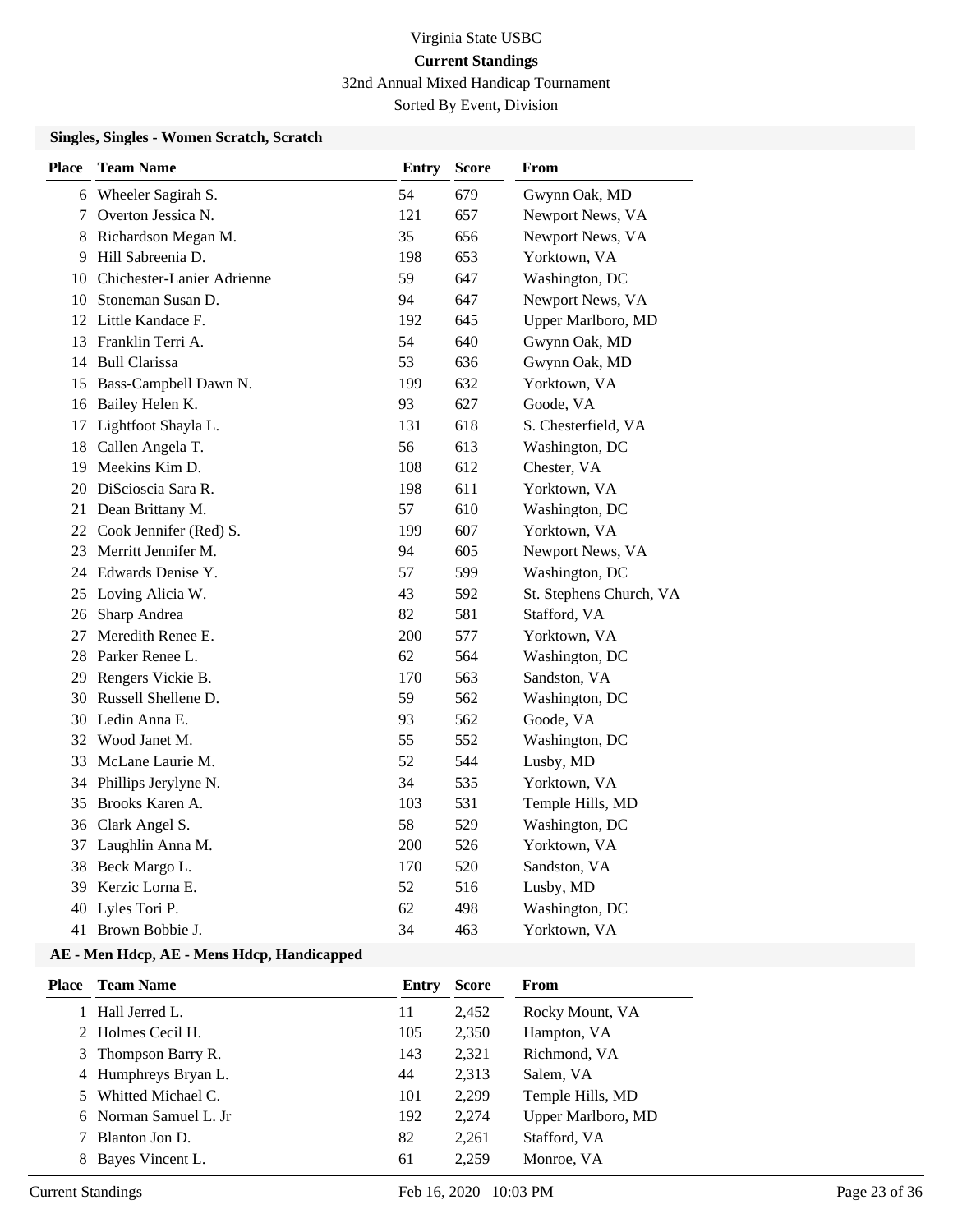Virginia State USBC

**Current Standings**

32nd Annual Mixed Handicap Tournament

Sorted By Event, Division

### Singles, Singles - Women Scratch, Scratch

| Place | Team Name | Entry | Score | From |
|---|---|---|---|---|
| 6 | Wheeler Sagirah S. | 54 | 679 | Gwynn Oak, MD |
| 7 | Overton Jessica N. | 121 | 657 | Newport News, VA |
| 8 | Richardson Megan M. | 35 | 656 | Newport News, VA |
| 9 | Hill Sabreenia D. | 198 | 653 | Yorktown, VA |
| 10 | Chichester-Lanier Adrienne | 59 | 647 | Washington, DC |
| 10 | Stoneman Susan D. | 94 | 647 | Newport News, VA |
| 12 | Little Kandace F. | 192 | 645 | Upper Marlboro, MD |
| 13 | Franklin Terri A. | 54 | 640 | Gwynn Oak, MD |
| 14 | Bull Clarissa | 53 | 636 | Gwynn Oak, MD |
| 15 | Bass-Campbell Dawn N. | 199 | 632 | Yorktown, VA |
| 16 | Bailey Helen K. | 93 | 627 | Goode, VA |
| 17 | Lightfoot Shayla L. | 131 | 618 | S. Chesterfield, VA |
| 18 | Callen Angela T. | 56 | 613 | Washington, DC |
| 19 | Meekins Kim D. | 108 | 612 | Chester, VA |
| 20 | DiScioscia Sara R. | 198 | 611 | Yorktown, VA |
| 21 | Dean Brittany M. | 57 | 610 | Washington, DC |
| 22 | Cook Jennifer (Red) S. | 199 | 607 | Yorktown, VA |
| 23 | Merritt Jennifer M. | 94 | 605 | Newport News, VA |
| 24 | Edwards Denise Y. | 57 | 599 | Washington, DC |
| 25 | Loving Alicia W. | 43 | 592 | St. Stephens Church, VA |
| 26 | Sharp Andrea | 82 | 581 | Stafford, VA |
| 27 | Meredith Renee E. | 200 | 577 | Yorktown, VA |
| 28 | Parker Renee L. | 62 | 564 | Washington, DC |
| 29 | Rengers Vickie B. | 170 | 563 | Sandston, VA |
| 30 | Russell Shellene D. | 59 | 562 | Washington, DC |
| 30 | Ledin Anna E. | 93 | 562 | Goode, VA |
| 32 | Wood Janet M. | 55 | 552 | Washington, DC |
| 33 | McLane Laurie M. | 52 | 544 | Lusby, MD |
| 34 | Phillips Jerylyne N. | 34 | 535 | Yorktown, VA |
| 35 | Brooks Karen A. | 103 | 531 | Temple Hills, MD |
| 36 | Clark Angel S. | 58 | 529 | Washington, DC |
| 37 | Laughlin Anna M. | 200 | 526 | Yorktown, VA |
| 38 | Beck Margo L. | 170 | 520 | Sandston, VA |
| 39 | Kerzic Lorna E. | 52 | 516 | Lusby, MD |
| 40 | Lyles Tori P. | 62 | 498 | Washington, DC |
| 41 | Brown Bobbie J. | 34 | 463 | Yorktown, VA |

### AE - Men Hdcp, AE - Mens Hdcp, Handicapped

| Place | Team Name | Entry | Score | From |
|---|---|---|---|---|
| 1 | Hall Jerred L. | 11 | 2,452 | Rocky Mount, VA |
| 2 | Holmes Cecil H. | 105 | 2,350 | Hampton, VA |
| 3 | Thompson Barry R. | 143 | 2,321 | Richmond, VA |
| 4 | Humphreys Bryan L. | 44 | 2,313 | Salem, VA |
| 5 | Whitted Michael C. | 101 | 2,299 | Temple Hills, MD |
| 6 | Norman Samuel L. Jr | 192 | 2,274 | Upper Marlboro, MD |
| 7 | Blanton Jon D. | 82 | 2,261 | Stafford, VA |
| 8 | Bayes Vincent L. | 61 | 2,259 | Monroe, VA |

Current Standings Feb 16, 2020 10:03 PM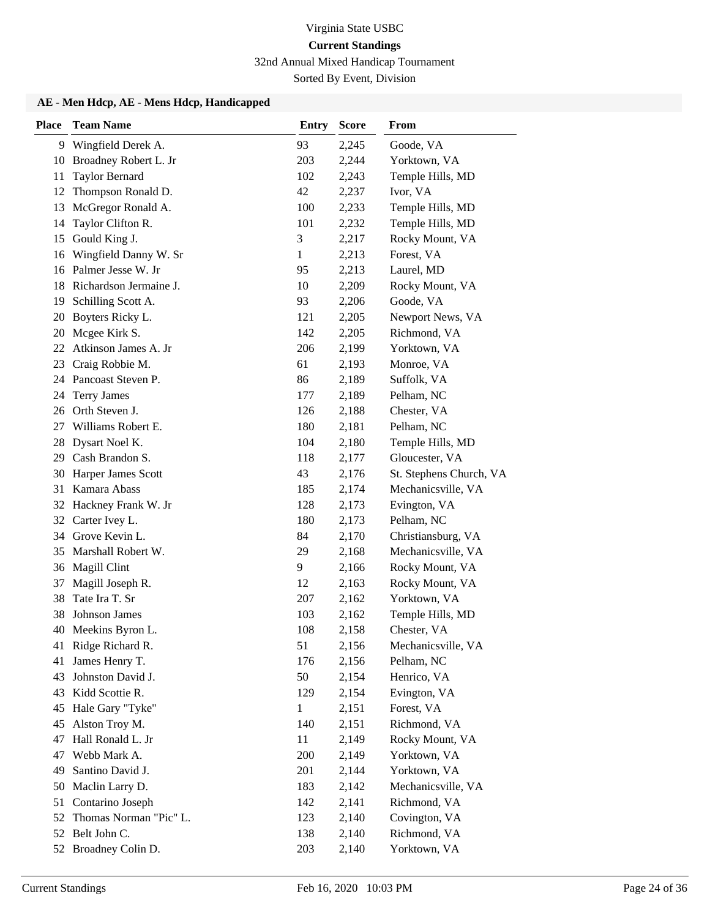Virginia State USBC

**Current Standings**

32nd Annual Mixed Handicap Tournament

Sorted By Event, Division

### AE - Men Hdcp, AE - Mens Hdcp, Handicapped

| Place | Team Name | Entry | Score | From |
|---|---|---|---|---|
| 9 | Wingfield Derek A. | 93 | 2,245 | Goode, VA |
| 10 | Broadney Robert L. Jr | 203 | 2,244 | Yorktown, VA |
| 11 | Taylor Bernard | 102 | 2,243 | Temple Hills, MD |
| 12 | Thompson Ronald D. | 42 | 2,237 | Ivor, VA |
| 13 | McGregor Ronald A. | 100 | 2,233 | Temple Hills, MD |
| 14 | Taylor Clifton R. | 101 | 2,232 | Temple Hills, MD |
| 15 | Gould King J. | 3 | 2,217 | Rocky Mount, VA |
| 16 | Wingfield Danny W. Sr | 1 | 2,213 | Forest, VA |
| 16 | Palmer Jesse W. Jr | 95 | 2,213 | Laurel, MD |
| 18 | Richardson Jermaine J. | 10 | 2,209 | Rocky Mount, VA |
| 19 | Schilling Scott A. | 93 | 2,206 | Goode, VA |
| 20 | Boyters Ricky L. | 121 | 2,205 | Newport News, VA |
| 20 | Mcgee Kirk S. | 142 | 2,205 | Richmond, VA |
| 22 | Atkinson James A. Jr | 206 | 2,199 | Yorktown, VA |
| 23 | Craig Robbie M. | 61 | 2,193 | Monroe, VA |
| 24 | Pancoast Steven P. | 86 | 2,189 | Suffolk, VA |
| 24 | Terry James | 177 | 2,189 | Pelham, NC |
| 26 | Orth Steven J. | 126 | 2,188 | Chester, VA |
| 27 | Williams Robert E. | 180 | 2,181 | Pelham, NC |
| 28 | Dysart Noel K. | 104 | 2,180 | Temple Hills, MD |
| 29 | Cash Brandon S. | 118 | 2,177 | Gloucester, VA |
| 30 | Harper James Scott | 43 | 2,176 | St. Stephens Church, VA |
| 31 | Kamara Abass | 185 | 2,174 | Mechanicsville, VA |
| 32 | Hackney Frank W. Jr | 128 | 2,173 | Evington, VA |
| 32 | Carter Ivey L. | 180 | 2,173 | Pelham, NC |
| 34 | Grove Kevin L. | 84 | 2,170 | Christiansburg, VA |
| 35 | Marshall Robert W. | 29 | 2,168 | Mechanicsville, VA |
| 36 | Magill Clint | 9 | 2,166 | Rocky Mount, VA |
| 37 | Magill Joseph R. | 12 | 2,163 | Rocky Mount, VA |
| 38 | Tate Ira T. Sr | 207 | 2,162 | Yorktown, VA |
| 38 | Johnson James | 103 | 2,162 | Temple Hills, MD |
| 40 | Meekins Byron L. | 108 | 2,158 | Chester, VA |
| 41 | Ridge Richard R. | 51 | 2,156 | Mechanicsville, VA |
| 41 | James Henry T. | 176 | 2,156 | Pelham, NC |
| 43 | Johnston David J. | 50 | 2,154 | Henrico, VA |
| 43 | Kidd Scottie R. | 129 | 2,154 | Evington, VA |
| 45 | Hale Gary "Tyke" | 1 | 2,151 | Forest, VA |
| 45 | Alston Troy M. | 140 | 2,151 | Richmond, VA |
| 47 | Hall Ronald L. Jr | 11 | 2,149 | Rocky Mount, VA |
| 47 | Webb Mark A. | 200 | 2,149 | Yorktown, VA |
| 49 | Santino David J. | 201 | 2,144 | Yorktown, VA |
| 50 | Maclin Larry D. | 183 | 2,142 | Mechanicsville, VA |
| 51 | Contarino Joseph | 142 | 2,141 | Richmond, VA |
| 52 | Thomas Norman "Pic" L. | 123 | 2,140 | Covington, VA |
| 52 | Belt John C. | 138 | 2,140 | Richmond, VA |
| 52 | Broadney Colin D. | 203 | 2,140 | Yorktown, VA |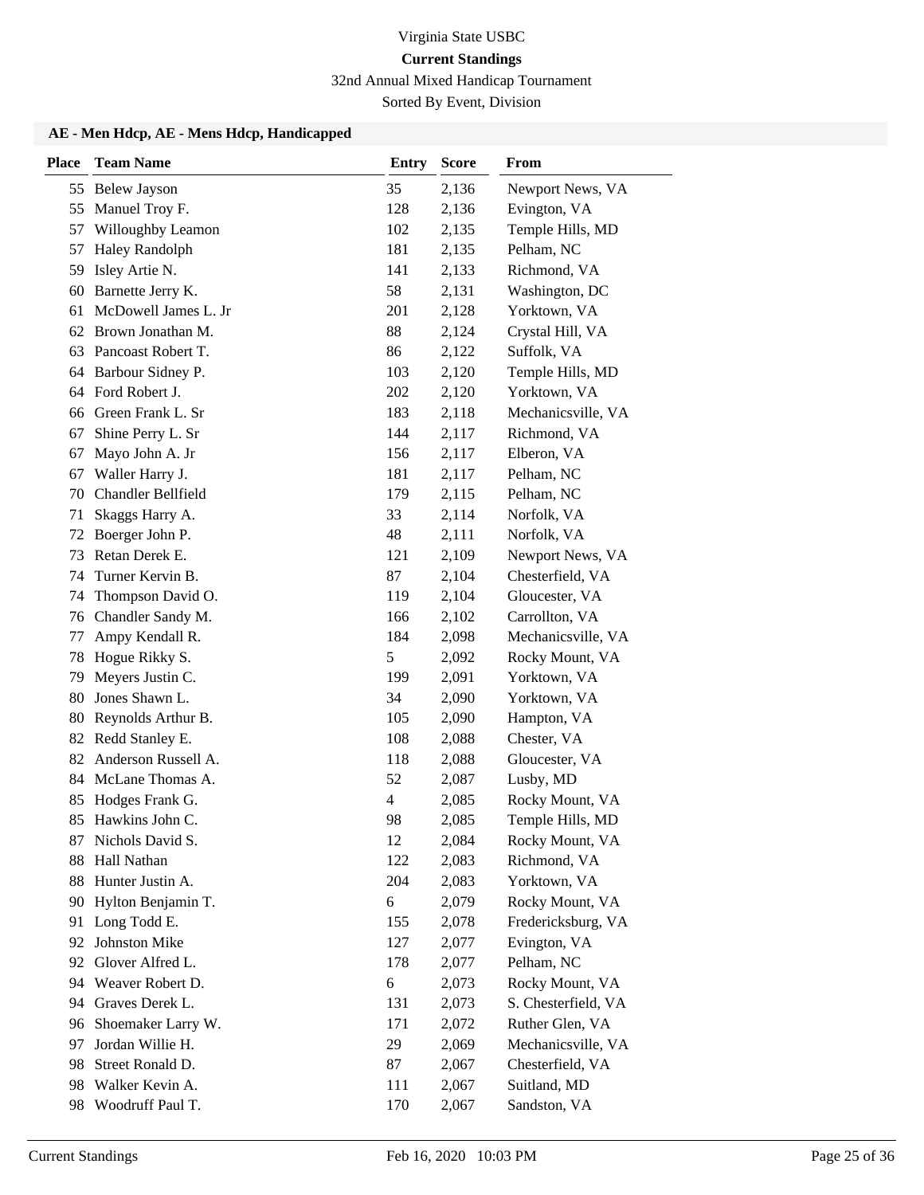Virginia State USBC

**Current Standings**

32nd Annual Mixed Handicap Tournament

Sorted By Event, Division

### AE - Men Hdcp, AE - Mens Hdcp, Handicapped

| Place | Team Name | Entry | Score | From |
|---|---|---|---|---|
| 55 | Belew Jayson | 35 | 2,136 | Newport News, VA |
| 55 | Manuel Troy F. | 128 | 2,136 | Evington, VA |
| 57 | Willoughby Leamon | 102 | 2,135 | Temple Hills, MD |
| 57 | Haley Randolph | 181 | 2,135 | Pelham, NC |
| 59 | Isley Artie N. | 141 | 2,133 | Richmond, VA |
| 60 | Barnette Jerry K. | 58 | 2,131 | Washington, DC |
| 61 | McDowell James L. Jr | 201 | 2,128 | Yorktown, VA |
| 62 | Brown Jonathan M. | 88 | 2,124 | Crystal Hill, VA |
| 63 | Pancoast Robert T. | 86 | 2,122 | Suffolk, VA |
| 64 | Barbour Sidney P. | 103 | 2,120 | Temple Hills, MD |
| 64 | Ford Robert J. | 202 | 2,120 | Yorktown, VA |
| 66 | Green Frank L. Sr | 183 | 2,118 | Mechanicsville, VA |
| 67 | Shine Perry L. Sr | 144 | 2,117 | Richmond, VA |
| 67 | Mayo John A. Jr | 156 | 2,117 | Elberon, VA |
| 67 | Waller Harry J. | 181 | 2,117 | Pelham, NC |
| 70 | Chandler Bellfield | 179 | 2,115 | Pelham, NC |
| 71 | Skaggs Harry A. | 33 | 2,114 | Norfolk, VA |
| 72 | Boerger John P. | 48 | 2,111 | Norfolk, VA |
| 73 | Retan Derek E. | 121 | 2,109 | Newport News, VA |
| 74 | Turner Kervin B. | 87 | 2,104 | Chesterfield, VA |
| 74 | Thompson David O. | 119 | 2,104 | Gloucester, VA |
| 76 | Chandler Sandy M. | 166 | 2,102 | Carrollton, VA |
| 77 | Ampy Kendall R. | 184 | 2,098 | Mechanicsville, VA |
| 78 | Hogue Rikky S. | 5 | 2,092 | Rocky Mount, VA |
| 79 | Meyers Justin C. | 199 | 2,091 | Yorktown, VA |
| 80 | Jones Shawn L. | 34 | 2,090 | Yorktown, VA |
| 80 | Reynolds Arthur B. | 105 | 2,090 | Hampton, VA |
| 82 | Redd Stanley E. | 108 | 2,088 | Chester, VA |
| 82 | Anderson Russell A. | 118 | 2,088 | Gloucester, VA |
| 84 | McLane Thomas A. | 52 | 2,087 | Lusby, MD |
| 85 | Hodges Frank G. | 4 | 2,085 | Rocky Mount, VA |
| 85 | Hawkins John C. | 98 | 2,085 | Temple Hills, MD |
| 87 | Nichols David S. | 12 | 2,084 | Rocky Mount, VA |
| 88 | Hall Nathan | 122 | 2,083 | Richmond, VA |
| 88 | Hunter Justin A. | 204 | 2,083 | Yorktown, VA |
| 90 | Hylton Benjamin T. | 6 | 2,079 | Rocky Mount, VA |
| 91 | Long Todd E. | 155 | 2,078 | Fredericksburg, VA |
| 92 | Johnston Mike | 127 | 2,077 | Evington, VA |
| 92 | Glover Alfred L. | 178 | 2,077 | Pelham, NC |
| 94 | Weaver Robert D. | 6 | 2,073 | Rocky Mount, VA |
| 94 | Graves Derek L. | 131 | 2,073 | S. Chesterfield, VA |
| 96 | Shoemaker Larry W. | 171 | 2,072 | Ruther Glen, VA |
| 97 | Jordan Willie H. | 29 | 2,069 | Mechanicsville, VA |
| 98 | Street Ronald D. | 87 | 2,067 | Chesterfield, VA |
| 98 | Walker Kevin A. | 111 | 2,067 | Suitland, MD |
| 98 | Woodruff Paul T. | 170 | 2,067 | Sandston, VA |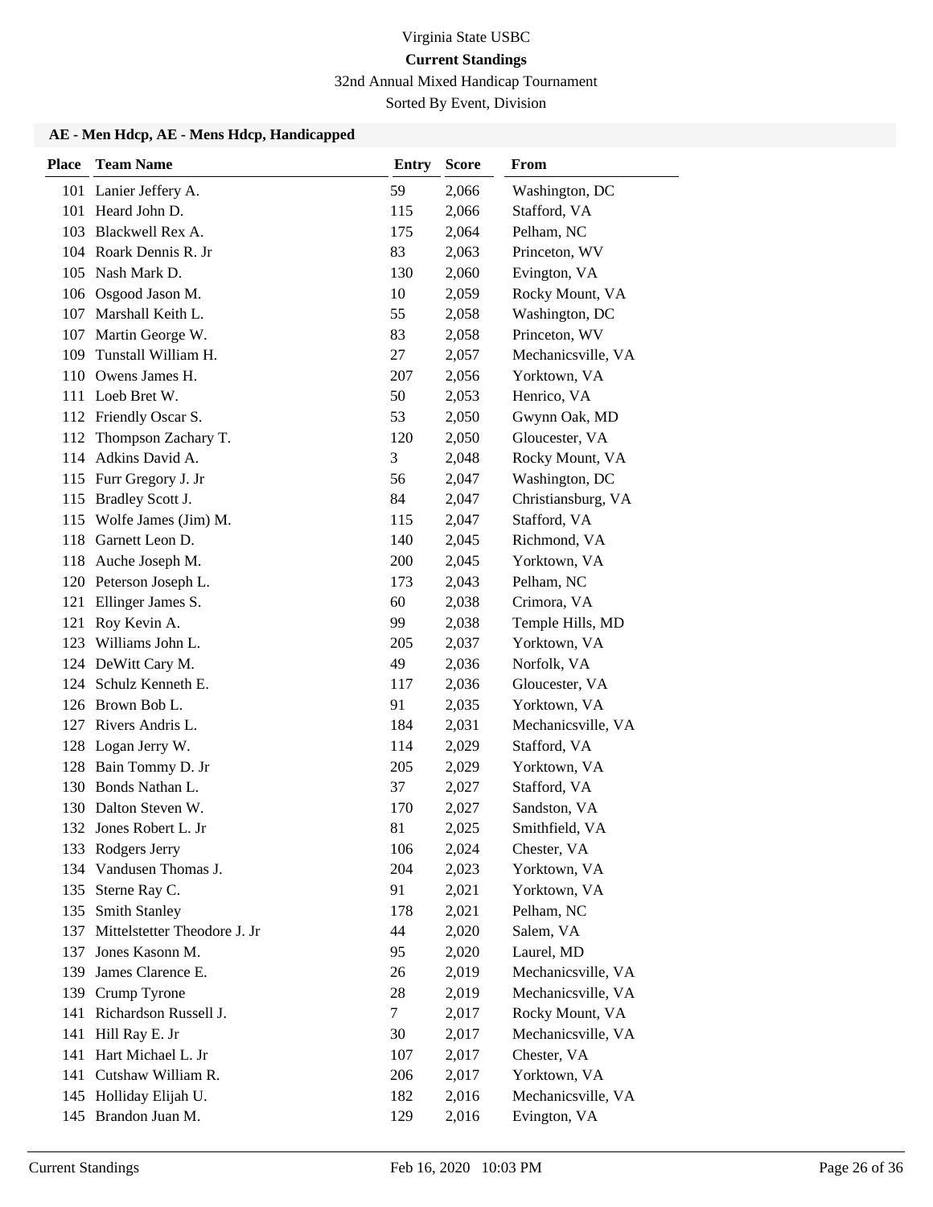# Virginia State USBC

## Current Standings

32nd Annual Mixed Handicap Tournament

Sorted By Event, Division

### AE - Men Hdcp, AE - Mens Hdcp, Handicapped

| Place | Team Name | Entry | Score | From |
|---|---|---|---|---|
| 101 | Lanier Jeffery A. | 59 | 2,066 | Washington, DC |
| 101 | Heard John D. | 115 | 2,066 | Stafford, VA |
| 103 | Blackwell Rex A. | 175 | 2,064 | Pelham, NC |
| 104 | Roark Dennis R. Jr | 83 | 2,063 | Princeton, WV |
| 105 | Nash Mark D. | 130 | 2,060 | Evington, VA |
| 106 | Osgood Jason M. | 10 | 2,059 | Rocky Mount, VA |
| 107 | Marshall Keith L. | 55 | 2,058 | Washington, DC |
| 107 | Martin George W. | 83 | 2,058 | Princeton, WV |
| 109 | Tunstall William H. | 27 | 2,057 | Mechanicsville, VA |
| 110 | Owens James H. | 207 | 2,056 | Yorktown, VA |
| 111 | Loeb Bret W. | 50 | 2,053 | Henrico, VA |
| 112 | Friendly Oscar S. | 53 | 2,050 | Gwynn Oak, MD |
| 112 | Thompson Zachary T. | 120 | 2,050 | Gloucester, VA |
| 114 | Adkins David A. | 3 | 2,048 | Rocky Mount, VA |
| 115 | Furr Gregory J. Jr | 56 | 2,047 | Washington, DC |
| 115 | Bradley Scott J. | 84 | 2,047 | Christiansburg, VA |
| 115 | Wolfe James (Jim) M. | 115 | 2,047 | Stafford, VA |
| 118 | Garnett Leon D. | 140 | 2,045 | Richmond, VA |
| 118 | Auche Joseph M. | 200 | 2,045 | Yorktown, VA |
| 120 | Peterson Joseph L. | 173 | 2,043 | Pelham, NC |
| 121 | Ellinger James S. | 60 | 2,038 | Crimora, VA |
| 121 | Roy Kevin A. | 99 | 2,038 | Temple Hills, MD |
| 123 | Williams John L. | 205 | 2,037 | Yorktown, VA |
| 124 | DeWitt Cary M. | 49 | 2,036 | Norfolk, VA |
| 124 | Schulz Kenneth E. | 117 | 2,036 | Gloucester, VA |
| 126 | Brown Bob L. | 91 | 2,035 | Yorktown, VA |
| 127 | Rivers Andris L. | 184 | 2,031 | Mechanicsville, VA |
| 128 | Logan Jerry W. | 114 | 2,029 | Stafford, VA |
| 128 | Bain Tommy D. Jr | 205 | 2,029 | Yorktown, VA |
| 130 | Bonds Nathan L. | 37 | 2,027 | Stafford, VA |
| 130 | Dalton Steven W. | 170 | 2,027 | Sandston, VA |
| 132 | Jones Robert L. Jr | 81 | 2,025 | Smithfield, VA |
| 133 | Rodgers Jerry | 106 | 2,024 | Chester, VA |
| 134 | Vandusen Thomas J. | 204 | 2,023 | Yorktown, VA |
| 135 | Sterne Ray C. | 91 | 2,021 | Yorktown, VA |
| 135 | Smith Stanley | 178 | 2,021 | Pelham, NC |
| 137 | Mittelstetter Theodore J. Jr | 44 | 2,020 | Salem, VA |
| 137 | Jones Kasonn M. | 95 | 2,020 | Laurel, MD |
| 139 | James Clarence E. | 26 | 2,019 | Mechanicsville, VA |
| 139 | Crump Tyrone | 28 | 2,019 | Mechanicsville, VA |
| 141 | Richardson Russell J. | 7 | 2,017 | Rocky Mount, VA |
| 141 | Hill Ray E. Jr | 30 | 2,017 | Mechanicsville, VA |
| 141 | Hart Michael L. Jr | 107 | 2,017 | Chester, VA |
| 141 | Cutshaw William R. | 206 | 2,017 | Yorktown, VA |
| 145 | Holliday Elijah U. | 182 | 2,016 | Mechanicsville, VA |
| 145 | Brandon Juan M. | 129 | 2,016 | Evington, VA |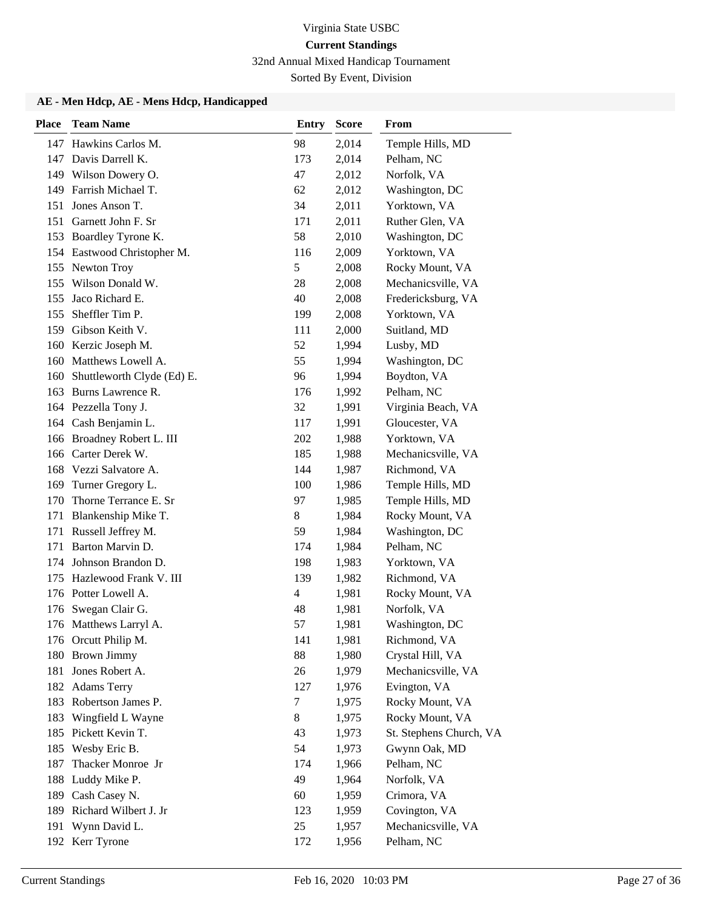Virginia State USBC

**Current Standings**

32nd Annual Mixed Handicap Tournament

Sorted By Event, Division

### AE - Men Hdcp, AE - Mens Hdcp, Handicapped

| Place | Team Name | Entry | Score | From |
|---|---|---|---|---|
| 147 | Hawkins Carlos M. | 98 | 2,014 | Temple Hills, MD |
| 147 | Davis Darrell K. | 173 | 2,014 | Pelham, NC |
| 149 | Wilson Dowery O. | 47 | 2,012 | Norfolk, VA |
| 149 | Farrish Michael T. | 62 | 2,012 | Washington, DC |
| 151 | Jones Anson T. | 34 | 2,011 | Yorktown, VA |
| 151 | Garnett John F. Sr | 171 | 2,011 | Ruther Glen, VA |
| 153 | Boardley Tyrone K. | 58 | 2,010 | Washington, DC |
| 154 | Eastwood Christopher M. | 116 | 2,009 | Yorktown, VA |
| 155 | Newton Troy | 5 | 2,008 | Rocky Mount, VA |
| 155 | Wilson Donald W. | 28 | 2,008 | Mechanicsville, VA |
| 155 | Jaco Richard E. | 40 | 2,008 | Fredericksburg, VA |
| 155 | Sheffler Tim P. | 199 | 2,008 | Yorktown, VA |
| 159 | Gibson Keith V. | 111 | 2,000 | Suitland, MD |
| 160 | Kerzic Joseph M. | 52 | 1,994 | Lusby, MD |
| 160 | Matthews Lowell A. | 55 | 1,994 | Washington, DC |
| 160 | Shuttleworth Clyde (Ed) E. | 96 | 1,994 | Boydton, VA |
| 163 | Burns Lawrence R. | 176 | 1,992 | Pelham, NC |
| 164 | Pezzella Tony J. | 32 | 1,991 | Virginia Beach, VA |
| 164 | Cash Benjamin L. | 117 | 1,991 | Gloucester, VA |
| 166 | Broadney Robert L. III | 202 | 1,988 | Yorktown, VA |
| 166 | Carter Derek W. | 185 | 1,988 | Mechanicsville, VA |
| 168 | Vezzi Salvatore A. | 144 | 1,987 | Richmond, VA |
| 169 | Turner Gregory L. | 100 | 1,986 | Temple Hills, MD |
| 170 | Thorne Terrance E. Sr | 97 | 1,985 | Temple Hills, MD |
| 171 | Blankenship Mike T. | 8 | 1,984 | Rocky Mount, VA |
| 171 | Russell Jeffrey M. | 59 | 1,984 | Washington, DC |
| 171 | Barton Marvin D. | 174 | 1,984 | Pelham, NC |
| 174 | Johnson Brandon D. | 198 | 1,983 | Yorktown, VA |
| 175 | Hazlewood Frank V. III | 139 | 1,982 | Richmond, VA |
| 176 | Potter Lowell A. | 4 | 1,981 | Rocky Mount, VA |
| 176 | Swegan Clair G. | 48 | 1,981 | Norfolk, VA |
| 176 | Matthews Larryl A. | 57 | 1,981 | Washington, DC |
| 176 | Orcutt Philip M. | 141 | 1,981 | Richmond, VA |
| 180 | Brown Jimmy | 88 | 1,980 | Crystal Hill, VA |
| 181 | Jones Robert A. | 26 | 1,979 | Mechanicsville, VA |
| 182 | Adams Terry | 127 | 1,976 | Evington, VA |
| 183 | Robertson James P. | 7 | 1,975 | Rocky Mount, VA |
| 183 | Wingfield L Wayne | 8 | 1,975 | Rocky Mount, VA |
| 185 | Pickett Kevin T. | 43 | 1,973 | St. Stephens Church, VA |
| 185 | Wesby Eric B. | 54 | 1,973 | Gwynn Oak, MD |
| 187 | Thacker Monroe Jr | 174 | 1,966 | Pelham, NC |
| 188 | Luddy Mike P. | 49 | 1,964 | Norfolk, VA |
| 189 | Cash Casey N. | 60 | 1,959 | Crimora, VA |
| 189 | Richard Wilbert J. Jr | 123 | 1,959 | Covington, VA |
| 191 | Wynn David L. | 25 | 1,957 | Mechanicsville, VA |
| 192 | Kerr Tyrone | 172 | 1,956 | Pelham, NC |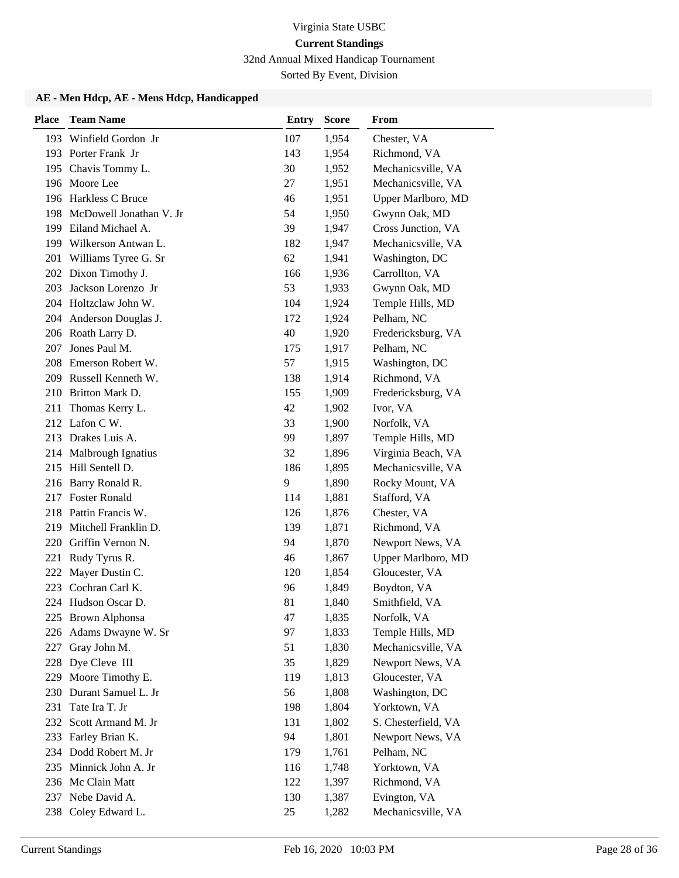# Virginia State USBC

## Current Standings

32nd Annual Mixed Handicap Tournament

Sorted By Event, Division

### AE - Men Hdcp, AE - Mens Hdcp, Handicapped

| Place | Team Name | Entry | Score | From |
|---|---|---|---|---|
| 193 | Winfield Gordon Jr | 107 | 1,954 | Chester, VA |
| 193 | Porter Frank Jr | 143 | 1,954 | Richmond, VA |
| 195 | Chavis Tommy L. | 30 | 1,952 | Mechanicsville, VA |
| 196 | Moore Lee | 27 | 1,951 | Mechanicsville, VA |
| 196 | Harkless C Bruce | 46 | 1,951 | Upper Marlboro, MD |
| 198 | McDowell Jonathan V. Jr | 54 | 1,950 | Gwynn Oak, MD |
| 199 | Eiland Michael A. | 39 | 1,947 | Cross Junction, VA |
| 199 | Wilkerson Antwan L. | 182 | 1,947 | Mechanicsville, VA |
| 201 | Williams Tyree G. Sr | 62 | 1,941 | Washington, DC |
| 202 | Dixon Timothy J. | 166 | 1,936 | Carrollton, VA |
| 203 | Jackson Lorenzo Jr | 53 | 1,933 | Gwynn Oak, MD |
| 204 | Holtzclaw John W. | 104 | 1,924 | Temple Hills, MD |
| 204 | Anderson Douglas J. | 172 | 1,924 | Pelham, NC |
| 206 | Roath Larry D. | 40 | 1,920 | Fredericksburg, VA |
| 207 | Jones Paul M. | 175 | 1,917 | Pelham, NC |
| 208 | Emerson Robert W. | 57 | 1,915 | Washington, DC |
| 209 | Russell Kenneth W. | 138 | 1,914 | Richmond, VA |
| 210 | Britton Mark D. | 155 | 1,909 | Fredericksburg, VA |
| 211 | Thomas Kerry L. | 42 | 1,902 | Ivor, VA |
| 212 | Lafon C W. | 33 | 1,900 | Norfolk, VA |
| 213 | Drakes Luis A. | 99 | 1,897 | Temple Hills, MD |
| 214 | Malbrough Ignatius | 32 | 1,896 | Virginia Beach, VA |
| 215 | Hill Sentell D. | 186 | 1,895 | Mechanicsville, VA |
| 216 | Barry Ronald R. | 9 | 1,890 | Rocky Mount, VA |
| 217 | Foster Ronald | 114 | 1,881 | Stafford, VA |
| 218 | Pattin Francis W. | 126 | 1,876 | Chester, VA |
| 219 | Mitchell Franklin D. | 139 | 1,871 | Richmond, VA |
| 220 | Griffin Vernon N. | 94 | 1,870 | Newport News, VA |
| 221 | Rudy Tyrus R. | 46 | 1,867 | Upper Marlboro, MD |
| 222 | Mayer Dustin C. | 120 | 1,854 | Gloucester, VA |
| 223 | Cochran Carl K. | 96 | 1,849 | Boydton, VA |
| 224 | Hudson Oscar D. | 81 | 1,840 | Smithfield, VA |
| 225 | Brown Alphonsa | 47 | 1,835 | Norfolk, VA |
| 226 | Adams Dwayne W. Sr | 97 | 1,833 | Temple Hills, MD |
| 227 | Gray John M. | 51 | 1,830 | Mechanicsville, VA |
| 228 | Dye Cleve III | 35 | 1,829 | Newport News, VA |
| 229 | Moore Timothy E. | 119 | 1,813 | Gloucester, VA |
| 230 | Durant Samuel L. Jr | 56 | 1,808 | Washington, DC |
| 231 | Tate Ira T. Jr | 198 | 1,804 | Yorktown, VA |
| 232 | Scott Armand M. Jr | 131 | 1,802 | S. Chesterfield, VA |
| 233 | Farley Brian K. | 94 | 1,801 | Newport News, VA |
| 234 | Dodd Robert M. Jr | 179 | 1,761 | Pelham, NC |
| 235 | Minnick John A. Jr | 116 | 1,748 | Yorktown, VA |
| 236 | Mc Clain Matt | 122 | 1,397 | Richmond, VA |
| 237 | Nebe David A. | 130 | 1,387 | Evington, VA |
| 238 | Coley Edward L. | 25 | 1,282 | Mechanicsville, VA |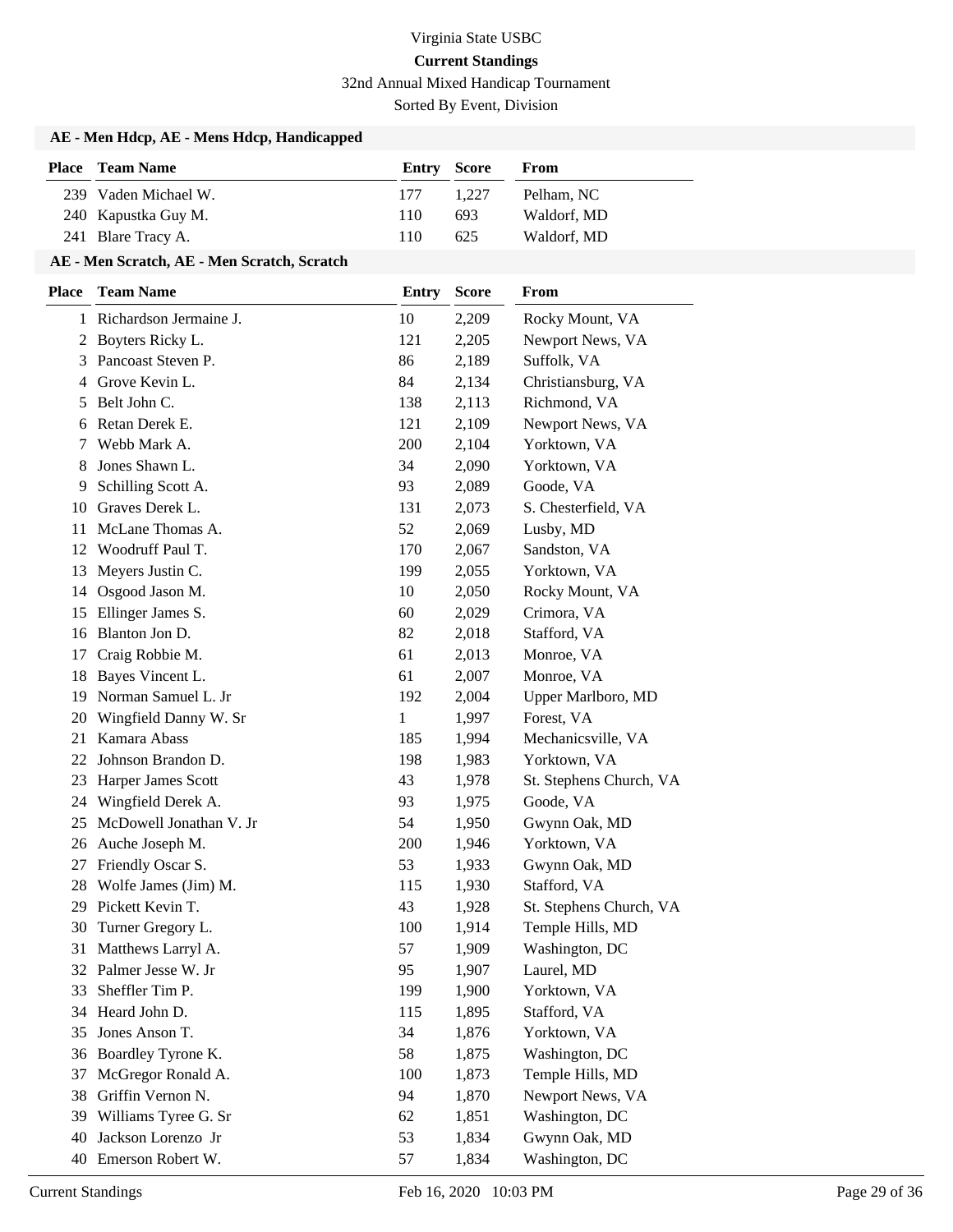# Virginia State USBC

**Current Standings**

32nd Annual Mixed Handicap Tournament

Sorted By Event, Division

### AE - Men Hdcp, AE - Mens Hdcp, Handicapped

| Place | Team Name | Entry | Score | From |
|---|---|---|---|---|
| 239 | Vaden Michael W. | 177 | 1,227 | Pelham, NC |
| 240 | Kapustka Guy M. | 110 | 693 | Waldorf, MD |
| 241 | Blare Tracy A. | 110 | 625 | Waldorf, MD |

### AE - Men Scratch, AE - Men Scratch, Scratch

| Place | Team Name | Entry | Score | From |
|---|---|---|---|---|
| 1 | Richardson Jermaine J. | 10 | 2,209 | Rocky Mount, VA |
| 2 | Boyters Ricky L. | 121 | 2,205 | Newport News, VA |
| 3 | Pancoast Steven P. | 86 | 2,189 | Suffolk, VA |
| 4 | Grove Kevin L. | 84 | 2,134 | Christiansburg, VA |
| 5 | Belt John C. | 138 | 2,113 | Richmond, VA |
| 6 | Retan Derek E. | 121 | 2,109 | Newport News, VA |
| 7 | Webb Mark A. | 200 | 2,104 | Yorktown, VA |
| 8 | Jones Shawn L. | 34 | 2,090 | Yorktown, VA |
| 9 | Schilling Scott A. | 93 | 2,089 | Goode, VA |
| 10 | Graves Derek L. | 131 | 2,073 | S. Chesterfield, VA |
| 11 | McLane Thomas A. | 52 | 2,069 | Lusby, MD |
| 12 | Woodruff Paul T. | 170 | 2,067 | Sandston, VA |
| 13 | Meyers Justin C. | 199 | 2,055 | Yorktown, VA |
| 14 | Osgood Jason M. | 10 | 2,050 | Rocky Mount, VA |
| 15 | Ellinger James S. | 60 | 2,029 | Crimora, VA |
| 16 | Blanton Jon D. | 82 | 2,018 | Stafford, VA |
| 17 | Craig Robbie M. | 61 | 2,013 | Monroe, VA |
| 18 | Bayes Vincent L. | 61 | 2,007 | Monroe, VA |
| 19 | Norman Samuel L. Jr | 192 | 2,004 | Upper Marlboro, MD |
| 20 | Wingfield Danny W. Sr | 1 | 1,997 | Forest, VA |
| 21 | Kamara Abass | 185 | 1,994 | Mechanicsville, VA |
| 22 | Johnson Brandon D. | 198 | 1,983 | Yorktown, VA |
| 23 | Harper James Scott | 43 | 1,978 | St. Stephens Church, VA |
| 24 | Wingfield Derek A. | 93 | 1,975 | Goode, VA |
| 25 | McDowell Jonathan V. Jr | 54 | 1,950 | Gwynn Oak, MD |
| 26 | Auche Joseph M. | 200 | 1,946 | Yorktown, VA |
| 27 | Friendly Oscar S. | 53 | 1,933 | Gwynn Oak, MD |
| 28 | Wolfe James (Jim) M. | 115 | 1,930 | Stafford, VA |
| 29 | Pickett Kevin T. | 43 | 1,928 | St. Stephens Church, VA |
| 30 | Turner Gregory L. | 100 | 1,914 | Temple Hills, MD |
| 31 | Matthews Larryl A. | 57 | 1,909 | Washington, DC |
| 32 | Palmer Jesse W. Jr | 95 | 1,907 | Laurel, MD |
| 33 | Sheffler Tim P. | 199 | 1,900 | Yorktown, VA |
| 34 | Heard John D. | 115 | 1,895 | Stafford, VA |
| 35 | Jones Anson T. | 34 | 1,876 | Yorktown, VA |
| 36 | Boardley Tyrone K. | 58 | 1,875 | Washington, DC |
| 37 | McGregor Ronald A. | 100 | 1,873 | Temple Hills, MD |
| 38 | Griffin Vernon N. | 94 | 1,870 | Newport News, VA |
| 39 | Williams Tyree G. Sr | 62 | 1,851 | Washington, DC |
| 40 | Jackson Lorenzo Jr | 53 | 1,834 | Gwynn Oak, MD |
| 40 | Emerson Robert W. | 57 | 1,834 | Washington, DC |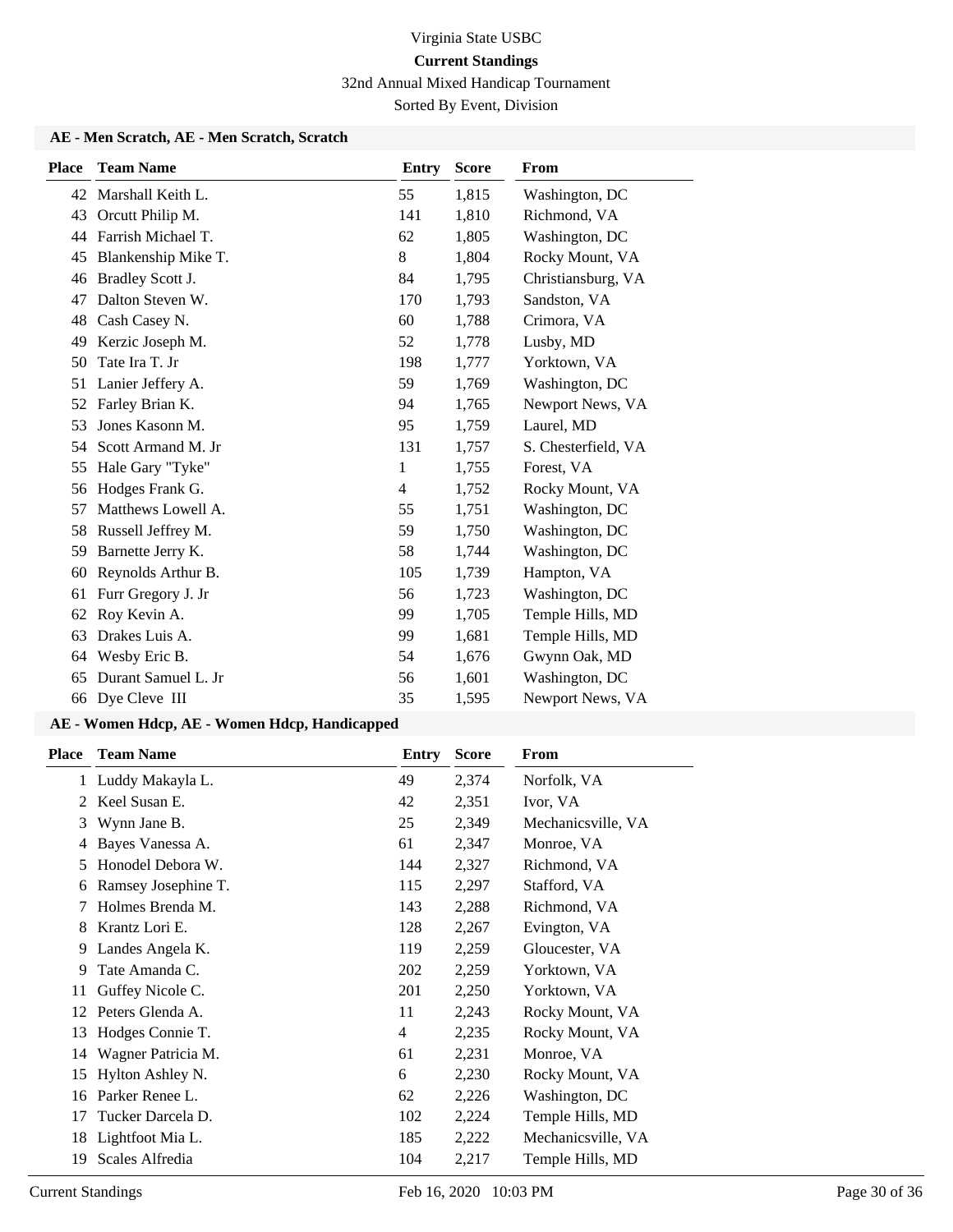Virginia State USBC

**Current Standings**

32nd Annual Mixed Handicap Tournament

Sorted By Event, Division

### AE - Men Scratch, AE - Men Scratch, Scratch

| Place | Team Name | Entry | Score | From |
|---|---|---|---|---|
| 42 | Marshall Keith L. | 55 | 1,815 | Washington, DC |
| 43 | Orcutt Philip M. | 141 | 1,810 | Richmond, VA |
| 44 | Farrish Michael T. | 62 | 1,805 | Washington, DC |
| 45 | Blankenship Mike T. | 8 | 1,804 | Rocky Mount, VA |
| 46 | Bradley Scott J. | 84 | 1,795 | Christiansburg, VA |
| 47 | Dalton Steven W. | 170 | 1,793 | Sandston, VA |
| 48 | Cash Casey N. | 60 | 1,788 | Crimora, VA |
| 49 | Kerzic Joseph M. | 52 | 1,778 | Lusby, MD |
| 50 | Tate Ira T. Jr | 198 | 1,777 | Yorktown, VA |
| 51 | Lanier Jeffery A. | 59 | 1,769 | Washington, DC |
| 52 | Farley Brian K. | 94 | 1,765 | Newport News, VA |
| 53 | Jones Kasonn M. | 95 | 1,759 | Laurel, MD |
| 54 | Scott Armand M. Jr | 131 | 1,757 | S. Chesterfield, VA |
| 55 | Hale Gary "Tyke" | 1 | 1,755 | Forest, VA |
| 56 | Hodges Frank G. | 4 | 1,752 | Rocky Mount, VA |
| 57 | Matthews Lowell A. | 55 | 1,751 | Washington, DC |
| 58 | Russell Jeffrey M. | 59 | 1,750 | Washington, DC |
| 59 | Barnette Jerry K. | 58 | 1,744 | Washington, DC |
| 60 | Reynolds Arthur B. | 105 | 1,739 | Hampton, VA |
| 61 | Furr Gregory J. Jr | 56 | 1,723 | Washington, DC |
| 62 | Roy Kevin A. | 99 | 1,705 | Temple Hills, MD |
| 63 | Drakes Luis A. | 99 | 1,681 | Temple Hills, MD |
| 64 | Wesby Eric B. | 54 | 1,676 | Gwynn Oak, MD |
| 65 | Durant Samuel L. Jr | 56 | 1,601 | Washington, DC |
| 66 | Dye Cleve III | 35 | 1,595 | Newport News, VA |

### AE - Women Hdcp, AE - Women Hdcp, Handicapped

| Place | Team Name | Entry | Score | From |
|---|---|---|---|---|
| 1 | Luddy Makayla L. | 49 | 2,374 | Norfolk, VA |
| 2 | Keel Susan E. | 42 | 2,351 | Ivor, VA |
| 3 | Wynn Jane B. | 25 | 2,349 | Mechanicsville, VA |
| 4 | Bayes Vanessa A. | 61 | 2,347 | Monroe, VA |
| 5 | Honodel Debora W. | 144 | 2,327 | Richmond, VA |
| 6 | Ramsey Josephine T. | 115 | 2,297 | Stafford, VA |
| 7 | Holmes Brenda M. | 143 | 2,288 | Richmond, VA |
| 8 | Krantz Lori E. | 128 | 2,267 | Evington, VA |
| 9 | Landes Angela K. | 119 | 2,259 | Gloucester, VA |
| 9 | Tate Amanda C. | 202 | 2,259 | Yorktown, VA |
| 11 | Guffey Nicole C. | 201 | 2,250 | Yorktown, VA |
| 12 | Peters Glenda A. | 11 | 2,243 | Rocky Mount, VA |
| 13 | Hodges Connie T. | 4 | 2,235 | Rocky Mount, VA |
| 14 | Wagner Patricia M. | 61 | 2,231 | Monroe, VA |
| 15 | Hylton Ashley N. | 6 | 2,230 | Rocky Mount, VA |
| 16 | Parker Renee L. | 62 | 2,226 | Washington, DC |
| 17 | Tucker Darcela D. | 102 | 2,224 | Temple Hills, MD |
| 18 | Lightfoot Mia L. | 185 | 2,222 | Mechanicsville, VA |
| 19 | Scales Alfredia | 104 | 2,217 | Temple Hills, MD |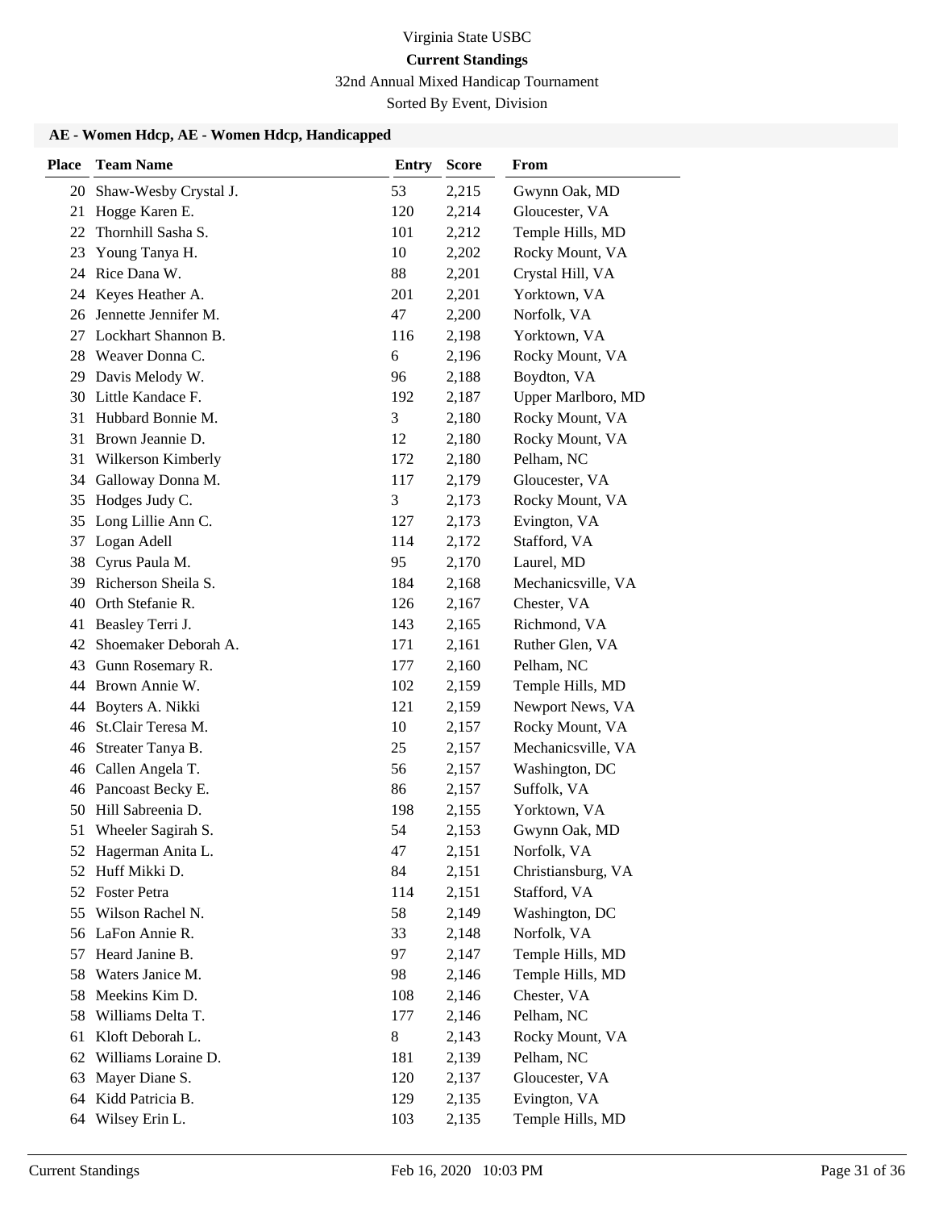Virginia State USBC

**Current Standings**

32nd Annual Mixed Handicap Tournament

Sorted By Event, Division

### AE - Women Hdcp, AE - Women Hdcp, Handicapped

| Place | Team Name | Entry | Score | From |
|---|---|---|---|---|
| 20 | Shaw-Wesby Crystal J. | 53 | 2,215 | Gwynn Oak, MD |
| 21 | Hogge Karen E. | 120 | 2,214 | Gloucester, VA |
| 22 | Thornhill Sasha S. | 101 | 2,212 | Temple Hills, MD |
| 23 | Young Tanya H. | 10 | 2,202 | Rocky Mount, VA |
| 24 | Rice Dana W. | 88 | 2,201 | Crystal Hill, VA |
| 24 | Keyes Heather A. | 201 | 2,201 | Yorktown, VA |
| 26 | Jennette Jennifer M. | 47 | 2,200 | Norfolk, VA |
| 27 | Lockhart Shannon B. | 116 | 2,198 | Yorktown, VA |
| 28 | Weaver Donna C. | 6 | 2,196 | Rocky Mount, VA |
| 29 | Davis Melody W. | 96 | 2,188 | Boydton, VA |
| 30 | Little Kandace F. | 192 | 2,187 | Upper Marlboro, MD |
| 31 | Hubbard Bonnie M. | 3 | 2,180 | Rocky Mount, VA |
| 31 | Brown Jeannie D. | 12 | 2,180 | Rocky Mount, VA |
| 31 | Wilkerson Kimberly | 172 | 2,180 | Pelham, NC |
| 34 | Galloway Donna M. | 117 | 2,179 | Gloucester, VA |
| 35 | Hodges Judy C. | 3 | 2,173 | Rocky Mount, VA |
| 35 | Long Lillie Ann C. | 127 | 2,173 | Evington, VA |
| 37 | Logan Adell | 114 | 2,172 | Stafford, VA |
| 38 | Cyrus Paula M. | 95 | 2,170 | Laurel, MD |
| 39 | Richerson Sheila S. | 184 | 2,168 | Mechanicsville, VA |
| 40 | Orth Stefanie R. | 126 | 2,167 | Chester, VA |
| 41 | Beasley Terri J. | 143 | 2,165 | Richmond, VA |
| 42 | Shoemaker Deborah A. | 171 | 2,161 | Ruther Glen, VA |
| 43 | Gunn Rosemary R. | 177 | 2,160 | Pelham, NC |
| 44 | Brown Annie W. | 102 | 2,159 | Temple Hills, MD |
| 44 | Boyters A. Nikki | 121 | 2,159 | Newport News, VA |
| 46 | St.Clair Teresa M. | 10 | 2,157 | Rocky Mount, VA |
| 46 | Streater Tanya B. | 25 | 2,157 | Mechanicsville, VA |
| 46 | Callen Angela T. | 56 | 2,157 | Washington, DC |
| 46 | Pancoast Becky E. | 86 | 2,157 | Suffolk, VA |
| 50 | Hill Sabreenia D. | 198 | 2,155 | Yorktown, VA |
| 51 | Wheeler Sagirah S. | 54 | 2,153 | Gwynn Oak, MD |
| 52 | Hagerman Anita L. | 47 | 2,151 | Norfolk, VA |
| 52 | Huff Mikki D. | 84 | 2,151 | Christiansburg, VA |
| 52 | Foster Petra | 114 | 2,151 | Stafford, VA |
| 55 | Wilson Rachel N. | 58 | 2,149 | Washington, DC |
| 56 | LaFon Annie R. | 33 | 2,148 | Norfolk, VA |
| 57 | Heard Janine B. | 97 | 2,147 | Temple Hills, MD |
| 58 | Waters Janice M. | 98 | 2,146 | Temple Hills, MD |
| 58 | Meekins Kim D. | 108 | 2,146 | Chester, VA |
| 58 | Williams Delta T. | 177 | 2,146 | Pelham, NC |
| 61 | Kloft Deborah L. | 8 | 2,143 | Rocky Mount, VA |
| 62 | Williams Loraine D. | 181 | 2,139 | Pelham, NC |
| 63 | Mayer Diane S. | 120 | 2,137 | Gloucester, VA |
| 64 | Kidd Patricia B. | 129 | 2,135 | Evington, VA |
| 64 | Wilsey Erin L. | 103 | 2,135 | Temple Hills, MD |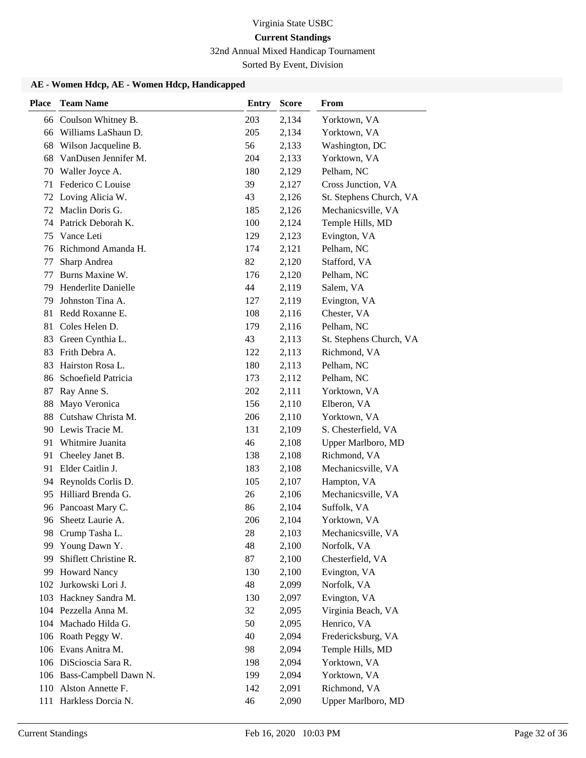Virginia State USBC

**Current Standings**

32nd Annual Mixed Handicap Tournament

Sorted By Event, Division

### AE - Women Hdcp, AE - Women Hdcp, Handicapped

| Place | Team Name | Entry | Score | From |
|---|---|---|---|---|
| 66 | Coulson Whitney B. | 203 | 2,134 | Yorktown, VA |
| 66 | Williams LaShaun D. | 205 | 2,134 | Yorktown, VA |
| 68 | Wilson Jacqueline B. | 56 | 2,133 | Washington, DC |
| 68 | VanDusen Jennifer M. | 204 | 2,133 | Yorktown, VA |
| 70 | Waller Joyce A. | 180 | 2,129 | Pelham, NC |
| 71 | Federico C Louise | 39 | 2,127 | Cross Junction, VA |
| 72 | Loving Alicia W. | 43 | 2,126 | St. Stephens Church, VA |
| 72 | Maclin Doris G. | 185 | 2,126 | Mechanicsville, VA |
| 74 | Patrick Deborah K. | 100 | 2,124 | Temple Hills, MD |
| 75 | Vance Leti | 129 | 2,123 | Evington, VA |
| 76 | Richmond Amanda H. | 174 | 2,121 | Pelham, NC |
| 77 | Sharp Andrea | 82 | 2,120 | Stafford, VA |
| 77 | Burns Maxine W. | 176 | 2,120 | Pelham, NC |
| 79 | Henderlite Danielle | 44 | 2,119 | Salem, VA |
| 79 | Johnston Tina A. | 127 | 2,119 | Evington, VA |
| 81 | Redd Roxanne E. | 108 | 2,116 | Chester, VA |
| 81 | Coles Helen D. | 179 | 2,116 | Pelham, NC |
| 83 | Green Cynthia L. | 43 | 2,113 | St. Stephens Church, VA |
| 83 | Frith Debra A. | 122 | 2,113 | Richmond, VA |
| 83 | Hairston Rosa L. | 180 | 2,113 | Pelham, NC |
| 86 | Schoefield Patricia | 173 | 2,112 | Pelham, NC |
| 87 | Ray Anne S. | 202 | 2,111 | Yorktown, VA |
| 88 | Mayo Veronica | 156 | 2,110 | Elberon, VA |
| 88 | Cutshaw Christa M. | 206 | 2,110 | Yorktown, VA |
| 90 | Lewis Tracie M. | 131 | 2,109 | S. Chesterfield, VA |
| 91 | Whitmire Juanita | 46 | 2,108 | Upper Marlboro, MD |
| 91 | Cheeley Janet B. | 138 | 2,108 | Richmond, VA |
| 91 | Elder Caitlin J. | 183 | 2,108 | Mechanicsville, VA |
| 94 | Reynolds Corlis D. | 105 | 2,107 | Hampton, VA |
| 95 | Hilliard Brenda G. | 26 | 2,106 | Mechanicsville, VA |
| 96 | Pancoast Mary C. | 86 | 2,104 | Suffolk, VA |
| 96 | Sheetz Laurie A. | 206 | 2,104 | Yorktown, VA |
| 98 | Crump Tasha L. | 28 | 2,103 | Mechanicsville, VA |
| 99 | Young Dawn Y. | 48 | 2,100 | Norfolk, VA |
| 99 | Shiflett Christine R. | 87 | 2,100 | Chesterfield, VA |
| 99 | Howard Nancy | 130 | 2,100 | Evington, VA |
| 102 | Jurkowski Lori J. | 48 | 2,099 | Norfolk, VA |
| 103 | Hackney Sandra M. | 130 | 2,097 | Evington, VA |
| 104 | Pezzella Anna M. | 32 | 2,095 | Virginia Beach, VA |
| 104 | Machado Hilda G. | 50 | 2,095 | Henrico, VA |
| 106 | Roath Peggy W. | 40 | 2,094 | Fredericksburg, VA |
| 106 | Evans Anitra M. | 98 | 2,094 | Temple Hills, MD |
| 106 | DiScioscia Sara R. | 198 | 2,094 | Yorktown, VA |
| 106 | Bass-Campbell Dawn N. | 199 | 2,094 | Yorktown, VA |
| 110 | Alston Annette F. | 142 | 2,091 | Richmond, VA |
| 111 | Harkless Dorcia N. | 46 | 2,090 | Upper Marlboro, MD |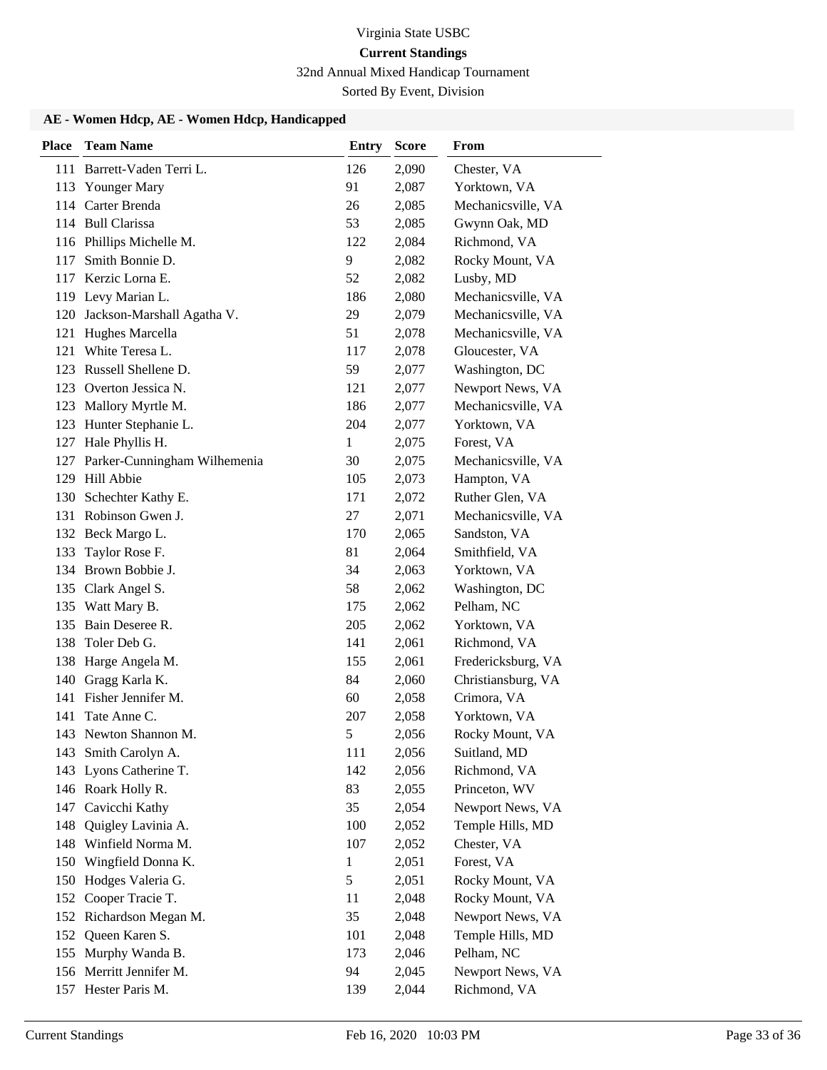Virginia State USBC

**Current Standings**

32nd Annual Mixed Handicap Tournament

Sorted By Event, Division

### AE - Women Hdcp, AE - Women Hdcp, Handicapped

| Place | Team Name | Entry | Score | From |
|---|---|---|---|---|
| 111 | Barrett-Vaden Terri L. | 126 | 2,090 | Chester, VA |
| 113 | Younger Mary | 91 | 2,087 | Yorktown, VA |
| 114 | Carter Brenda | 26 | 2,085 | Mechanicsville, VA |
| 114 | Bull Clarissa | 53 | 2,085 | Gwynn Oak, MD |
| 116 | Phillips Michelle M. | 122 | 2,084 | Richmond, VA |
| 117 | Smith Bonnie D. | 9 | 2,082 | Rocky Mount, VA |
| 117 | Kerzic Lorna E. | 52 | 2,082 | Lusby, MD |
| 119 | Levy Marian L. | 186 | 2,080 | Mechanicsville, VA |
| 120 | Jackson-Marshall Agatha V. | 29 | 2,079 | Mechanicsville, VA |
| 121 | Hughes Marcella | 51 | 2,078 | Mechanicsville, VA |
| 121 | White Teresa L. | 117 | 2,078 | Gloucester, VA |
| 123 | Russell Shellene D. | 59 | 2,077 | Washington, DC |
| 123 | Overton Jessica N. | 121 | 2,077 | Newport News, VA |
| 123 | Mallory Myrtle M. | 186 | 2,077 | Mechanicsville, VA |
| 123 | Hunter Stephanie L. | 204 | 2,077 | Yorktown, VA |
| 127 | Hale Phyllis H. | 1 | 2,075 | Forest, VA |
| 127 | Parker-Cunningham Wilhemenia | 30 | 2,075 | Mechanicsville, VA |
| 129 | Hill Abbie | 105 | 2,073 | Hampton, VA |
| 130 | Schechter Kathy E. | 171 | 2,072 | Ruther Glen, VA |
| 131 | Robinson Gwen J. | 27 | 2,071 | Mechanicsville, VA |
| 132 | Beck Margo L. | 170 | 2,065 | Sandston, VA |
| 133 | Taylor Rose F. | 81 | 2,064 | Smithfield, VA |
| 134 | Brown Bobbie J. | 34 | 2,063 | Yorktown, VA |
| 135 | Clark Angel S. | 58 | 2,062 | Washington, DC |
| 135 | Watt Mary B. | 175 | 2,062 | Pelham, NC |
| 135 | Bain Deseree R. | 205 | 2,062 | Yorktown, VA |
| 138 | Toler Deb G. | 141 | 2,061 | Richmond, VA |
| 138 | Harge Angela M. | 155 | 2,061 | Fredericksburg, VA |
| 140 | Gragg Karla K. | 84 | 2,060 | Christiansburg, VA |
| 141 | Fisher Jennifer M. | 60 | 2,058 | Crimora, VA |
| 141 | Tate Anne C. | 207 | 2,058 | Yorktown, VA |
| 143 | Newton Shannon M. | 5 | 2,056 | Rocky Mount, VA |
| 143 | Smith Carolyn A. | 111 | 2,056 | Suitland, MD |
| 143 | Lyons Catherine T. | 142 | 2,056 | Richmond, VA |
| 146 | Roark Holly R. | 83 | 2,055 | Princeton, WV |
| 147 | Cavicchi Kathy | 35 | 2,054 | Newport News, VA |
| 148 | Quigley Lavinia A. | 100 | 2,052 | Temple Hills, MD |
| 148 | Winfield Norma M. | 107 | 2,052 | Chester, VA |
| 150 | Wingfield Donna K. | 1 | 2,051 | Forest, VA |
| 150 | Hodges Valeria G. | 5 | 2,051 | Rocky Mount, VA |
| 152 | Cooper Tracie T. | 11 | 2,048 | Rocky Mount, VA |
| 152 | Richardson Megan M. | 35 | 2,048 | Newport News, VA |
| 152 | Queen Karen S. | 101 | 2,048 | Temple Hills, MD |
| 155 | Murphy Wanda B. | 173 | 2,046 | Pelham, NC |
| 156 | Merritt Jennifer M. | 94 | 2,045 | Newport News, VA |
| 157 | Hester Paris M. | 139 | 2,044 | Richmond, VA |

Current Standings Feb 16, 2020 10:03 PM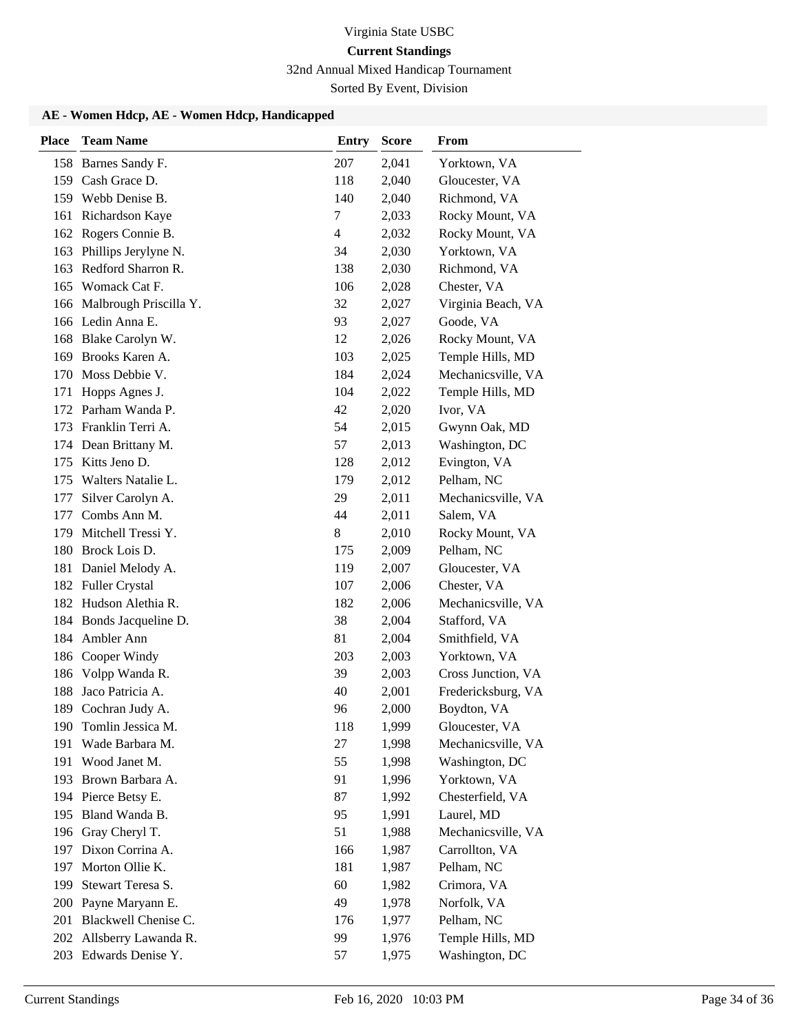Virginia State USBC

**Current Standings**

32nd Annual Mixed Handicap Tournament

Sorted By Event, Division

### AE - Women Hdcp, AE - Women Hdcp, Handicapped

| Place | Team Name | Entry | Score | From |
|---|---|---|---|---|
| 158 | Barnes Sandy F. | 207 | 2,041 | Yorktown, VA |
| 159 | Cash Grace D. | 118 | 2,040 | Gloucester, VA |
| 159 | Webb Denise B. | 140 | 2,040 | Richmond, VA |
| 161 | Richardson Kaye | 7 | 2,033 | Rocky Mount, VA |
| 162 | Rogers Connie B. | 4 | 2,032 | Rocky Mount, VA |
| 163 | Phillips Jerylyne N. | 34 | 2,030 | Yorktown, VA |
| 163 | Redford Sharron R. | 138 | 2,030 | Richmond, VA |
| 165 | Womack Cat F. | 106 | 2,028 | Chester, VA |
| 166 | Malbrough Priscilla Y. | 32 | 2,027 | Virginia Beach, VA |
| 166 | Ledin Anna E. | 93 | 2,027 | Goode, VA |
| 168 | Blake Carolyn W. | 12 | 2,026 | Rocky Mount, VA |
| 169 | Brooks Karen A. | 103 | 2,025 | Temple Hills, MD |
| 170 | Moss Debbie V. | 184 | 2,024 | Mechanicsville, VA |
| 171 | Hopps Agnes J. | 104 | 2,022 | Temple Hills, MD |
| 172 | Parham Wanda P. | 42 | 2,020 | Ivor, VA |
| 173 | Franklin Terri A. | 54 | 2,015 | Gwynn Oak, MD |
| 174 | Dean Brittany M. | 57 | 2,013 | Washington, DC |
| 175 | Kitts Jeno D. | 128 | 2,012 | Evington, VA |
| 175 | Walters Natalie L. | 179 | 2,012 | Pelham, NC |
| 177 | Silver Carolyn A. | 29 | 2,011 | Mechanicsville, VA |
| 177 | Combs Ann M. | 44 | 2,011 | Salem, VA |
| 179 | Mitchell Tressi Y. | 8 | 2,010 | Rocky Mount, VA |
| 180 | Brock Lois D. | 175 | 2,009 | Pelham, NC |
| 181 | Daniel Melody A. | 119 | 2,007 | Gloucester, VA |
| 182 | Fuller Crystal | 107 | 2,006 | Chester, VA |
| 182 | Hudson Alethia R. | 182 | 2,006 | Mechanicsville, VA |
| 184 | Bonds Jacqueline D. | 38 | 2,004 | Stafford, VA |
| 184 | Ambler Ann | 81 | 2,004 | Smithfield, VA |
| 186 | Cooper Windy | 203 | 2,003 | Yorktown, VA |
| 186 | Volpp Wanda R. | 39 | 2,003 | Cross Junction, VA |
| 188 | Jaco Patricia A. | 40 | 2,001 | Fredericksburg, VA |
| 189 | Cochran Judy A. | 96 | 2,000 | Boydton, VA |
| 190 | Tomlin Jessica M. | 118 | 1,999 | Gloucester, VA |
| 191 | Wade Barbara M. | 27 | 1,998 | Mechanicsville, VA |
| 191 | Wood Janet M. | 55 | 1,998 | Washington, DC |
| 193 | Brown Barbara A. | 91 | 1,996 | Yorktown, VA |
| 194 | Pierce Betsy E. | 87 | 1,992 | Chesterfield, VA |
| 195 | Bland Wanda B. | 95 | 1,991 | Laurel, MD |
| 196 | Gray Cheryl T. | 51 | 1,988 | Mechanicsville, VA |
| 197 | Dixon Corrina A. | 166 | 1,987 | Carrollton, VA |
| 197 | Morton Ollie K. | 181 | 1,987 | Pelham, NC |
| 199 | Stewart Teresa S. | 60 | 1,982 | Crimora, VA |
| 200 | Payne Maryann E. | 49 | 1,978 | Norfolk, VA |
| 201 | Blackwell Chenise C. | 176 | 1,977 | Pelham, NC |
| 202 | Allsberry Lawanda R. | 99 | 1,976 | Temple Hills, MD |
| 203 | Edwards Denise Y. | 57 | 1,975 | Washington, DC |

Current Standings Feb 16, 2020 10:03 PM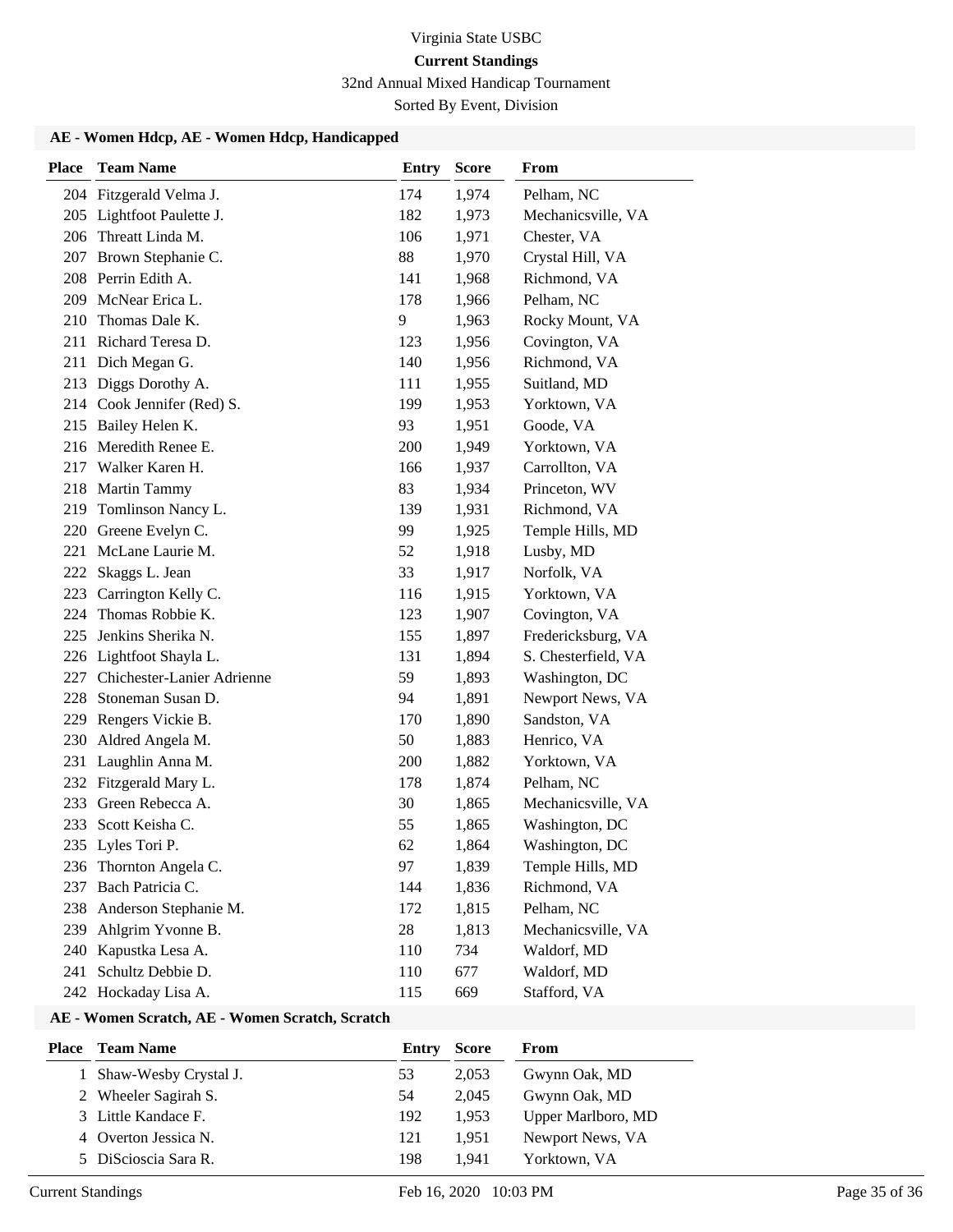Virginia State USBC

**Current Standings**

32nd Annual Mixed Handicap Tournament

Sorted By Event, Division

### AE - Women Hdcp, AE - Women Hdcp, Handicapped

| Place | Team Name | Entry | Score | From |
|---|---|---|---|---|
| 204 | Fitzgerald Velma J. | 174 | 1,974 | Pelham, NC |
| 205 | Lightfoot Paulette J. | 182 | 1,973 | Mechanicsville, VA |
| 206 | Threatt Linda M. | 106 | 1,971 | Chester, VA |
| 207 | Brown Stephanie C. | 88 | 1,970 | Crystal Hill, VA |
| 208 | Perrin Edith A. | 141 | 1,968 | Richmond, VA |
| 209 | McNear Erica L. | 178 | 1,966 | Pelham, NC |
| 210 | Thomas Dale K. | 9 | 1,963 | Rocky Mount, VA |
| 211 | Richard Teresa D. | 123 | 1,956 | Covington, VA |
| 211 | Dich Megan G. | 140 | 1,956 | Richmond, VA |
| 213 | Diggs Dorothy A. | 111 | 1,955 | Suitland, MD |
| 214 | Cook Jennifer (Red) S. | 199 | 1,953 | Yorktown, VA |
| 215 | Bailey Helen K. | 93 | 1,951 | Goode, VA |
| 216 | Meredith Renee E. | 200 | 1,949 | Yorktown, VA |
| 217 | Walker Karen H. | 166 | 1,937 | Carrollton, VA |
| 218 | Martin Tammy | 83 | 1,934 | Princeton, WV |
| 219 | Tomlinson Nancy L. | 139 | 1,931 | Richmond, VA |
| 220 | Greene Evelyn C. | 99 | 1,925 | Temple Hills, MD |
| 221 | McLane Laurie M. | 52 | 1,918 | Lusby, MD |
| 222 | Skaggs L. Jean | 33 | 1,917 | Norfolk, VA |
| 223 | Carrington Kelly C. | 116 | 1,915 | Yorktown, VA |
| 224 | Thomas Robbie K. | 123 | 1,907 | Covington, VA |
| 225 | Jenkins Sherika N. | 155 | 1,897 | Fredericksburg, VA |
| 226 | Lightfoot Shayla L. | 131 | 1,894 | S. Chesterfield, VA |
| 227 | Chichester-Lanier Adrienne | 59 | 1,893 | Washington, DC |
| 228 | Stoneman Susan D. | 94 | 1,891 | Newport News, VA |
| 229 | Rengers Vickie B. | 170 | 1,890 | Sandston, VA |
| 230 | Aldred Angela M. | 50 | 1,883 | Henrico, VA |
| 231 | Laughlin Anna M. | 200 | 1,882 | Yorktown, VA |
| 232 | Fitzgerald Mary L. | 178 | 1,874 | Pelham, NC |
| 233 | Green Rebecca A. | 30 | 1,865 | Mechanicsville, VA |
| 233 | Scott Keisha C. | 55 | 1,865 | Washington, DC |
| 235 | Lyles Tori P. | 62 | 1,864 | Washington, DC |
| 236 | Thornton Angela C. | 97 | 1,839 | Temple Hills, MD |
| 237 | Bach Patricia C. | 144 | 1,836 | Richmond, VA |
| 238 | Anderson Stephanie M. | 172 | 1,815 | Pelham, NC |
| 239 | Ahlgrim Yvonne B. | 28 | 1,813 | Mechanicsville, VA |
| 240 | Kapustka Lesa A. | 110 | 734 | Waldorf, MD |
| 241 | Schultz Debbie D. | 110 | 677 | Waldorf, MD |
| 242 | Hockaday Lisa A. | 115 | 669 | Stafford, VA |

### AE - Women Scratch, AE - Women Scratch, Scratch

| Place | Team Name | Entry | Score | From |
|---|---|---|---|---|
| 1 | Shaw-Wesby Crystal J. | 53 | 2,053 | Gwynn Oak, MD |
| 2 | Wheeler Sagirah S. | 54 | 2,045 | Gwynn Oak, MD |
| 3 | Little Kandace F. | 192 | 1,953 | Upper Marlboro, MD |
| 4 | Overton Jessica N. | 121 | 1,951 | Newport News, VA |
| 5 | DiScioscia Sara R. | 198 | 1,941 | Yorktown, VA |

Current Standings Feb 16, 2020 10:03 PM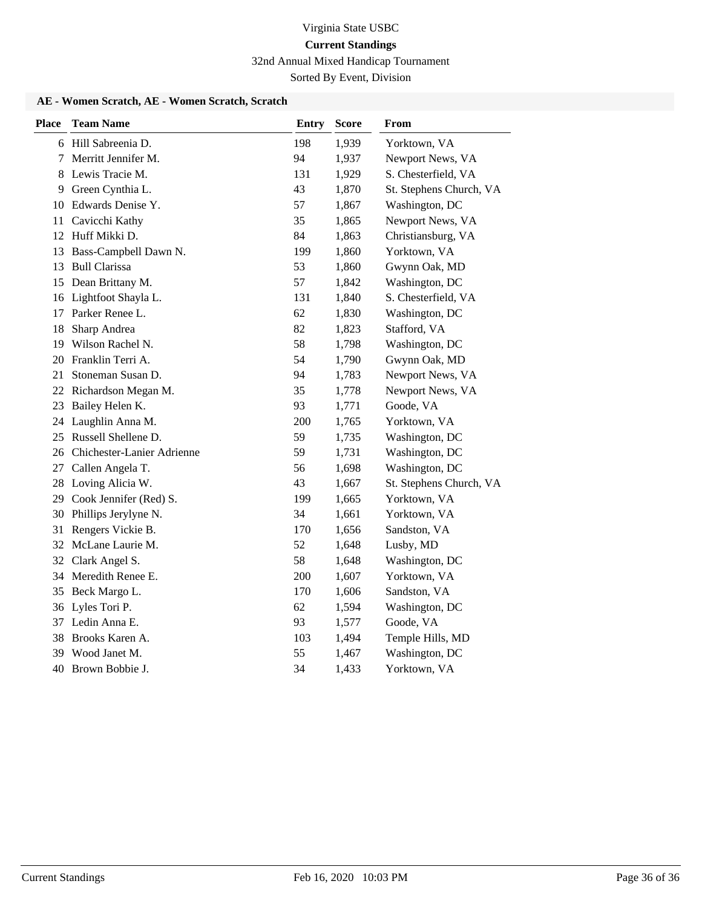Virginia State USBC

**Current Standings**

32nd Annual Mixed Handicap Tournament

Sorted By Event, Division

### AE - Women Scratch, AE - Women Scratch, Scratch

| Place | Team Name | Entry | Score | From |
|---|---|---|---|---|
| 6 | Hill Sabreenia D. | 198 | 1,939 | Yorktown, VA |
| 7 | Merritt Jennifer M. | 94 | 1,937 | Newport News, VA |
| 8 | Lewis Tracie M. | 131 | 1,929 | S. Chesterfield, VA |
| 9 | Green Cynthia L. | 43 | 1,870 | St. Stephens Church, VA |
| 10 | Edwards Denise Y. | 57 | 1,867 | Washington, DC |
| 11 | Cavicchi Kathy | 35 | 1,865 | Newport News, VA |
| 12 | Huff Mikki D. | 84 | 1,863 | Christiansburg, VA |
| 13 | Bass-Campbell Dawn N. | 199 | 1,860 | Yorktown, VA |
| 13 | Bull Clarissa | 53 | 1,860 | Gwynn Oak, MD |
| 15 | Dean Brittany M. | 57 | 1,842 | Washington, DC |
| 16 | Lightfoot Shayla L. | 131 | 1,840 | S. Chesterfield, VA |
| 17 | Parker Renee L. | 62 | 1,830 | Washington, DC |
| 18 | Sharp Andrea | 82 | 1,823 | Stafford, VA |
| 19 | Wilson Rachel N. | 58 | 1,798 | Washington, DC |
| 20 | Franklin Terri A. | 54 | 1,790 | Gwynn Oak, MD |
| 21 | Stoneman Susan D. | 94 | 1,783 | Newport News, VA |
| 22 | Richardson Megan M. | 35 | 1,778 | Newport News, VA |
| 23 | Bailey Helen K. | 93 | 1,771 | Goode, VA |
| 24 | Laughlin Anna M. | 200 | 1,765 | Yorktown, VA |
| 25 | Russell Shellene D. | 59 | 1,735 | Washington, DC |
| 26 | Chichester-Lanier Adrienne | 59 | 1,731 | Washington, DC |
| 27 | Callen Angela T. | 56 | 1,698 | Washington, DC |
| 28 | Loving Alicia W. | 43 | 1,667 | St. Stephens Church, VA |
| 29 | Cook Jennifer (Red) S. | 199 | 1,665 | Yorktown, VA |
| 30 | Phillips Jerylyne N. | 34 | 1,661 | Yorktown, VA |
| 31 | Rengers Vickie B. | 170 | 1,656 | Sandston, VA |
| 32 | McLane Laurie M. | 52 | 1,648 | Lusby, MD |
| 32 | Clark Angel S. | 58 | 1,648 | Washington, DC |
| 34 | Meredith Renee E. | 200 | 1,607 | Yorktown, VA |
| 35 | Beck Margo L. | 170 | 1,606 | Sandston, VA |
| 36 | Lyles Tori P. | 62 | 1,594 | Washington, DC |
| 37 | Ledin Anna E. | 93 | 1,577 | Goode, VA |
| 38 | Brooks Karen A. | 103 | 1,494 | Temple Hills, MD |
| 39 | Wood Janet M. | 55 | 1,467 | Washington, DC |
| 40 | Brown Bobbie J. | 34 | 1,433 | Yorktown, VA |